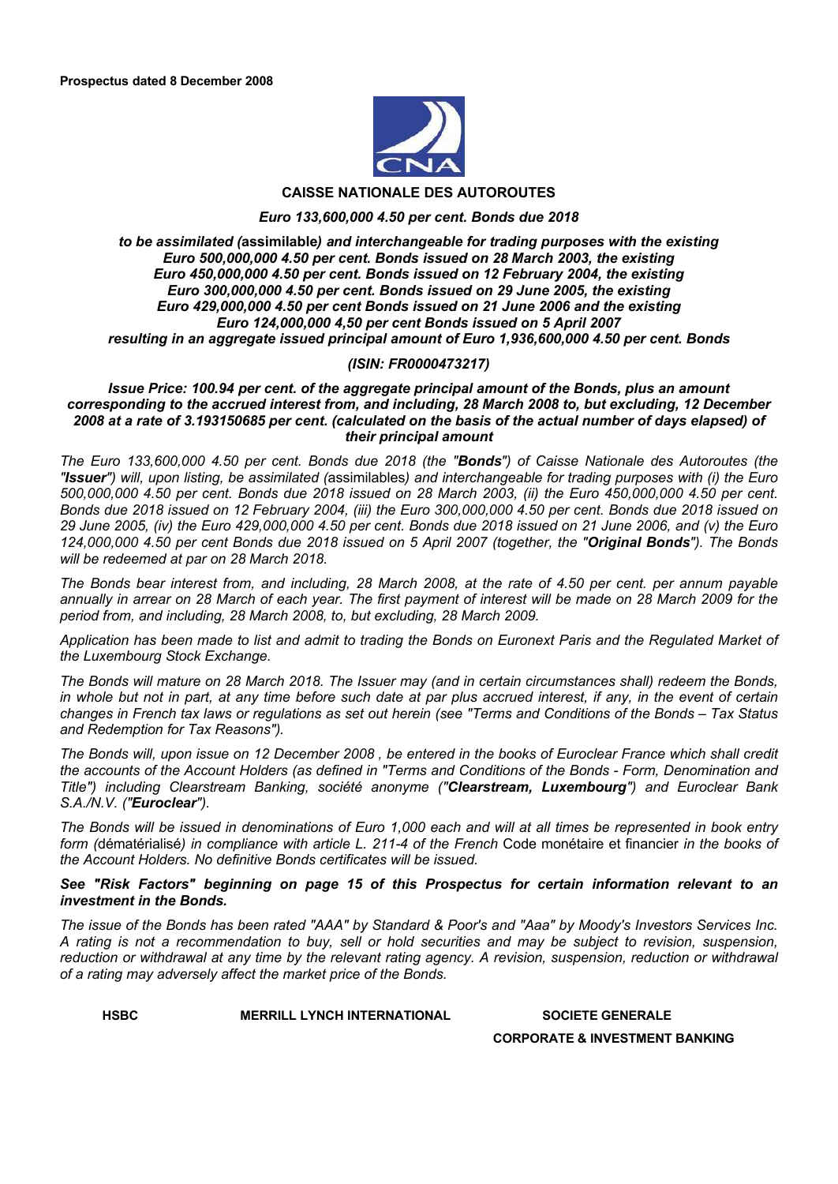**Prospectus dated 8 December 2008**

# CAISSE NATIONALE DES AUTOROUTES

***Euro 133,600,000 4.50 per cent. Bonds due 2018***

***to be assimilated (*****assimilable*****) and interchangeable for trading purposes with the existing Euro 500,000,000 4.50 per cent. Bonds issued on 28 March 2003, the existing Euro 450,000,000 4.50 per cent. Bonds issued on 12 February 2004, the existing Euro 300,000,000 4.50 per cent. Bonds issued on 29 June 2005, the existing Euro 429,000,000 4.50 per cent Bonds issued on 21 June 2006 and the existing Euro 124,000,000 4,50 per cent Bonds issued on 5 April 2007 resulting in an aggregate issued principal amount of Euro 1,936,600,000 4.50 per cent. Bonds***

***(ISIN: FR0000473217)***

***Issue Price: 100.94 per cent. of the aggregate principal amount of the Bonds, plus an amount corresponding to the accrued interest from, and including, 28 March 2008 to, but excluding, 12 December 2008 at a rate of 3.193150685 per cent. (calculated on the basis of the actual number of days elapsed) of their principal amount***

*The Euro 133,600,000 4.50 per cent. Bonds due 2018 (the "****Bonds****") of Caisse Nationale des Autoroutes (the "****Issuer****") will, upon listing, be assimilated (*assimilables*) and interchangeable for trading purposes with (i) the Euro 500,000,000 4.50 per cent. Bonds due 2018 issued on 28 March 2003, (ii) the Euro 450,000,000 4.50 per cent. Bonds due 2018 issued on 12 February 2004, (iii) the Euro 300,000,000 4.50 per cent. Bonds due 2018 issued on 29 June 2005, (iv) the Euro 429,000,000 4.50 per cent. Bonds due 2018 issued on 21 June 2006, and (v) the Euro 124,000,000 4.50 per cent Bonds due 2018 issued on 5 April 2007 (together, the "****Original Bonds****"). The Bonds will be redeemed at par on 28 March 2018.*

*The Bonds bear interest from, and including, 28 March 2008, at the rate of 4.50 per cent. per annum payable annually in arrear on 28 March of each year. The first payment of interest will be made on 28 March 2009 for the period from, and including, 28 March 2008, to, but excluding, 28 March 2009.*

*Application has been made to list and admit to trading the Bonds on Euronext Paris and the Regulated Market of the Luxembourg Stock Exchange.*

*The Bonds will mature on 28 March 2018. The Issuer may (and in certain circumstances shall) redeem the Bonds, in whole but not in part, at any time before such date at par plus accrued interest, if any, in the event of certain changes in French tax laws or regulations as set out herein (see "Terms and Conditions of the Bonds – Tax Status and Redemption for Tax Reasons").*

*The Bonds will, upon issue on 12 December 2008 , be entered in the books of Euroclear France which shall credit the accounts of the Account Holders (as defined in "Terms and Conditions of the Bonds - Form, Denomination and Title") including Clearstream Banking, société anonyme ("****Clearstream, Luxembourg****") and Euroclear Bank S.A./N.V. ("****Euroclear****").*

*The Bonds will be issued in denominations of Euro 1,000 each and will at all times be represented in book entry form (*dématérialisé*) in compliance with article L. 211-4 of the French* Code monétaire et financier *in the books of the Account Holders. No definitive Bonds certificates will be issued.*

***See "Risk Factors" beginning on page 15 of this Prospectus for certain information relevant to an investment in the Bonds.***

*The issue of the Bonds has been rated "AAA" by Standard & Poor's and "Aaa" by Moody's Investors Services Inc. A rating is not a recommendation to buy, sell or hold securities and may be subject to revision, suspension, reduction or withdrawal at any time by the relevant rating agency. A revision, suspension, reduction or withdrawal of a rating may adversely affect the market price of the Bonds.*

**HSBC** **MERRILL LYNCH INTERNATIONAL** **SOCIETE GENERALE CORPORATE & INVESTMENT BANKING**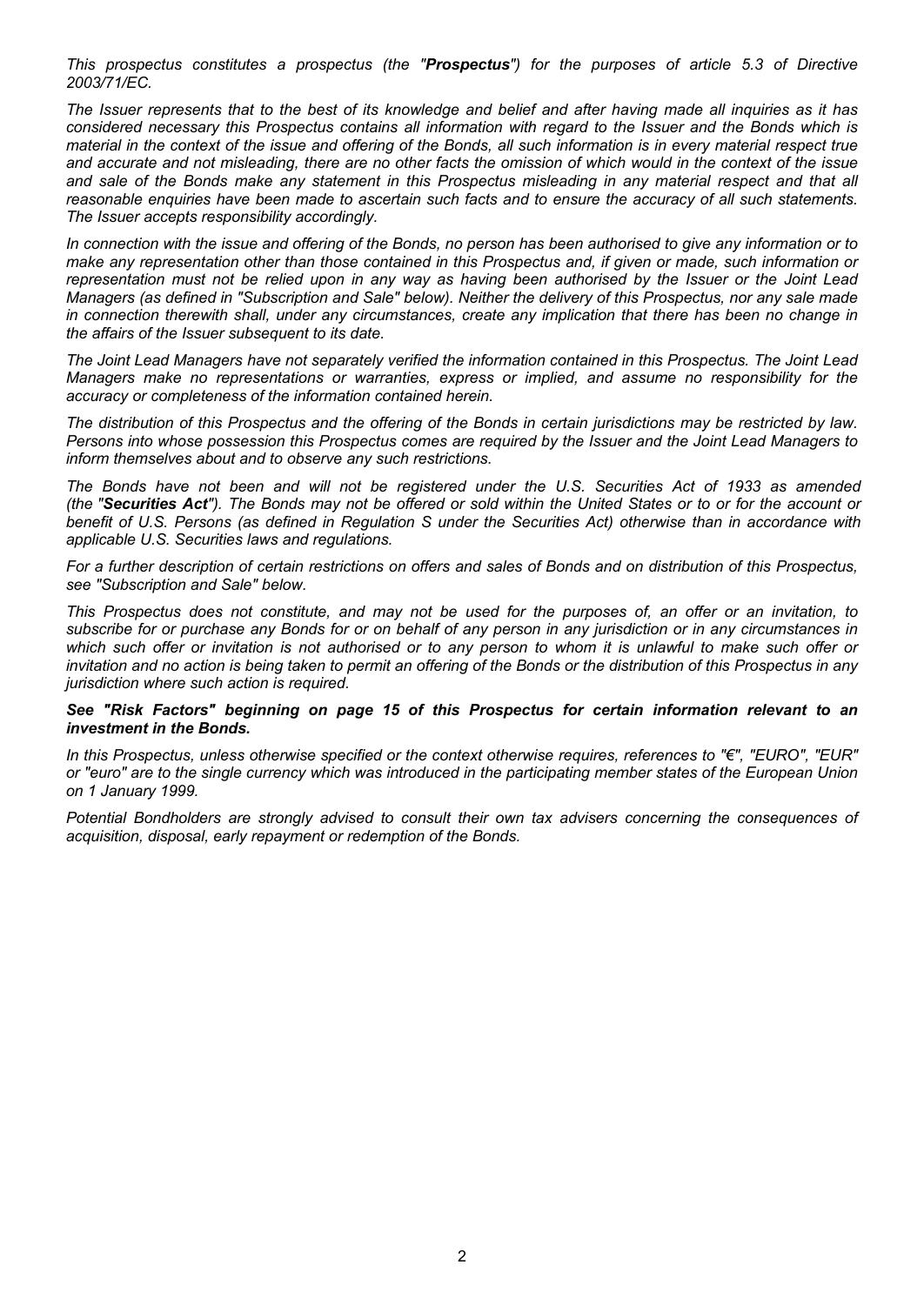*This prospectus constitutes a prospectus (the "**Prospectus**") for the purposes of article 5.3 of Directive 2003/71/EC.*

*The Issuer represents that to the best of its knowledge and belief and after having made all inquiries as it has considered necessary this Prospectus contains all information with regard to the Issuer and the Bonds which is material in the context of the issue and offering of the Bonds, all such information is in every material respect true and accurate and not misleading, there are no other facts the omission of which would in the context of the issue and sale of the Bonds make any statement in this Prospectus misleading in any material respect and that all reasonable enquiries have been made to ascertain such facts and to ensure the accuracy of all such statements. The Issuer accepts responsibility accordingly.*

*In connection with the issue and offering of the Bonds, no person has been authorised to give any information or to make any representation other than those contained in this Prospectus and, if given or made, such information or representation must not be relied upon in any way as having been authorised by the Issuer or the Joint Lead Managers (as defined in "Subscription and Sale" below). Neither the delivery of this Prospectus, nor any sale made in connection therewith shall, under any circumstances, create any implication that there has been no change in the affairs of the Issuer subsequent to its date.*

*The Joint Lead Managers have not separately verified the information contained in this Prospectus. The Joint Lead Managers make no representations or warranties, express or implied, and assume no responsibility for the accuracy or completeness of the information contained herein.*

*The distribution of this Prospectus and the offering of the Bonds in certain jurisdictions may be restricted by law. Persons into whose possession this Prospectus comes are required by the Issuer and the Joint Lead Managers to inform themselves about and to observe any such restrictions.*

*The Bonds have not been and will not be registered under the U.S. Securities Act of 1933 as amended (the "**Securities Act**"). The Bonds may not be offered or sold within the United States or to or for the account or benefit of U.S. Persons (as defined in Regulation S under the Securities Act) otherwise than in accordance with applicable U.S. Securities laws and regulations.*

*For a further description of certain restrictions on offers and sales of Bonds and on distribution of this Prospectus, see "Subscription and Sale" below.*

*This Prospectus does not constitute, and may not be used for the purposes of, an offer or an invitation, to subscribe for or purchase any Bonds for or on behalf of any person in any jurisdiction or in any circumstances in which such offer or invitation is not authorised or to any person to whom it is unlawful to make such offer or invitation and no action is being taken to permit an offering of the Bonds or the distribution of this Prospectus in any jurisdiction where such action is required.*

***See "Risk Factors" beginning on page 15 of this Prospectus for certain information relevant to an investment in the Bonds.***

*In this Prospectus, unless otherwise specified or the context otherwise requires, references to "€", "EURO", "EUR" or "euro" are to the single currency which was introduced in the participating member states of the European Union on 1 January 1999.*

*Potential Bondholders are strongly advised to consult their own tax advisers concerning the consequences of acquisition, disposal, early repayment or redemption of the Bonds.*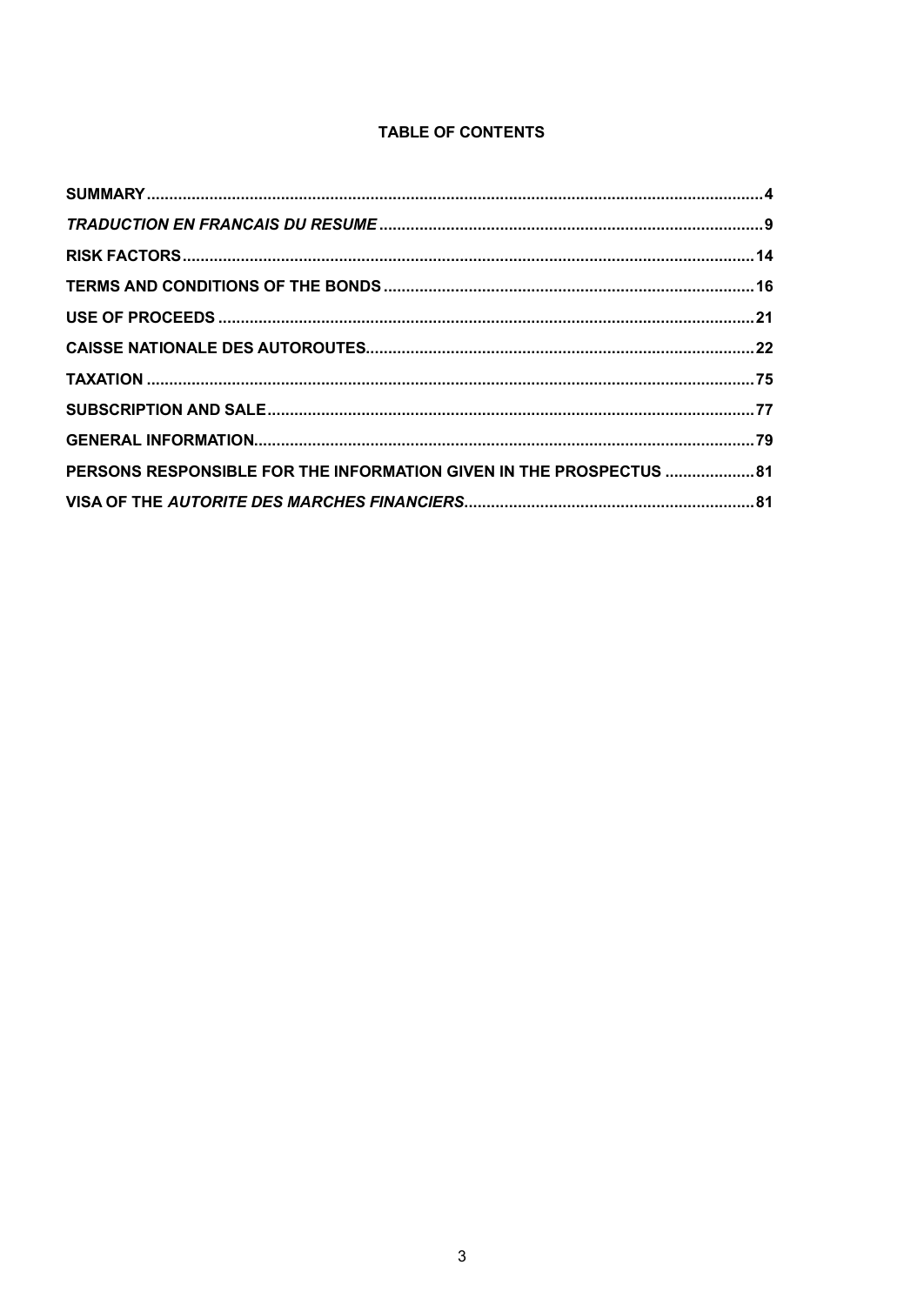# TABLE OF CONTENTS

| | |
|---|---|
| **SUMMARY** | **4** |
| ***TRADUCTION EN FRANCAIS DU RESUME*** | **9** |
| **RISK FACTORS** | **14** |
| **TERMS AND CONDITIONS OF THE BONDS** | **16** |
| **USE OF PROCEEDS** | **21** |
| **CAISSE NATIONALE DES AUTOROUTES** | **22** |
| **TAXATION** | **75** |
| **SUBSCRIPTION AND SALE** | **77** |
| **GENERAL INFORMATION** | **79** |
| **PERSONS RESPONSIBLE FOR THE INFORMATION GIVEN IN THE PROSPECTUS** | **81** |
| **VISA OF THE *AUTORITE DES MARCHES FINANCIERS*** | **81** |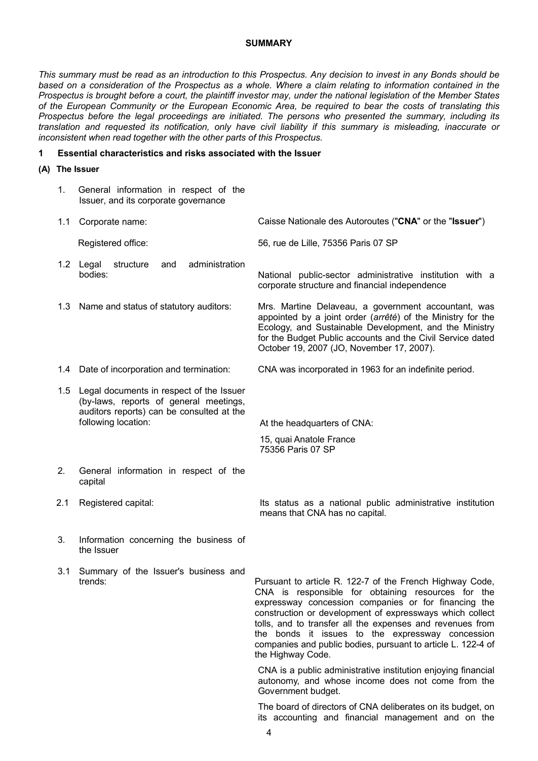**SUMMARY**

*This summary must be read as an introduction to this Prospectus. Any decision to invest in any Bonds should be based on a consideration of the Prospectus as a whole. Where a claim relating to information contained in the Prospectus is brought before a court, the plaintiff investor may, under the national legislation of the Member States of the European Community or the European Economic Area, be required to bear the costs of translating this Prospectus before the legal proceedings are initiated. The persons who presented the summary, including its translation and requested its notification, only have civil liability if this summary is misleading, inaccurate or inconsistent when read together with the other parts of this Prospectus.*

## 1 Essential characteristics and risks associated with the Issuer

### (A) The Issuer

| | | |
|---|---|---|
| 1. | General information in respect of the Issuer, and its corporate governance | |
| 1.1 | Corporate name: | Caisse Nationale des Autoroutes ("**CNA**" or the "**Issuer**") |
| | Registered office: | 56, rue de Lille, 75356 Paris 07 SP |
| 1.2 | Legal structure and administration bodies: | National public-sector administrative institution with a corporate structure and financial independence |
| 1.3 | Name and status of statutory auditors: | Mrs. Martine Delaveau, a government accountant, was appointed by a joint order (*arrêté*) of the Ministry for the Ecology, and Sustainable Development, and the Ministry for the Budget Public accounts and the Civil Service dated October 19, 2007 (JO, November 17, 2007). |
| 1.4 | Date of incorporation and termination: | CNA was incorporated in 1963 for an indefinite period. |
| 1.5 | Legal documents in respect of the Issuer (by-laws, reports of general meetings, auditors reports) can be consulted at the following location: | At the headquarters of CNA:<br><br>15, quai Anatole France<br>75356 Paris 07 SP |
| 2. | General information in respect of the capital | |
| 2.1 | Registered capital: | Its status as a national public administrative institution means that CNA has no capital. |
| 3. | Information concerning the business of the Issuer | |
| 3.1 | Summary of the Issuer's business and trends: | Pursuant to article R. 122-7 of the French Highway Code, CNA is responsible for obtaining resources for the expressway concession companies or for financing the construction or development of expressways which collect tolls, and to transfer all the expenses and revenues from the bonds it issues to the expressway concession companies and public bodies, pursuant to article L. 122-4 of the Highway Code.<br><br>CNA is a public administrative institution enjoying financial autonomy, and whose income does not come from the Government budget.<br><br>The board of directors of CNA deliberates on its budget, on its accounting and financial management and on the |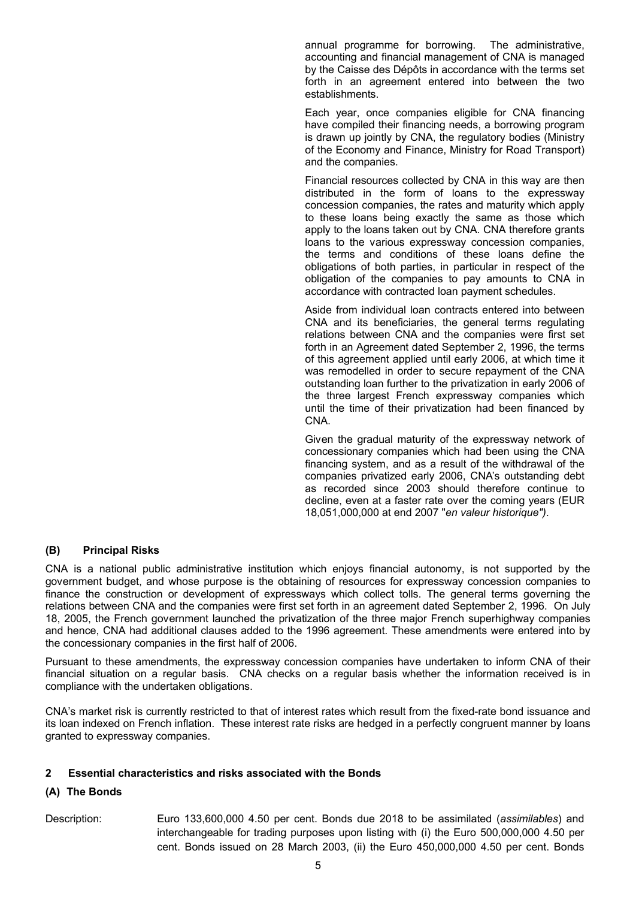annual programme for borrowing. The administrative, accounting and financial management of CNA is managed by the Caisse des Dépôts in accordance with the terms set forth in an agreement entered into between the two establishments.

Each year, once companies eligible for CNA financing have compiled their financing needs, a borrowing program is drawn up jointly by CNA, the regulatory bodies (Ministry of the Economy and Finance, Ministry for Road Transport) and the companies.

Financial resources collected by CNA in this way are then distributed in the form of loans to the expressway concession companies, the rates and maturity which apply to these loans being exactly the same as those which apply to the loans taken out by CNA. CNA therefore grants loans to the various expressway concession companies, the terms and conditions of these loans define the obligations of both parties, in particular in respect of the obligation of the companies to pay amounts to CNA in accordance with contracted loan payment schedules.

Aside from individual loan contracts entered into between CNA and its beneficiaries, the general terms regulating relations between CNA and the companies were first set forth in an Agreement dated September 2, 1996, the terms of this agreement applied until early 2006, at which time it was remodelled in order to secure repayment of the CNA outstanding loan further to the privatization in early 2006 of the three largest French expressway companies which until the time of their privatization had been financed by CNA.

Given the gradual maturity of the expressway network of concessionary companies which had been using the CNA financing system, and as a result of the withdrawal of the companies privatized early 2006, CNA's outstanding debt as recorded since 2003 should therefore continue to decline, even at a faster rate over the coming years (EUR 18,051,000,000 at end 2007 "*en valeur historique")*.

#### (B) Principal Risks

CNA is a national public administrative institution which enjoys financial autonomy, is not supported by the government budget, and whose purpose is the obtaining of resources for expressway concession companies to finance the construction or development of expressways which collect tolls. The general terms governing the relations between CNA and the companies were first set forth in an agreement dated September 2, 1996. On July 18, 2005, the French government launched the privatization of the three major French superhighway companies and hence, CNA had additional clauses added to the 1996 agreement. These amendments were entered into by the concessionary companies in the first half of 2006.

Pursuant to these amendments, the expressway concession companies have undertaken to inform CNA of their financial situation on a regular basis. CNA checks on a regular basis whether the information received is in compliance with the undertaken obligations.

CNA's market risk is currently restricted to that of interest rates which result from the fixed-rate bond issuance and its loan indexed on French inflation. These interest rate risks are hedged in a perfectly congruent manner by loans granted to expressway companies.

### 2 Essential characteristics and risks associated with the Bonds

#### (A) The Bonds

Description: Euro 133,600,000 4.50 per cent. Bonds due 2018 to be assimilated (*assimilables*) and interchangeable for trading purposes upon listing with (i) the Euro 500,000,000 4.50 per cent. Bonds issued on 28 March 2003, (ii) the Euro 450,000,000 4.50 per cent. Bonds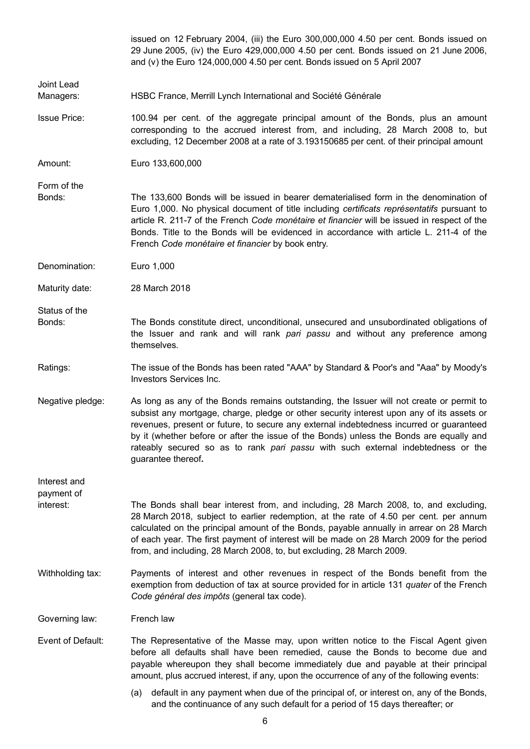issued on 12 February 2004, (iii) the Euro 300,000,000 4.50 per cent. Bonds issued on 29 June 2005, (iv) the Euro 429,000,000 4.50 per cent. Bonds issued on 21 June 2006, and (v) the Euro 124,000,000 4.50 per cent. Bonds issued on 5 April 2007

| | |
|---|---|
| Joint Lead Managers: | HSBC France, Merrill Lynch International and Société Générale |
| Issue Price: | 100.94 per cent. of the aggregate principal amount of the Bonds, plus an amount corresponding to the accrued interest from, and including, 28 March 2008 to, but excluding, 12 December 2008 at a rate of 3.193150685 per cent. of their principal amount |
| Amount: | Euro 133,600,000 |
| Form of the Bonds: | The 133,600 Bonds will be issued in bearer dematerialised form in the denomination of Euro 1,000. No physical document of title including *certificats représentatifs* pursuant to article R. 211-7 of the French *Code monétaire et financier* will be issued in respect of the Bonds. Title to the Bonds will be evidenced in accordance with article L. 211-4 of the French *Code monétaire et financier* by book entry. |
| Denomination: | Euro 1,000 |
| Maturity date: | 28 March 2018 |
| Status of the Bonds: | The Bonds constitute direct, unconditional, unsecured and unsubordinated obligations of the Issuer and rank and will rank *pari passu* and without any preference among themselves. |
| Ratings: | The issue of the Bonds has been rated "AAA" by Standard & Poor's and "Aaa" by Moody's Investors Services Inc. |
| Negative pledge: | As long as any of the Bonds remains outstanding, the Issuer will not create or permit to subsist any mortgage, charge, pledge or other security interest upon any of its assets or revenues, present or future, to secure any external indebtedness incurred or guaranteed by it (whether before or after the issue of the Bonds) unless the Bonds are equally and rateably secured so as to rank *pari passu* with such external indebtedness or the guarantee thereof**.** |
| Interest and payment of interest: | The Bonds shall bear interest from, and including, 28 March 2008, to, and excluding, 28 March 2018, subject to earlier redemption, at the rate of 4.50 per cent. per annum calculated on the principal amount of the Bonds, payable annually in arrear on 28 March of each year. The first payment of interest will be made on 28 March 2009 for the period from, and including, 28 March 2008, to, but excluding, 28 March 2009. |
| Withholding tax: | Payments of interest and other revenues in respect of the Bonds benefit from the exemption from deduction of tax at source provided for in article 131 *quater* of the French *Code général des impôts* (general tax code). |
| Governing law: | French law |
| Event of Default: | The Representative of the Masse may, upon written notice to the Fiscal Agent given before all defaults shall have been remedied, cause the Bonds to become due and payable whereupon they shall become immediately due and payable at their principal amount, plus accrued interest, if any, upon the occurrence of any of the following events: |

(a) default in any payment when due of the principal of, or interest on, any of the Bonds, and the continuance of any such default for a period of 15 days thereafter; or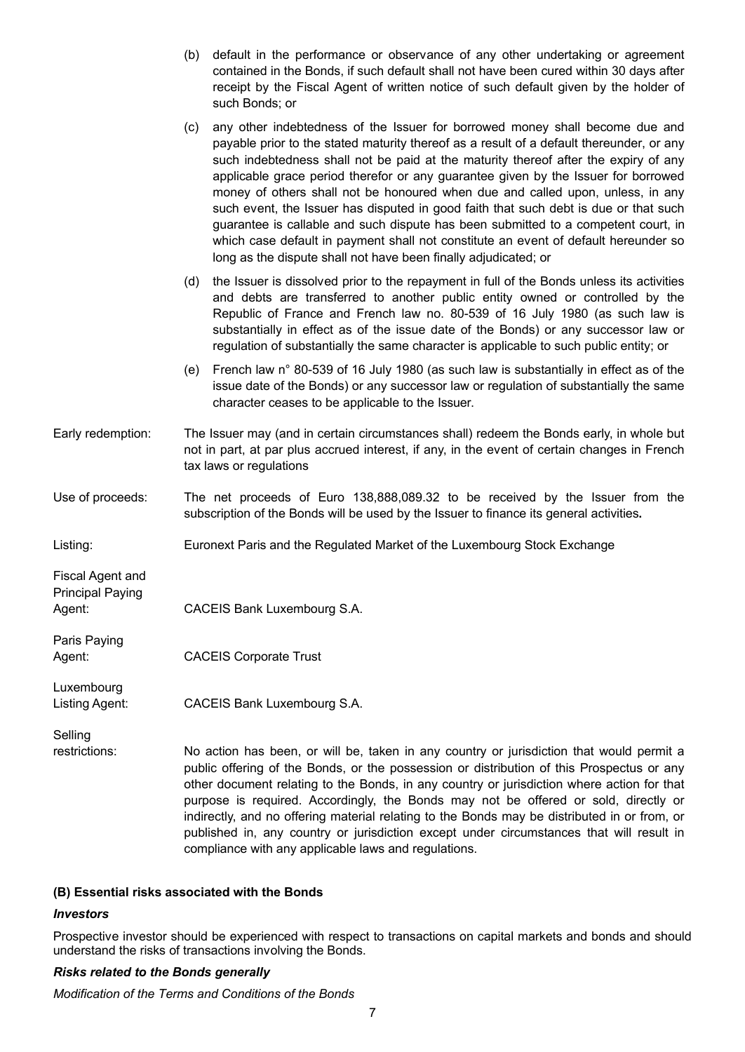(b) default in the performance or observance of any other undertaking or agreement contained in the Bonds, if such default shall not have been cured within 30 days after receipt by the Fiscal Agent of written notice of such default given by the holder of such Bonds; or

(c) any other indebtedness of the Issuer for borrowed money shall become due and payable prior to the stated maturity thereof as a result of a default thereunder, or any such indebtedness shall not be paid at the maturity thereof after the expiry of any applicable grace period therefor or any guarantee given by the Issuer for borrowed money of others shall not be honoured when due and called upon, unless, in any such event, the Issuer has disputed in good faith that such debt is due or that such guarantee is callable and such dispute has been submitted to a competent court, in which case default in payment shall not constitute an event of default hereunder so long as the dispute shall not have been finally adjudicated; or

(d) the Issuer is dissolved prior to the repayment in full of the Bonds unless its activities and debts are transferred to another public entity owned or controlled by the Republic of France and French law no. 80-539 of 16 July 1980 (as such law is substantially in effect as of the issue date of the Bonds) or any successor law or regulation of substantially the same character is applicable to such public entity; or

(e) French law n° 80-539 of 16 July 1980 (as such law is substantially in effect as of the issue date of the Bonds) or any successor law or regulation of substantially the same character ceases to be applicable to the Issuer.

Early redemption: The Issuer may (and in certain circumstances shall) redeem the Bonds early, in whole but not in part, at par plus accrued interest, if any, in the event of certain changes in French tax laws or regulations

Use of proceeds: The net proceeds of Euro 138,888,089.32 to be received by the Issuer from the subscription of the Bonds will be used by the Issuer to finance its general activities**.**

Listing: Euronext Paris and the Regulated Market of the Luxembourg Stock Exchange

Fiscal Agent and Principal Paying Agent: CACEIS Bank Luxembourg S.A.

Paris Paying Agent: CACEIS Corporate Trust

Luxembourg Listing Agent: CACEIS Bank Luxembourg S.A.

Selling restrictions: No action has been, or will be, taken in any country or jurisdiction that would permit a public offering of the Bonds, or the possession or distribution of this Prospectus or any other document relating to the Bonds, in any country or jurisdiction where action for that purpose is required. Accordingly, the Bonds may not be offered or sold, directly or indirectly, and no offering material relating to the Bonds may be distributed in or from, or published in, any country or jurisdiction except under circumstances that will result in compliance with any applicable laws and regulations.

**(B) Essential risks associated with the Bonds**

***Investors***

Prospective investor should be experienced with respect to transactions on capital markets and bonds and should understand the risks of transactions involving the Bonds.

***Risks related to the Bonds generally***

*Modification of the Terms and Conditions of the Bonds*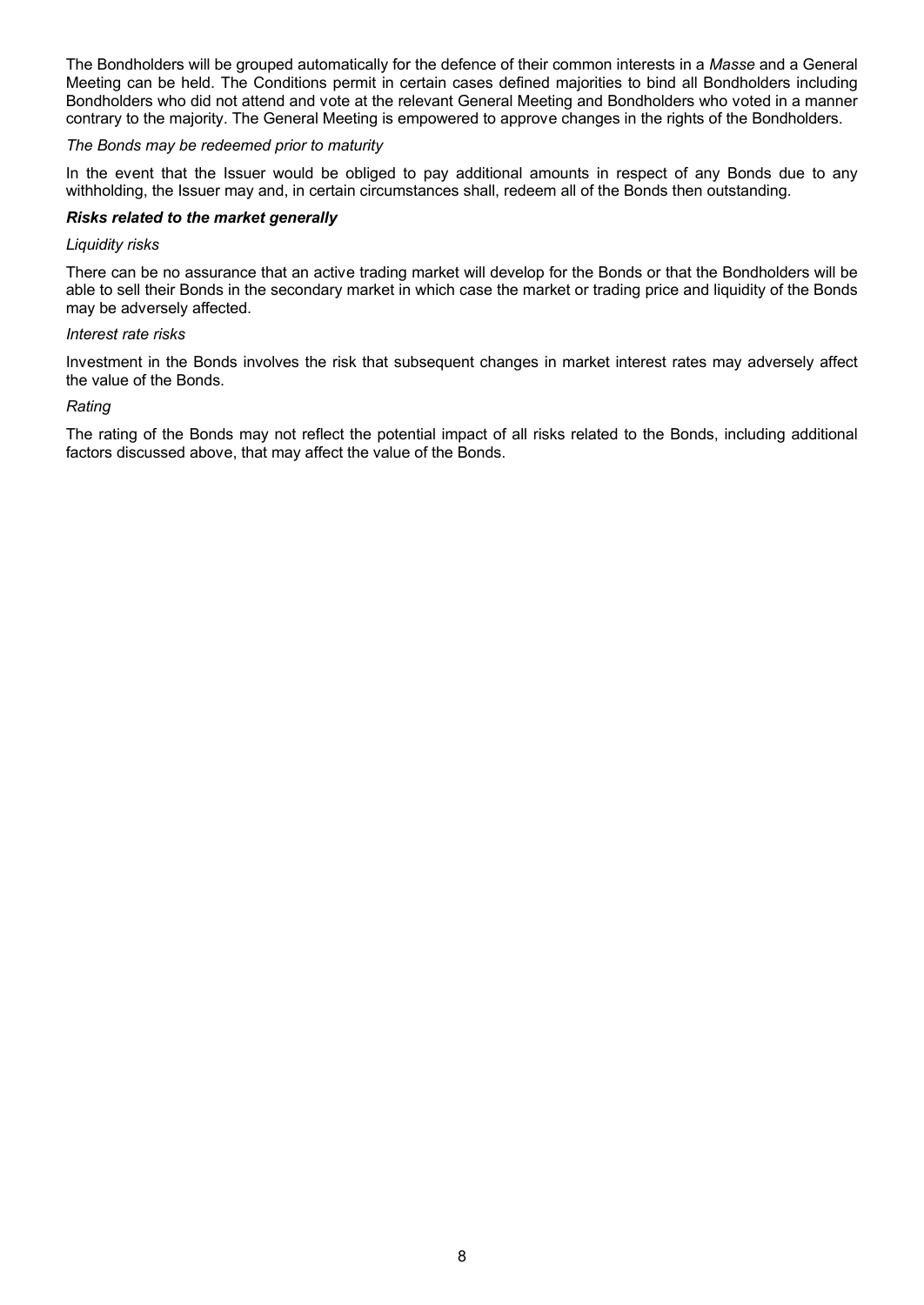The Bondholders will be grouped automatically for the defence of their common interests in a *Masse* and a General Meeting can be held. The Conditions permit in certain cases defined majorities to bind all Bondholders including Bondholders who did not attend and vote at the relevant General Meeting and Bondholders who voted in a manner contrary to the majority. The General Meeting is empowered to approve changes in the rights of the Bondholders.

*The Bonds may be redeemed prior to maturity*

In the event that the Issuer would be obliged to pay additional amounts in respect of any Bonds due to any withholding, the Issuer may and, in certain circumstances shall, redeem all of the Bonds then outstanding.

***Risks related to the market generally***

*Liquidity risks*

There can be no assurance that an active trading market will develop for the Bonds or that the Bondholders will be able to sell their Bonds in the secondary market in which case the market or trading price and liquidity of the Bonds may be adversely affected.

*Interest rate risks*

Investment in the Bonds involves the risk that subsequent changes in market interest rates may adversely affect the value of the Bonds.

*Rating*

The rating of the Bonds may not reflect the potential impact of all risks related to the Bonds, including additional factors discussed above, that may affect the value of the Bonds.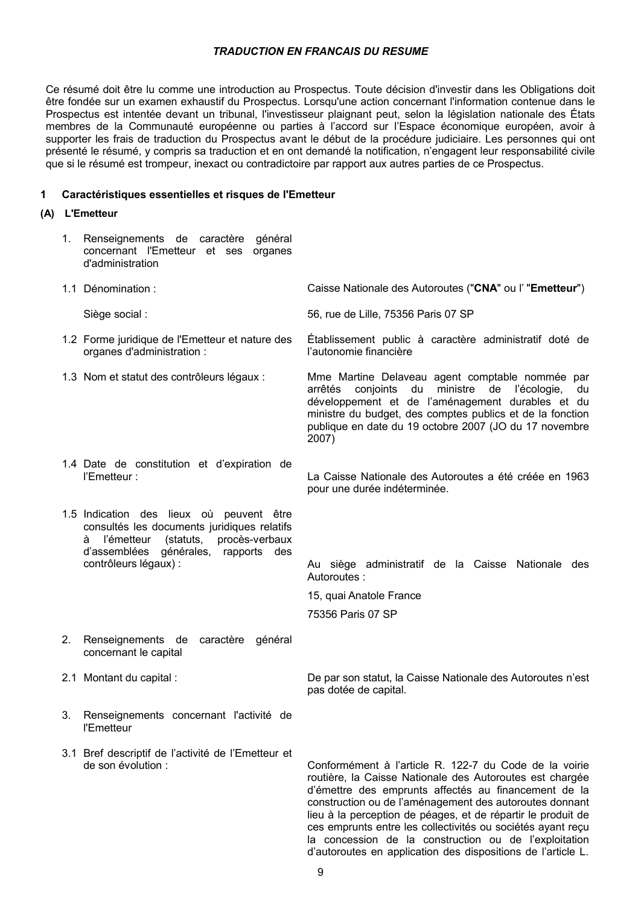***TRADUCTION EN FRANCAIS DU RESUME***

Ce résumé doit être lu comme une introduction au Prospectus. Toute décision d'investir dans les Obligations doit être fondée sur un examen exhaustif du Prospectus. Lorsqu'une action concernant l'information contenue dans le Prospectus est intentée devant un tribunal, l'investisseur plaignant peut, selon la législation nationale des États membres de la Communauté européenne ou parties à l'accord sur l'Espace économique européen, avoir à supporter les frais de traduction du Prospectus avant le début de la procédure judiciaire. Les personnes qui ont présenté le résumé, y compris sa traduction et en ont demandé la notification, n'engagent leur responsabilité civile que si le résumé est trompeur, inexact ou contradictoire par rapport aux autres parties de ce Prospectus.

## 1 Caractéristiques essentielles et risques de l'Emetteur

### (A) L'Emetteur

1. Renseignements de caractère général concernant l'Emetteur et ses organes d'administration

| | |
|---|---|
| 1.1 Dénomination : | Caisse Nationale des Autoroutes ("**CNA**" ou l' "**Emetteur**") |
| Siège social : | 56, rue de Lille, 75356 Paris 07 SP |
| 1.2 Forme juridique de l'Emetteur et nature des organes d'administration : | Établissement public à caractère administratif doté de l'autonomie financière |
| 1.3 Nom et statut des contrôleurs légaux : | Mme Martine Delaveau agent comptable nommée par arrêtés conjoints du ministre de l'écologie, du développement et de l'aménagement durables et du ministre du budget, des comptes publics et de la fonction publique en date du 19 octobre 2007 (JO du 17 novembre 2007) |
| 1.4 Date de constitution et d'expiration de l'Emetteur : | La Caisse Nationale des Autoroutes a été créée en 1963 pour une durée indéterminée. |
| 1.5 Indication des lieux où peuvent être consultés les documents juridiques relatifs à l'émetteur (statuts, procès-verbaux d'assemblées générales, rapports des contrôleurs légaux) : | Au siège administratif de la Caisse Nationale des Autoroutes :<br>15, quai Anatole France<br>75356 Paris 07 SP |

2. Renseignements de caractère général concernant le capital

| | |
|---|---|
| 2.1 Montant du capital : | De par son statut, la Caisse Nationale des Autoroutes n'est pas dotée de capital. |

3. Renseignements concernant l'activité de l'Emetteur

| | |
|---|---|
| 3.1 Bref descriptif de l'activité de l'Emetteur et de son évolution : | Conformément à l'article R. 122-7 du Code de la voirie routière, la Caisse Nationale des Autoroutes est chargée d'émettre des emprunts affectés au financement de la construction ou de l'aménagement des autoroutes donnant lieu à la perception de péages, et de répartir le produit de ces emprunts entre les collectivités ou sociétés ayant reçu la concession de la construction ou de l'exploitation d'autoroutes en application des dispositions de l'article L. |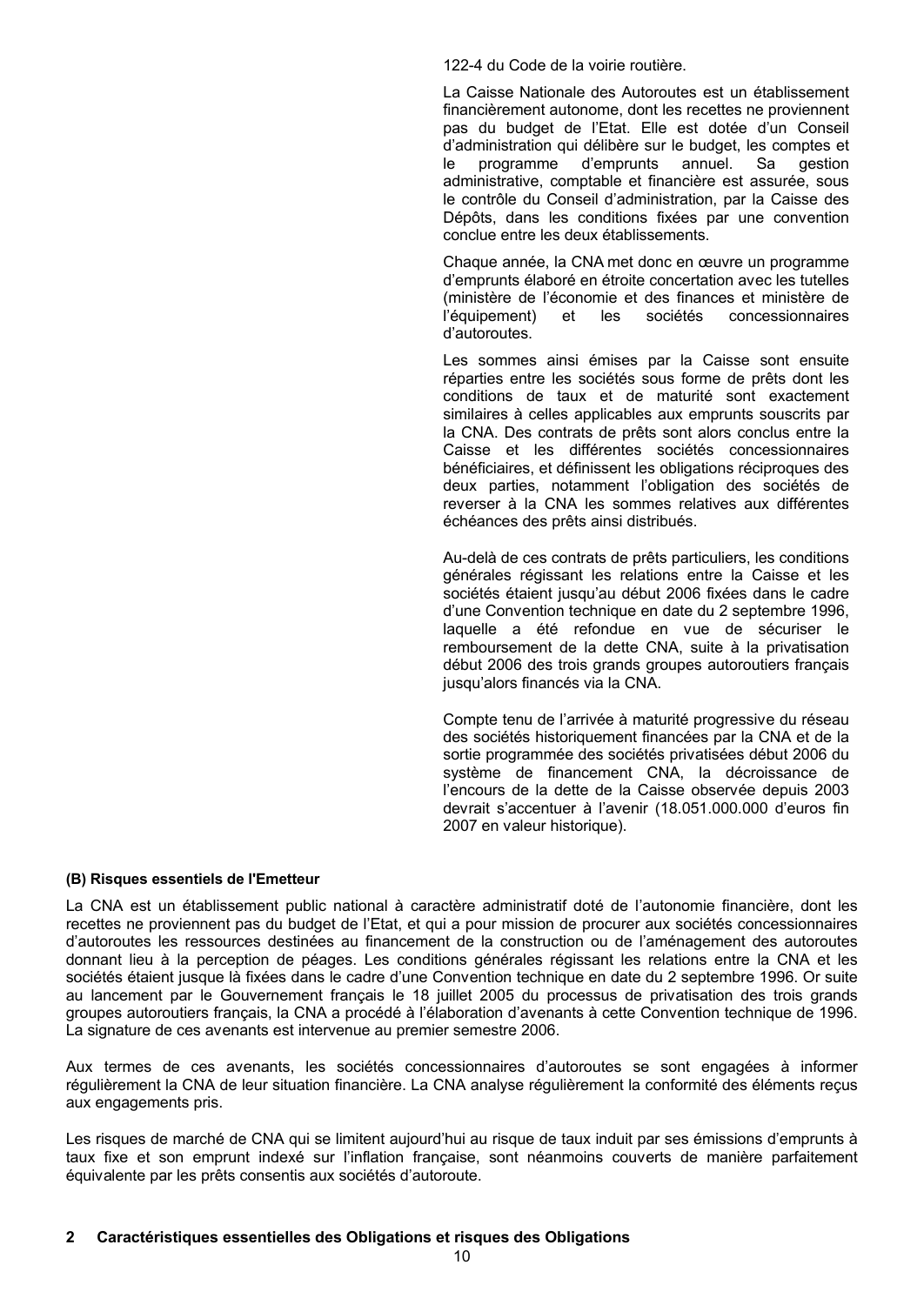122-4 du Code de la voirie routière.

La Caisse Nationale des Autoroutes est un établissement financièrement autonome, dont les recettes ne proviennent pas du budget de l'Etat. Elle est dotée d'un Conseil d'administration qui délibère sur le budget, les comptes et le programme d'emprunts annuel. Sa gestion administrative, comptable et financière est assurée, sous le contrôle du Conseil d'administration, par la Caisse des Dépôts, dans les conditions fixées par une convention conclue entre les deux établissements.

Chaque année, la CNA met donc en œuvre un programme d'emprunts élaboré en étroite concertation avec les tutelles (ministère de l'économie et des finances et ministère de l'équipement) et les sociétés concessionnaires d'autoroutes.

Les sommes ainsi émises par la Caisse sont ensuite réparties entre les sociétés sous forme de prêts dont les conditions de taux et de maturité sont exactement similaires à celles applicables aux emprunts souscrits par la CNA. Des contrats de prêts sont alors conclus entre la Caisse et les différentes sociétés concessionnaires bénéficiaires, et définissent les obligations réciproques des deux parties, notamment l'obligation des sociétés de reverser à la CNA les sommes relatives aux différentes échéances des prêts ainsi distribués.

Au-delà de ces contrats de prêts particuliers, les conditions générales régissant les relations entre la Caisse et les sociétés étaient jusqu'au début 2006 fixées dans le cadre d'une Convention technique en date du 2 septembre 1996, laquelle a été refondue en vue de sécuriser le remboursement de la dette CNA, suite à la privatisation début 2006 des trois grands groupes autoroutiers français jusqu'alors financés via la CNA.

Compte tenu de l'arrivée à maturité progressive du réseau des sociétés historiquement financées par la CNA et de la sortie programmée des sociétés privatisées début 2006 du système de financement CNA, la décroissance de l'encours de la dette de la Caisse observée depuis 2003 devrait s'accentuer à l'avenir (18.051.000.000 d'euros fin 2007 en valeur historique).

**(B) Risques essentiels de l'Emetteur**

La CNA est un établissement public national à caractère administratif doté de l'autonomie financière, dont les recettes ne proviennent pas du budget de l'Etat, et qui a pour mission de procurer aux sociétés concessionnaires d'autoroutes les ressources destinées au financement de la construction ou de l'aménagement des autoroutes donnant lieu à la perception de péages. Les conditions générales régissant les relations entre la CNA et les sociétés étaient jusque là fixées dans le cadre d'une Convention technique en date du 2 septembre 1996. Or suite au lancement par le Gouvernement français le 18 juillet 2005 du processus de privatisation des trois grands groupes autoroutiers français, la CNA a procédé à l'élaboration d'avenants à cette Convention technique de 1996. La signature de ces avenants est intervenue au premier semestre 2006.

Aux termes de ces avenants, les sociétés concessionnaires d'autoroutes se sont engagées à informer régulièrement la CNA de leur situation financière. La CNA analyse régulièrement la conformité des éléments reçus aux engagements pris.

Les risques de marché de CNA qui se limitent aujourd'hui au risque de taux induit par ses émissions d'emprunts à taux fixe et son emprunt indexé sur l'inflation française, sont néanmoins couverts de manière parfaitement équivalente par les prêts consentis aux sociétés d'autoroute.

## 2 Caractéristiques essentielles des Obligations et risques des Obligations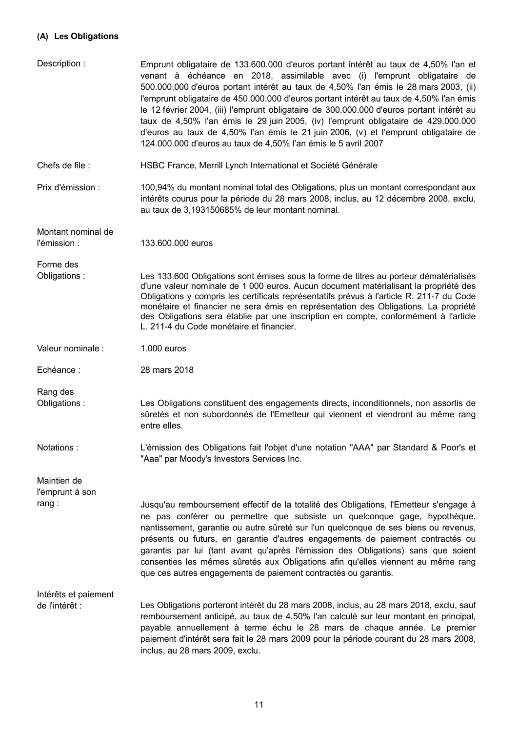#### (A) Les Obligations

| | |
|---|---|
| Description : | Emprunt obligataire de 133.600.000 d'euros portant intérêt au taux de 4,50% l'an et venant à échéance en 2018, assimilable avec (i) l'emprunt obligataire de 500.000.000 d'euros portant intérêt au taux de 4,50% l'an émis le 28 mars 2003, (ii) l'emprunt obligataire de 450.000.000 d'euros portant intérêt au taux de 4,50% l'an émis le 12 février 2004, (iii) l'emprunt obligataire de 300.000.000 d'euros portant intérêt au taux de 4,50% l'an émis le 29 juin 2005, (iv) l'emprunt obligataire de 429.000.000 d'euros au taux de 4,50% l'an émis le 21 juin 2006, (v) et l'emprunt obligataire de 124.000.000 d'euros au taux de 4,50% l'an émis le 5 avril 2007 |
| Chefs de file : | HSBC France, Merrill Lynch International et Société Générale |
| Prix d'émission : | 100,94% du montant nominal total des Obligations, plus un montant correspondant aux intérêts courus pour la période du 28 mars 2008, inclus, au 12 décembre 2008, exclu, au taux de 3,193150685% de leur montant nominal. |
| Montant nominal de l'émission : | 133.600.000 euros |
| Forme des Obligations : | Les 133.600 Obligations sont émises sous la forme de titres au porteur dématérialisés d'une valeur nominale de 1 000 euros. Aucun document matérialisant la propriété des Obligations y compris les certificats représentatifs prévus à l'article R. 211-7 du Code monétaire et financier ne sera émis en représentation des Obligations. La propriété des Obligations sera établie par une inscription en compte, conformément à l'article L. 211-4 du Code monétaire et financier. |
| Valeur nominale : | 1.000 euros |
| Echéance : | 28 mars 2018 |
| Rang des Obligations : | Les Obligations constituent des engagements directs, inconditionnels, non assortis de sûretés et non subordonnés de l'Emetteur qui viennent et viendront au même rang entre elles. |
| Notations : | L'émission des Obligations fait l'objet d'une notation "AAA" par Standard & Poor's et "Aaa" par Moody's Investors Services Inc. |
| Maintien de l'emprunt à son rang : | Jusqu'au remboursement effectif de la totalité des Obligations, l'Emetteur s'engage à ne pas conférer ou permettre que subsiste un quelconque gage, hypothèque, nantissement, garantie ou autre sûreté sur l'un quelconque de ses biens ou revenus, présents ou futurs, en garantie d'autres engagements de paiement contractés ou garantis par lui (tant avant qu'après l'émission des Obligations) sans que soient consenties les mêmes sûretés aux Obligations afin qu'elles viennent au même rang que ces autres engagements de paiement contractés ou garantis. |
| Intérêts et paiement de l'intérêt : | Les Obligations porteront intérêt du 28 mars 2008, inclus, au 28 mars 2018, exclu, sauf remboursement anticipé, au taux de 4,50% l'an calculé sur leur montant en principal, payable annuellement à terme échu le 28 mars de chaque année. Le premier paiement d'intérêt sera fait le 28 mars 2009 pour la période courant du 28 mars 2008, inclus, au 28 mars 2009, exclu. |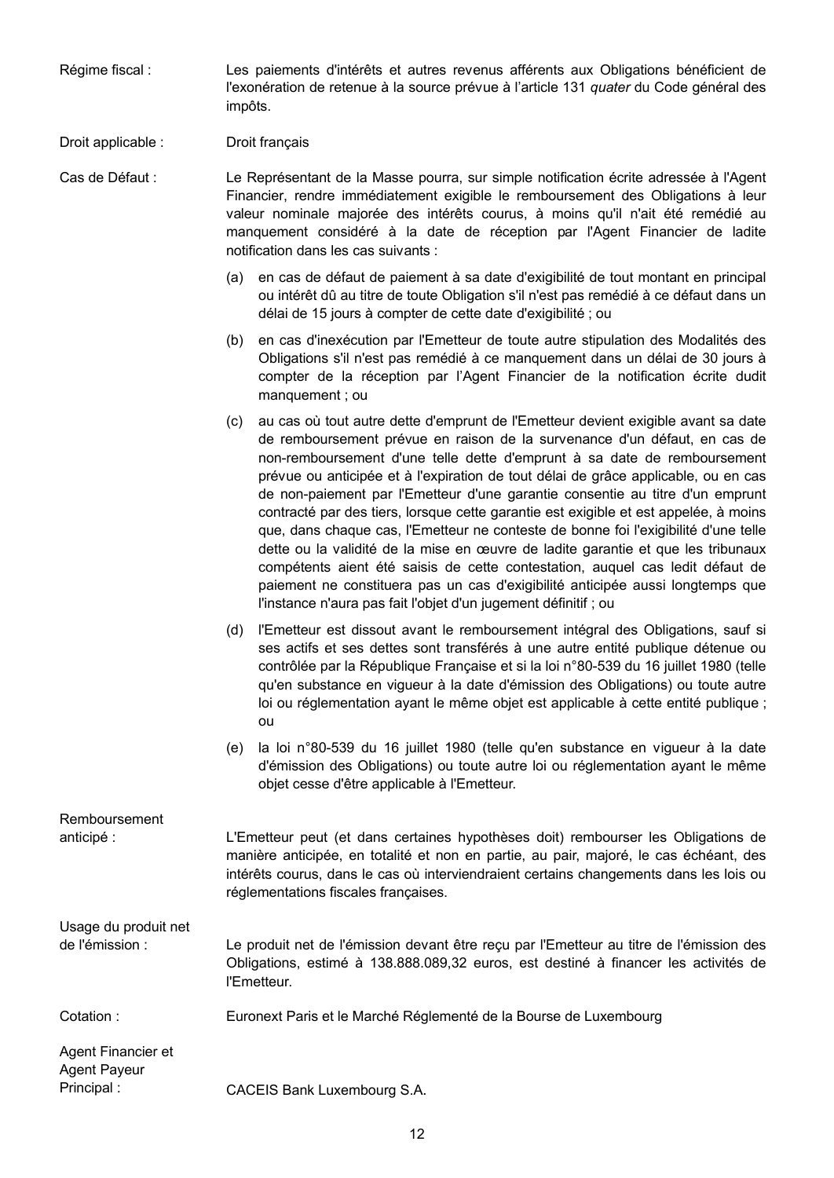| | |
|---|---|
| Régime fiscal : | Les paiements d'intérêts et autres revenus afférents aux Obligations bénéficient de l'exonération de retenue à la source prévue à l'article 131 *quater* du Code général des impôts. |
| Droit applicable : | Droit français |
| Cas de Défaut : | Le Représentant de la Masse pourra, sur simple notification écrite adressée à l'Agent Financier, rendre immédiatement exigible le remboursement des Obligations à leur valeur nominale majorée des intérêts courus, à moins qu'il n'ait été remédié au manquement considéré à la date de réception par l'Agent Financier de ladite notification dans les cas suivants : |

(a) en cas de défaut de paiement à sa date d'exigibilité de tout montant en principal ou intérêt dû au titre de toute Obligation s'il n'est pas remédié à ce défaut dans un délai de 15 jours à compter de cette date d'exigibilité ; ou

(b) en cas d'inexécution par l'Emetteur de toute autre stipulation des Modalités des Obligations s'il n'est pas remédié à ce manquement dans un délai de 30 jours à compter de la réception par l'Agent Financier de la notification écrite dudit manquement ; ou

(c) au cas où tout autre dette d'emprunt de l'Emetteur devient exigible avant sa date de remboursement prévue en raison de la survenance d'un défaut, en cas de non-remboursement d'une telle dette d'emprunt à sa date de remboursement prévue ou anticipée et à l'expiration de tout délai de grâce applicable, ou en cas de non-paiement par l'Emetteur d'une garantie consentie au titre d'un emprunt contracté par des tiers, lorsque cette garantie est exigible et est appelée, à moins que, dans chaque cas, l'Emetteur ne conteste de bonne foi l'exigibilité d'une telle dette ou la validité de la mise en œuvre de ladite garantie et que les tribunaux compétents aient été saisis de cette contestation, auquel cas ledit défaut de paiement ne constituera pas un cas d'exigibilité anticipée aussi longtemps que l'instance n'aura pas fait l'objet d'un jugement définitif ; ou

(d) l'Emetteur est dissout avant le remboursement intégral des Obligations, sauf si ses actifs et ses dettes sont transférés à une autre entité publique détenue ou contrôlée par la République Française et si la loi n°80-539 du 16 juillet 1980 (telle qu'en substance en vigueur à la date d'émission des Obligations) ou toute autre loi ou réglementation ayant le même objet est applicable à cette entité publique ; ou

(e) la loi n°80-539 du 16 juillet 1980 (telle qu'en substance en vigueur à la date d'émission des Obligations) ou toute autre loi ou réglementation ayant le même objet cesse d'être applicable à l'Emetteur.

| | |
|---|---|
| Remboursement anticipé : | L'Emetteur peut (et dans certaines hypothèses doit) rembourser les Obligations de manière anticipée, en totalité et non en partie, au pair, majoré, le cas échéant, des intérêts courus, dans le cas où interviendraient certains changements dans les lois ou réglementations fiscales françaises. |
| Usage du produit net de l'émission : | Le produit net de l'émission devant être reçu par l'Emetteur au titre de l'émission des Obligations, estimé à 138.888.089,32 euros, est destiné à financer les activités de l'Emetteur. |
| Cotation : | Euronext Paris et le Marché Réglementé de la Bourse de Luxembourg |
| Agent Financier et Agent Payeur Principal : | CACEIS Bank Luxembourg S.A. |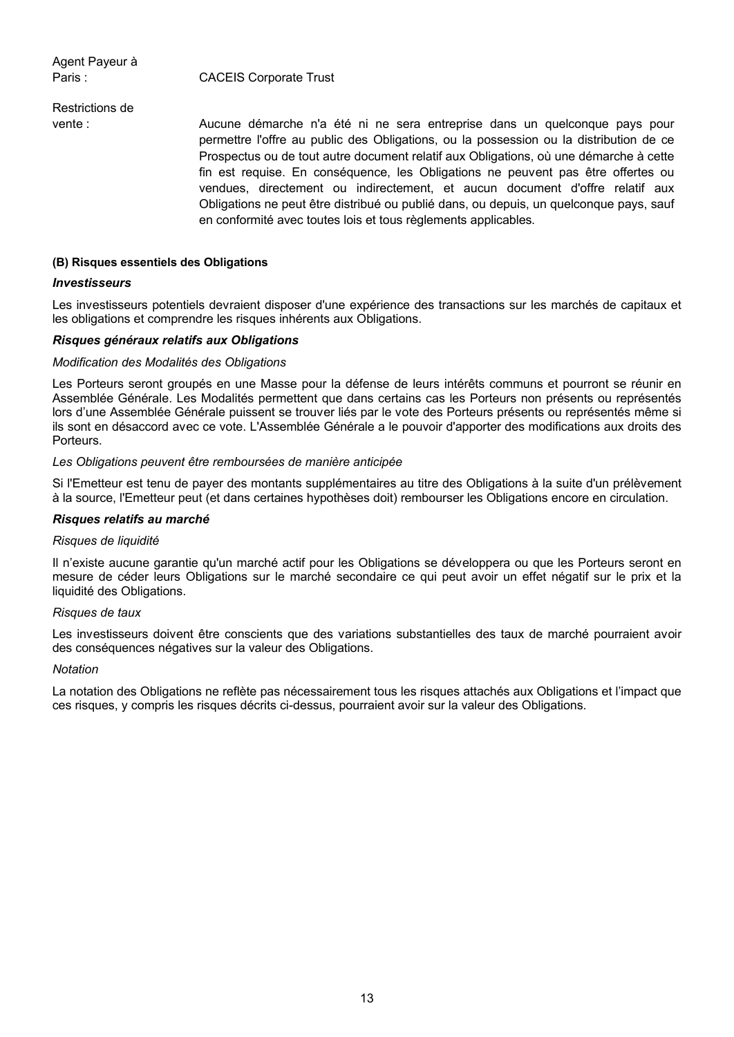| | |
|---|---|
| Agent Payeur à Paris : | CACEIS Corporate Trust |
| Restrictions de vente : | Aucune démarche n'a été ni ne sera entreprise dans un quelconque pays pour permettre l'offre au public des Obligations, ou la possession ou la distribution de ce Prospectus ou de tout autre document relatif aux Obligations, où une démarche à cette fin est requise. En conséquence, les Obligations ne peuvent pas être offertes ou vendues, directement ou indirectement, et aucun document d'offre relatif aux Obligations ne peut être distribué ou publié dans, ou depuis, un quelconque pays, sauf en conformité avec toutes lois et tous règlements applicables. |

**(B) Risques essentiels des Obligations**

***Investisseurs***

Les investisseurs potentiels devraient disposer d'une expérience des transactions sur les marchés de capitaux et les obligations et comprendre les risques inhérents aux Obligations.

***Risques généraux relatifs aux Obligations***

*Modification des Modalités des Obligations*

Les Porteurs seront groupés en une Masse pour la défense de leurs intérêts communs et pourront se réunir en Assemblée Générale. Les Modalités permettent que dans certains cas les Porteurs non présents ou représentés lors d'une Assemblée Générale puissent se trouver liés par le vote des Porteurs présents ou représentés même si ils sont en désaccord avec ce vote. L'Assemblée Générale a le pouvoir d'apporter des modifications aux droits des Porteurs.

*Les Obligations peuvent être remboursées de manière anticipée*

Si l'Emetteur est tenu de payer des montants supplémentaires au titre des Obligations à la suite d'un prélèvement à la source, l'Emetteur peut (et dans certaines hypothèses doit) rembourser les Obligations encore en circulation.

***Risques relatifs au marché***

*Risques de liquidité*

Il n'existe aucune garantie qu'un marché actif pour les Obligations se développera ou que les Porteurs seront en mesure de céder leurs Obligations sur le marché secondaire ce qui peut avoir un effet négatif sur le prix et la liquidité des Obligations.

*Risques de taux*

Les investisseurs doivent être conscients que des variations substantielles des taux de marché pourraient avoir des conséquences négatives sur la valeur des Obligations.

*Notation*

La notation des Obligations ne reflète pas nécessairement tous les risques attachés aux Obligations et l'impact que ces risques, y compris les risques décrits ci-dessus, pourraient avoir sur la valeur des Obligations.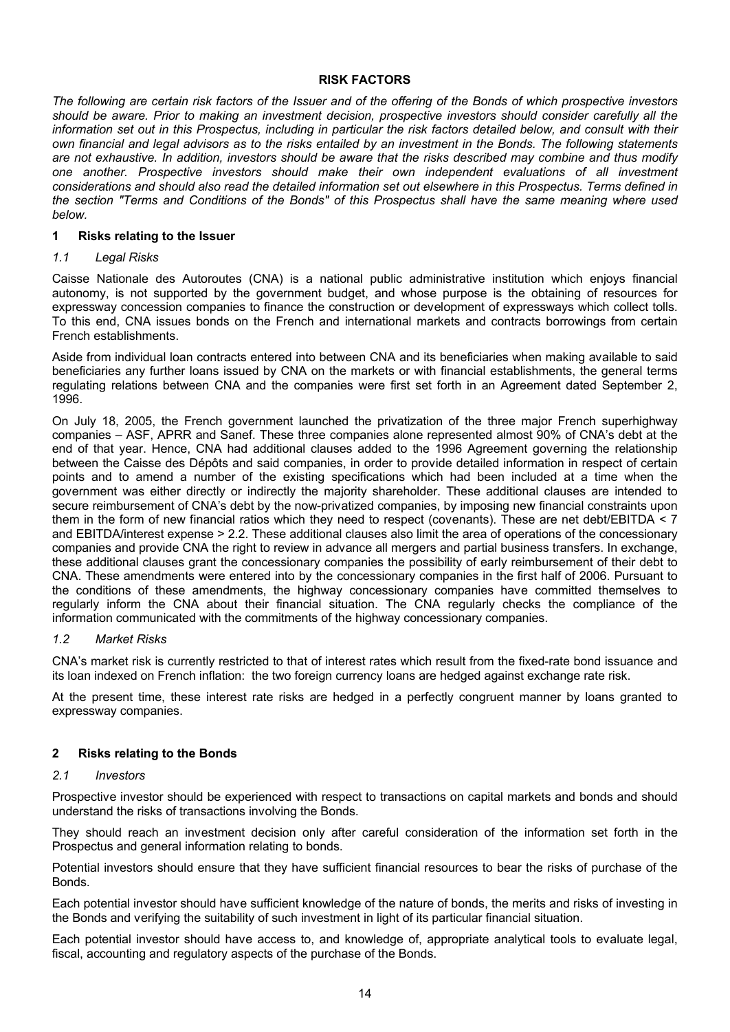## RISK FACTORS

*The following are certain risk factors of the Issuer and of the offering of the Bonds of which prospective investors should be aware. Prior to making an investment decision, prospective investors should consider carefully all the information set out in this Prospectus, including in particular the risk factors detailed below, and consult with their own financial and legal advisors as to the risks entailed by an investment in the Bonds. The following statements are not exhaustive. In addition, investors should be aware that the risks described may combine and thus modify one another. Prospective investors should make their own independent evaluations of all investment considerations and should also read the detailed information set out elsewhere in this Prospectus. Terms defined in the section "Terms and Conditions of the Bonds" of this Prospectus shall have the same meaning where used below.*

### 1 Risks relating to the Issuer

#### *1.1 Legal Risks*

Caisse Nationale des Autoroutes (CNA) is a national public administrative institution which enjoys financial autonomy, is not supported by the government budget, and whose purpose is the obtaining of resources for expressway concession companies to finance the construction or development of expressways which collect tolls. To this end, CNA issues bonds on the French and international markets and contracts borrowings from certain French establishments.

Aside from individual loan contracts entered into between CNA and its beneficiaries when making available to said beneficiaries any further loans issued by CNA on the markets or with financial establishments, the general terms regulating relations between CNA and the companies were first set forth in an Agreement dated September 2, 1996.

On July 18, 2005, the French government launched the privatization of the three major French superhighway companies – ASF, APRR and Sanef. These three companies alone represented almost 90% of CNA's debt at the end of that year. Hence, CNA had additional clauses added to the 1996 Agreement governing the relationship between the Caisse des Dépôts and said companies, in order to provide detailed information in respect of certain points and to amend a number of the existing specifications which had been included at a time when the government was either directly or indirectly the majority shareholder. These additional clauses are intended to secure reimbursement of CNA's debt by the now-privatized companies, by imposing new financial constraints upon them in the form of new financial ratios which they need to respect (covenants). These are net debt/EBITDA < 7 and EBITDA/interest expense > 2.2. These additional clauses also limit the area of operations of the concessionary companies and provide CNA the right to review in advance all mergers and partial business transfers. In exchange, these additional clauses grant the concessionary companies the possibility of early reimbursement of their debt to CNA. These amendments were entered into by the concessionary companies in the first half of 2006. Pursuant to the conditions of these amendments, the highway concessionary companies have committed themselves to regularly inform the CNA about their financial situation. The CNA regularly checks the compliance of the information communicated with the commitments of the highway concessionary companies.

#### *1.2 Market Risks*

CNA's market risk is currently restricted to that of interest rates which result from the fixed-rate bond issuance and its loan indexed on French inflation: the two foreign currency loans are hedged against exchange rate risk.

At the present time, these interest rate risks are hedged in a perfectly congruent manner by loans granted to expressway companies.

### 2 Risks relating to the Bonds

#### *2.1 Investors*

Prospective investor should be experienced with respect to transactions on capital markets and bonds and should understand the risks of transactions involving the Bonds.

They should reach an investment decision only after careful consideration of the information set forth in the Prospectus and general information relating to bonds.

Potential investors should ensure that they have sufficient financial resources to bear the risks of purchase of the Bonds.

Each potential investor should have sufficient knowledge of the nature of bonds, the merits and risks of investing in the Bonds and verifying the suitability of such investment in light of its particular financial situation.

Each potential investor should have access to, and knowledge of, appropriate analytical tools to evaluate legal, fiscal, accounting and regulatory aspects of the purchase of the Bonds.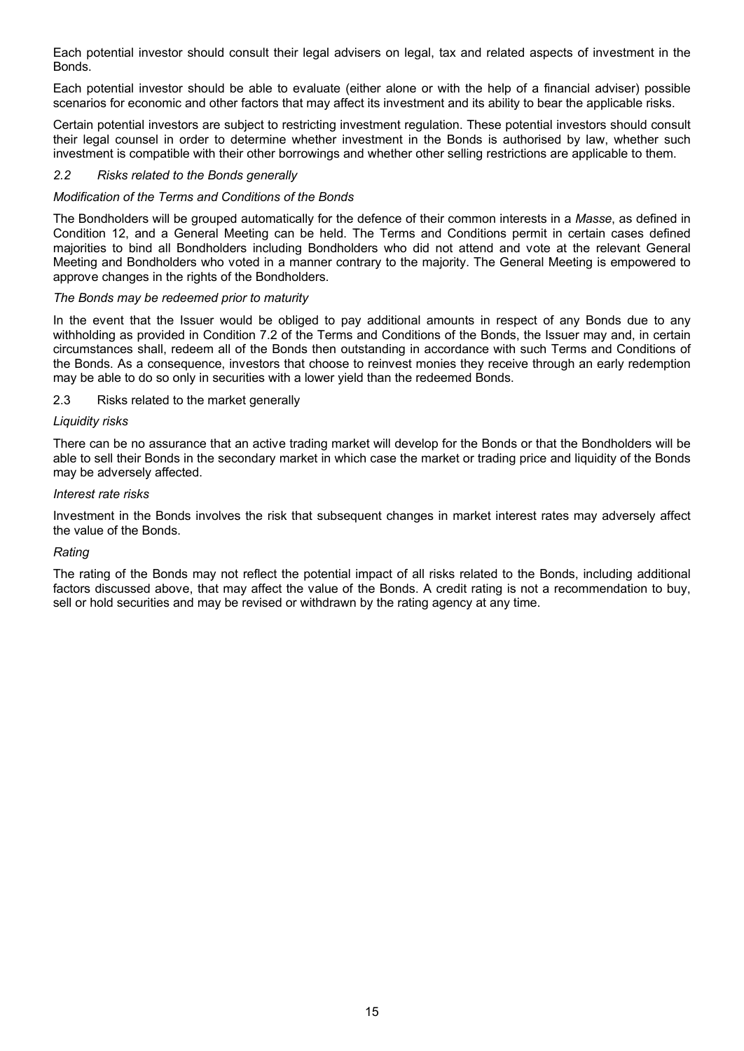Each potential investor should consult their legal advisers on legal, tax and related aspects of investment in the Bonds.

Each potential investor should be able to evaluate (either alone or with the help of a financial adviser) possible scenarios for economic and other factors that may affect its investment and its ability to bear the applicable risks.

Certain potential investors are subject to restricting investment regulation. These potential investors should consult their legal counsel in order to determine whether investment in the Bonds is authorised by law, whether such investment is compatible with their other borrowings and whether other selling restrictions are applicable to them.

### *2.2 Risks related to the Bonds generally*

*Modification of the Terms and Conditions of the Bonds*

The Bondholders will be grouped automatically for the defence of their common interests in a *Masse*, as defined in Condition 12, and a General Meeting can be held. The Terms and Conditions permit in certain cases defined majorities to bind all Bondholders including Bondholders who did not attend and vote at the relevant General Meeting and Bondholders who voted in a manner contrary to the majority. The General Meeting is empowered to approve changes in the rights of the Bondholders.

*The Bonds may be redeemed prior to maturity*

In the event that the Issuer would be obliged to pay additional amounts in respect of any Bonds due to any withholding as provided in Condition 7.2 of the Terms and Conditions of the Bonds, the Issuer may and, in certain circumstances shall, redeem all of the Bonds then outstanding in accordance with such Terms and Conditions of the Bonds. As a consequence, investors that choose to reinvest monies they receive through an early redemption may be able to do so only in securities with a lower yield than the redeemed Bonds.

### 2.3 Risks related to the market generally

*Liquidity risks*

There can be no assurance that an active trading market will develop for the Bonds or that the Bondholders will be able to sell their Bonds in the secondary market in which case the market or trading price and liquidity of the Bonds may be adversely affected.

*Interest rate risks*

Investment in the Bonds involves the risk that subsequent changes in market interest rates may adversely affect the value of the Bonds.

*Rating*

The rating of the Bonds may not reflect the potential impact of all risks related to the Bonds, including additional factors discussed above, that may affect the value of the Bonds. A credit rating is not a recommendation to buy, sell or hold securities and may be revised or withdrawn by the rating agency at any time.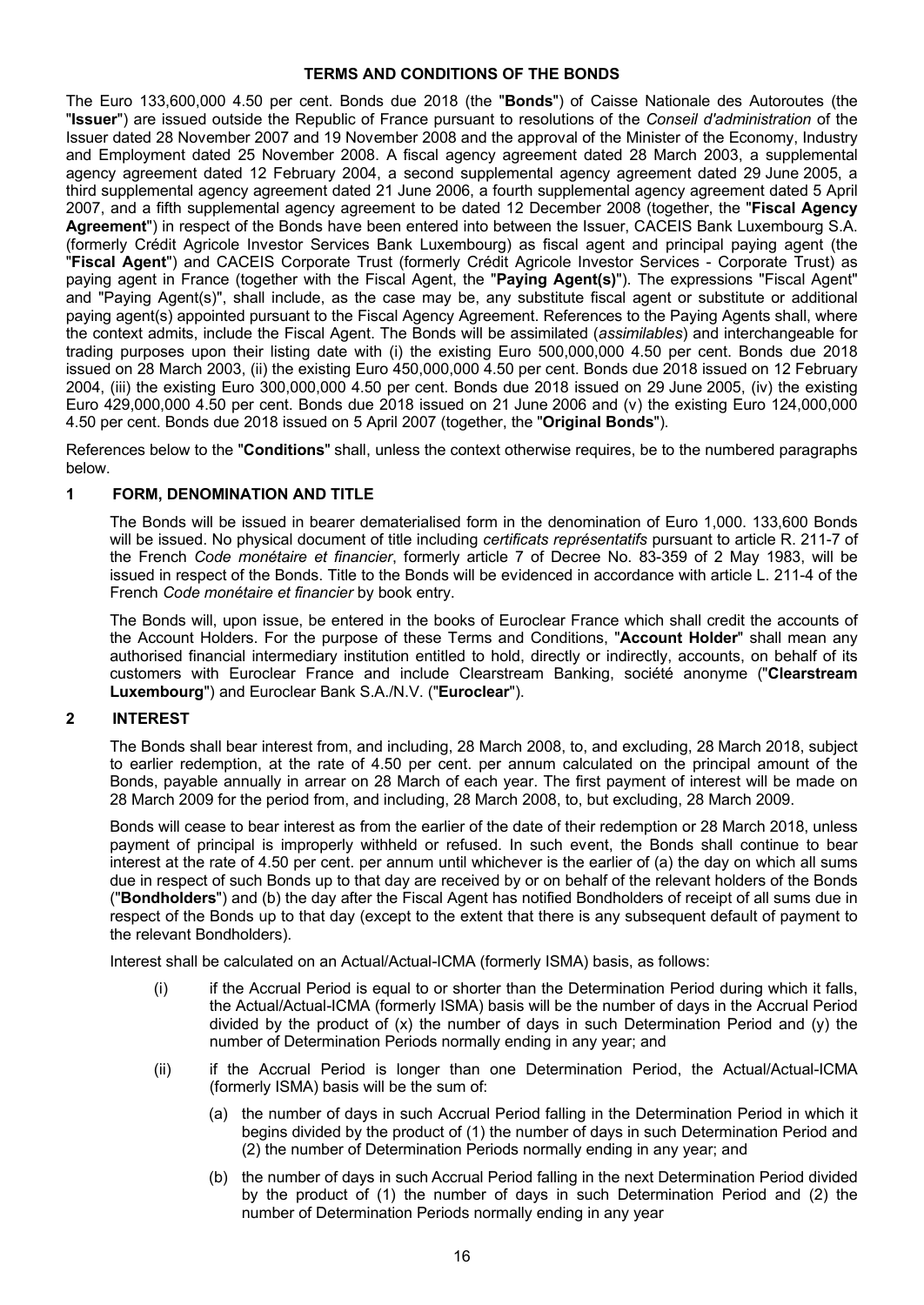# TERMS AND CONDITIONS OF THE BONDS

The Euro 133,600,000 4.50 per cent. Bonds due 2018 (the "**Bonds**") of Caisse Nationale des Autoroutes (the "**Issuer**") are issued outside the Republic of France pursuant to resolutions of the *Conseil d'administration* of the Issuer dated 28 November 2007 and 19 November 2008 and the approval of the Minister of the Economy, Industry and Employment dated 25 November 2008. A fiscal agency agreement dated 28 March 2003, a supplemental agency agreement dated 12 February 2004, a second supplemental agency agreement dated 29 June 2005, a third supplemental agency agreement dated 21 June 2006, a fourth supplemental agency agreement dated 5 April 2007, and a fifth supplemental agency agreement to be dated 12 December 2008 (together, the "**Fiscal Agency Agreement**") in respect of the Bonds have been entered into between the Issuer, CACEIS Bank Luxembourg S.A. (formerly Crédit Agricole Investor Services Bank Luxembourg) as fiscal agent and principal paying agent (the "**Fiscal Agent**") and CACEIS Corporate Trust (formerly Crédit Agricole Investor Services - Corporate Trust) as paying agent in France (together with the Fiscal Agent, the "**Paying Agent(s)**"). The expressions "Fiscal Agent" and "Paying Agent(s)", shall include, as the case may be, any substitute fiscal agent or substitute or additional paying agent(s) appointed pursuant to the Fiscal Agency Agreement. References to the Paying Agents shall, where the context admits, include the Fiscal Agent. The Bonds will be assimilated (*assimilables*) and interchangeable for trading purposes upon their listing date with (i) the existing Euro 500,000,000 4.50 per cent. Bonds due 2018 issued on 28 March 2003, (ii) the existing Euro 450,000,000 4.50 per cent. Bonds due 2018 issued on 12 February 2004, (iii) the existing Euro 300,000,000 4.50 per cent. Bonds due 2018 issued on 29 June 2005, (iv) the existing Euro 429,000,000 4.50 per cent. Bonds due 2018 issued on 21 June 2006 and (v) the existing Euro 124,000,000 4.50 per cent. Bonds due 2018 issued on 5 April 2007 (together, the "**Original Bonds**").

References below to the "**Conditions**" shall, unless the context otherwise requires, be to the numbered paragraphs below.

## 1 FORM, DENOMINATION AND TITLE

The Bonds will be issued in bearer dematerialised form in the denomination of Euro 1,000. 133,600 Bonds will be issued. No physical document of title including *certificats représentatifs* pursuant to article R. 211-7 of the French *Code monétaire et financier*, formerly article 7 of Decree No. 83-359 of 2 May 1983, will be issued in respect of the Bonds. Title to the Bonds will be evidenced in accordance with article L. 211-4 of the French *Code monétaire et financier* by book entry.

The Bonds will, upon issue, be entered in the books of Euroclear France which shall credit the accounts of the Account Holders. For the purpose of these Terms and Conditions, "**Account Holder**" shall mean any authorised financial intermediary institution entitled to hold, directly or indirectly, accounts, on behalf of its customers with Euroclear France and include Clearstream Banking, société anonyme ("**Clearstream Luxembourg**") and Euroclear Bank S.A./N.V. ("**Euroclear**").

## 2 INTEREST

The Bonds shall bear interest from, and including, 28 March 2008, to, and excluding, 28 March 2018, subject to earlier redemption, at the rate of 4.50 per cent. per annum calculated on the principal amount of the Bonds, payable annually in arrear on 28 March of each year. The first payment of interest will be made on 28 March 2009 for the period from, and including, 28 March 2008, to, but excluding, 28 March 2009.

Bonds will cease to bear interest as from the earlier of the date of their redemption or 28 March 2018, unless payment of principal is improperly withheld or refused. In such event, the Bonds shall continue to bear interest at the rate of 4.50 per cent. per annum until whichever is the earlier of (a) the day on which all sums due in respect of such Bonds up to that day are received by or on behalf of the relevant holders of the Bonds ("**Bondholders**") and (b) the day after the Fiscal Agent has notified Bondholders of receipt of all sums due in respect of the Bonds up to that day (except to the extent that there is any subsequent default of payment to the relevant Bondholders).

Interest shall be calculated on an Actual/Actual-ICMA (formerly ISMA) basis, as follows:

(i) if the Accrual Period is equal to or shorter than the Determination Period during which it falls, the Actual/Actual-ICMA (formerly ISMA) basis will be the number of days in the Accrual Period divided by the product of (x) the number of days in such Determination Period and (y) the number of Determination Periods normally ending in any year; and

(ii) if the Accrual Period is longer than one Determination Period, the Actual/Actual-ICMA (formerly ISMA) basis will be the sum of:

(a) the number of days in such Accrual Period falling in the Determination Period in which it begins divided by the product of (1) the number of days in such Determination Period and (2) the number of Determination Periods normally ending in any year; and

(b) the number of days in such Accrual Period falling in the next Determination Period divided by the product of (1) the number of days in such Determination Period and (2) the number of Determination Periods normally ending in any year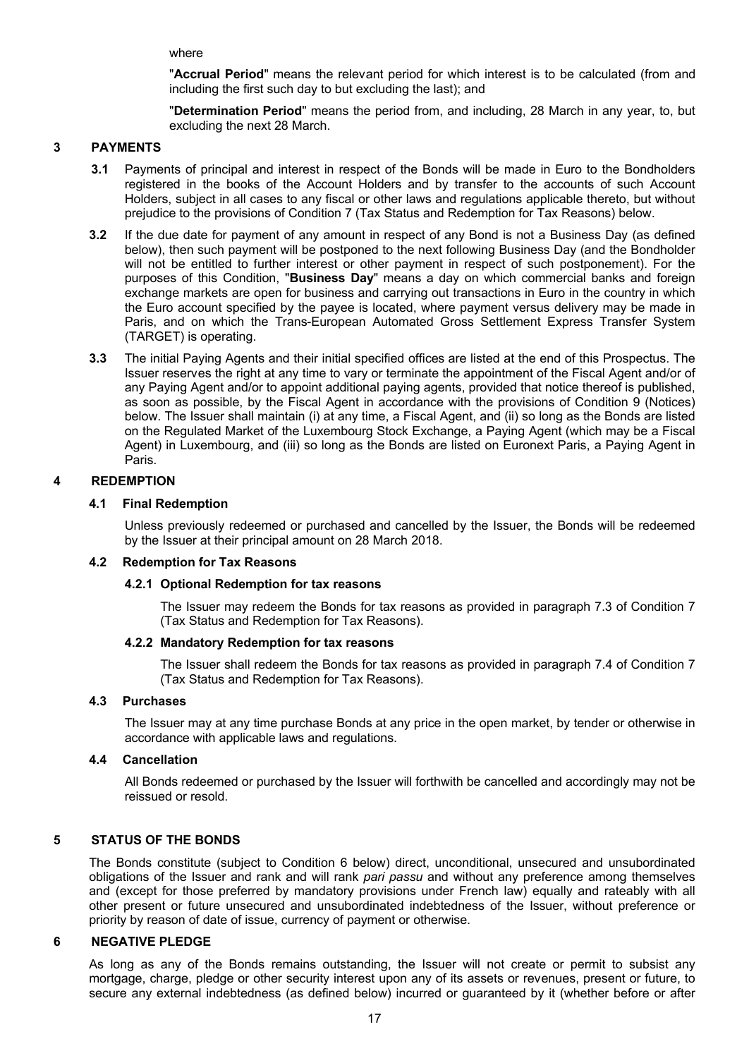where

"**Accrual Period**" means the relevant period for which interest is to be calculated (from and including the first such day to but excluding the last); and

"**Determination Period**" means the period from, and including, 28 March in any year, to, but excluding the next 28 March.

## 3 PAYMENTS

**3.1** Payments of principal and interest in respect of the Bonds will be made in Euro to the Bondholders registered in the books of the Account Holders and by transfer to the accounts of such Account Holders, subject in all cases to any fiscal or other laws and regulations applicable thereto, but without prejudice to the provisions of Condition 7 (Tax Status and Redemption for Tax Reasons) below.

**3.2** If the due date for payment of any amount in respect of any Bond is not a Business Day (as defined below), then such payment will be postponed to the next following Business Day (and the Bondholder will not be entitled to further interest or other payment in respect of such postponement). For the purposes of this Condition, "**Business Day**" means a day on which commercial banks and foreign exchange markets are open for business and carrying out transactions in Euro in the country in which the Euro account specified by the payee is located, where payment versus delivery may be made in Paris, and on which the Trans-European Automated Gross Settlement Express Transfer System (TARGET) is operating.

**3.3** The initial Paying Agents and their initial specified offices are listed at the end of this Prospectus. The Issuer reserves the right at any time to vary or terminate the appointment of the Fiscal Agent and/or of any Paying Agent and/or to appoint additional paying agents, provided that notice thereof is published, as soon as possible, by the Fiscal Agent in accordance with the provisions of Condition 9 (Notices) below. The Issuer shall maintain (i) at any time, a Fiscal Agent, and (ii) so long as the Bonds are listed on the Regulated Market of the Luxembourg Stock Exchange, a Paying Agent (which may be a Fiscal Agent) in Luxembourg, and (iii) so long as the Bonds are listed on Euronext Paris, a Paying Agent in Paris.

## 4 REDEMPTION

### 4.1 Final Redemption

Unless previously redeemed or purchased and cancelled by the Issuer, the Bonds will be redeemed by the Issuer at their principal amount on 28 March 2018.

### 4.2 Redemption for Tax Reasons

#### 4.2.1 Optional Redemption for tax reasons

The Issuer may redeem the Bonds for tax reasons as provided in paragraph 7.3 of Condition 7 (Tax Status and Redemption for Tax Reasons).

#### 4.2.2 Mandatory Redemption for tax reasons

The Issuer shall redeem the Bonds for tax reasons as provided in paragraph 7.4 of Condition 7 (Tax Status and Redemption for Tax Reasons).

### 4.3 Purchases

The Issuer may at any time purchase Bonds at any price in the open market, by tender or otherwise in accordance with applicable laws and regulations.

### 4.4 Cancellation

All Bonds redeemed or purchased by the Issuer will forthwith be cancelled and accordingly may not be reissued or resold.

## 5 STATUS OF THE BONDS

The Bonds constitute (subject to Condition 6 below) direct, unconditional, unsecured and unsubordinated obligations of the Issuer and rank and will rank *pari passu* and without any preference among themselves and (except for those preferred by mandatory provisions under French law) equally and rateably with all other present or future unsecured and unsubordinated indebtedness of the Issuer, without preference or priority by reason of date of issue, currency of payment or otherwise.

## 6 NEGATIVE PLEDGE

As long as any of the Bonds remains outstanding, the Issuer will not create or permit to subsist any mortgage, charge, pledge or other security interest upon any of its assets or revenues, present or future, to secure any external indebtedness (as defined below) incurred or guaranteed by it (whether before or after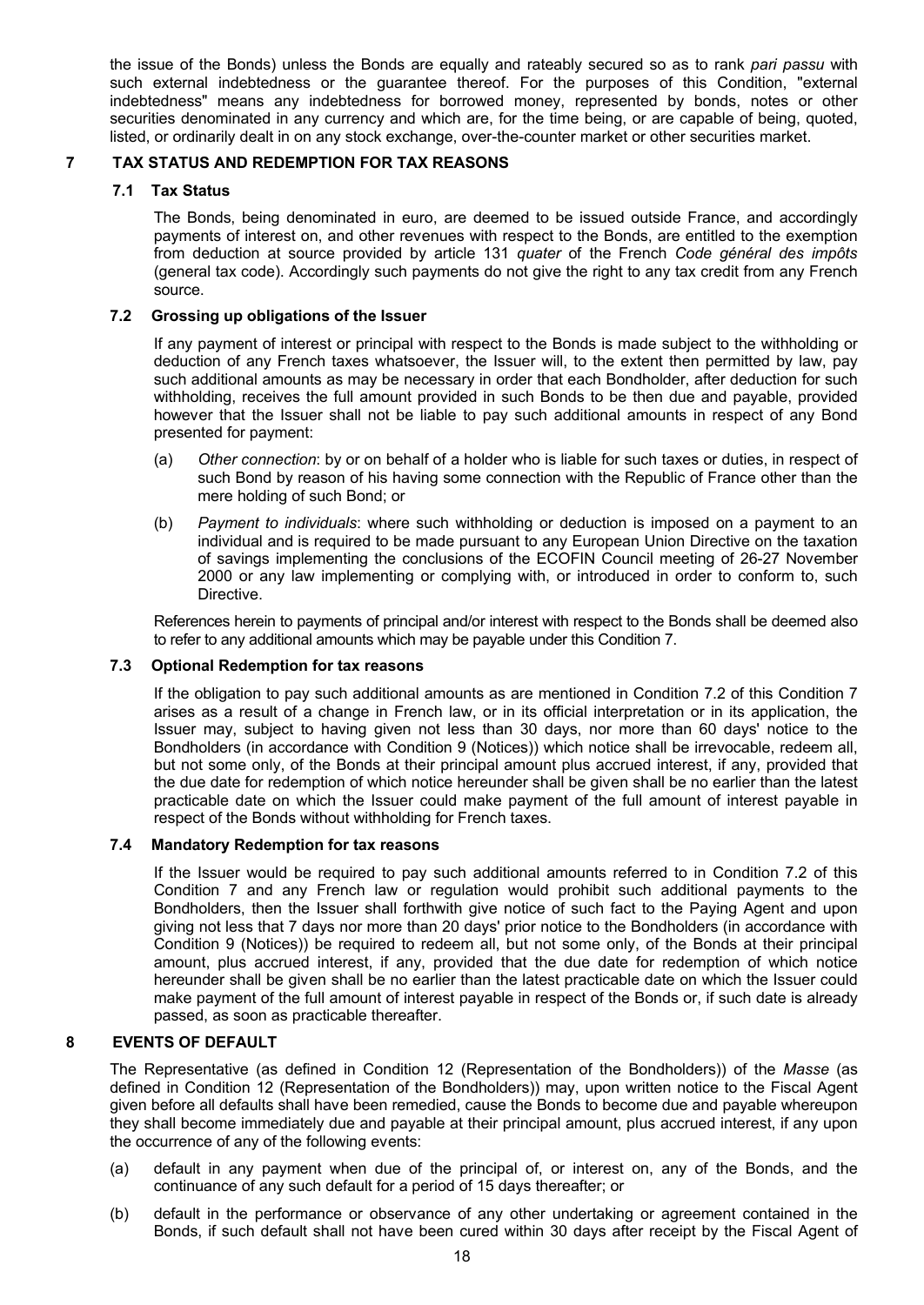the issue of the Bonds) unless the Bonds are equally and rateably secured so as to rank *pari passu* with such external indebtedness or the guarantee thereof. For the purposes of this Condition, "external indebtedness" means any indebtedness for borrowed money, represented by bonds, notes or other securities denominated in any currency and which are, for the time being, or are capable of being, quoted, listed, or ordinarily dealt in on any stock exchange, over-the-counter market or other securities market.

## 7 TAX STATUS AND REDEMPTION FOR TAX REASONS

### 7.1 Tax Status

The Bonds, being denominated in euro, are deemed to be issued outside France, and accordingly payments of interest on, and other revenues with respect to the Bonds, are entitled to the exemption from deduction at source provided by article 131 *quater* of the French *Code général des impôts* (general tax code). Accordingly such payments do not give the right to any tax credit from any French source.

### 7.2 Grossing up obligations of the Issuer

If any payment of interest or principal with respect to the Bonds is made subject to the withholding or deduction of any French taxes whatsoever, the Issuer will, to the extent then permitted by law, pay such additional amounts as may be necessary in order that each Bondholder, after deduction for such withholding, receives the full amount provided in such Bonds to be then due and payable, provided however that the Issuer shall not be liable to pay such additional amounts in respect of any Bond presented for payment:

(a) *Other connection*: by or on behalf of a holder who is liable for such taxes or duties, in respect of such Bond by reason of his having some connection with the Republic of France other than the mere holding of such Bond; or

(b) *Payment to individuals*: where such withholding or deduction is imposed on a payment to an individual and is required to be made pursuant to any European Union Directive on the taxation of savings implementing the conclusions of the ECOFIN Council meeting of 26-27 November 2000 or any law implementing or complying with, or introduced in order to conform to, such Directive.

References herein to payments of principal and/or interest with respect to the Bonds shall be deemed also to refer to any additional amounts which may be payable under this Condition 7.

### 7.3 Optional Redemption for tax reasons

If the obligation to pay such additional amounts as are mentioned in Condition 7.2 of this Condition 7 arises as a result of a change in French law, or in its official interpretation or in its application, the Issuer may, subject to having given not less than 30 days, nor more than 60 days' notice to the Bondholders (in accordance with Condition 9 (Notices)) which notice shall be irrevocable, redeem all, but not some only, of the Bonds at their principal amount plus accrued interest, if any, provided that the due date for redemption of which notice hereunder shall be given shall be no earlier than the latest practicable date on which the Issuer could make payment of the full amount of interest payable in respect of the Bonds without withholding for French taxes.

### 7.4 Mandatory Redemption for tax reasons

If the Issuer would be required to pay such additional amounts referred to in Condition 7.2 of this Condition 7 and any French law or regulation would prohibit such additional payments to the Bondholders, then the Issuer shall forthwith give notice of such fact to the Paying Agent and upon giving not less that 7 days nor more than 20 days' prior notice to the Bondholders (in accordance with Condition 9 (Notices)) be required to redeem all, but not some only, of the Bonds at their principal amount, plus accrued interest, if any, provided that the due date for redemption of which notice hereunder shall be given shall be no earlier than the latest practicable date on which the Issuer could make payment of the full amount of interest payable in respect of the Bonds or, if such date is already passed, as soon as practicable thereafter.

## 8 EVENTS OF DEFAULT

The Representative (as defined in Condition 12 (Representation of the Bondholders)) of the *Masse* (as defined in Condition 12 (Representation of the Bondholders)) may, upon written notice to the Fiscal Agent given before all defaults shall have been remedied, cause the Bonds to become due and payable whereupon they shall become immediately due and payable at their principal amount, plus accrued interest, if any upon the occurrence of any of the following events:

(a) default in any payment when due of the principal of, or interest on, any of the Bonds, and the continuance of any such default for a period of 15 days thereafter; or

(b) default in the performance or observance of any other undertaking or agreement contained in the Bonds, if such default shall not have been cured within 30 days after receipt by the Fiscal Agent of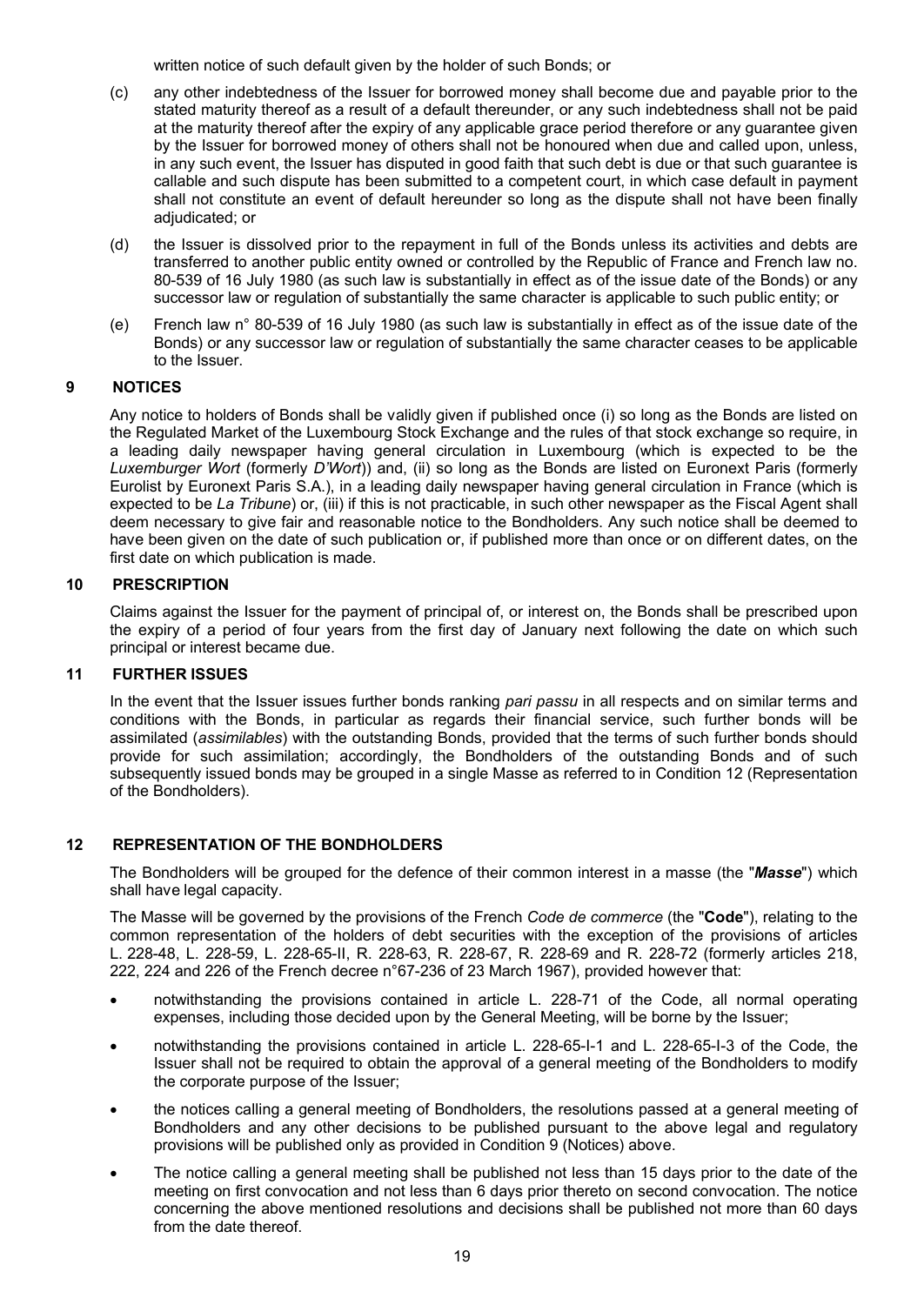written notice of such default given by the holder of such Bonds; or

(c) any other indebtedness of the Issuer for borrowed money shall become due and payable prior to the stated maturity thereof as a result of a default thereunder, or any such indebtedness shall not be paid at the maturity thereof after the expiry of any applicable grace period therefore or any guarantee given by the Issuer for borrowed money of others shall not be honoured when due and called upon, unless, in any such event, the Issuer has disputed in good faith that such debt is due or that such guarantee is callable and such dispute has been submitted to a competent court, in which case default in payment shall not constitute an event of default hereunder so long as the dispute shall not have been finally adjudicated; or

(d) the Issuer is dissolved prior to the repayment in full of the Bonds unless its activities and debts are transferred to another public entity owned or controlled by the Republic of France and French law no. 80-539 of 16 July 1980 (as such law is substantially in effect as of the issue date of the Bonds) or any successor law or regulation of substantially the same character is applicable to such public entity; or

(e) French law n° 80-539 of 16 July 1980 (as such law is substantially in effect as of the issue date of the Bonds) or any successor law or regulation of substantially the same character ceases to be applicable to the Issuer.

## 9 NOTICES

Any notice to holders of Bonds shall be validly given if published once (i) so long as the Bonds are listed on the Regulated Market of the Luxembourg Stock Exchange and the rules of that stock exchange so require, in a leading daily newspaper having general circulation in Luxembourg (which is expected to be the *Luxemburger Wort* (formerly *D'Wort*)) and, (ii) so long as the Bonds are listed on Euronext Paris (formerly Eurolist by Euronext Paris S.A.), in a leading daily newspaper having general circulation in France (which is expected to be *La Tribune*) or, (iii) if this is not practicable, in such other newspaper as the Fiscal Agent shall deem necessary to give fair and reasonable notice to the Bondholders. Any such notice shall be deemed to have been given on the date of such publication or, if published more than once or on different dates, on the first date on which publication is made.

## 10 PRESCRIPTION

Claims against the Issuer for the payment of principal of, or interest on, the Bonds shall be prescribed upon the expiry of a period of four years from the first day of January next following the date on which such principal or interest became due.

## 11 FURTHER ISSUES

In the event that the Issuer issues further bonds ranking *pari passu* in all respects and on similar terms and conditions with the Bonds, in particular as regards their financial service, such further bonds will be assimilated (*assimilables*) with the outstanding Bonds, provided that the terms of such further bonds should provide for such assimilation; accordingly, the Bondholders of the outstanding Bonds and of such subsequently issued bonds may be grouped in a single Masse as referred to in Condition 12 (Representation of the Bondholders).

## 12 REPRESENTATION OF THE BONDHOLDERS

The Bondholders will be grouped for the defence of their common interest in a masse (the "***Masse***") which shall have legal capacity.

The Masse will be governed by the provisions of the French *Code de commerce* (the "**Code**"), relating to the common representation of the holders of debt securities with the exception of the provisions of articles L. 228-48, L. 228-59, L. 228-65-II, R. 228-63, R. 228-67, R. 228-69 and R. 228-72 (formerly articles 218, 222, 224 and 226 of the French decree n°67-236 of 23 March 1967), provided however that:

- notwithstanding the provisions contained in article L. 228-71 of the Code, all normal operating expenses, including those decided upon by the General Meeting, will be borne by the Issuer;
- notwithstanding the provisions contained in article L. 228-65-I-1 and L. 228-65-I-3 of the Code, the Issuer shall not be required to obtain the approval of a general meeting of the Bondholders to modify the corporate purpose of the Issuer;
- the notices calling a general meeting of Bondholders, the resolutions passed at a general meeting of Bondholders and any other decisions to be published pursuant to the above legal and regulatory provisions will be published only as provided in Condition 9 (Notices) above.
- The notice calling a general meeting shall be published not less than 15 days prior to the date of the meeting on first convocation and not less than 6 days prior thereto on second convocation. The notice concerning the above mentioned resolutions and decisions shall be published not more than 60 days from the date thereof.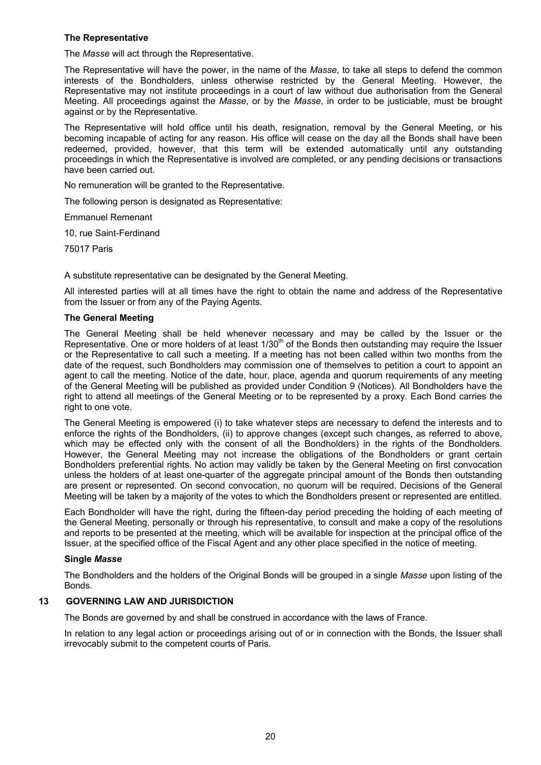**The Representative**

The *Masse* will act through the Representative.

The Representative will have the power, in the name of the *Masse*, to take all steps to defend the common interests of the Bondholders, unless otherwise restricted by the General Meeting. However, the Representative may not institute proceedings in a court of law without due authorisation from the General Meeting. All proceedings against the *Masse*, or by the *Masse*, in order to be justiciable, must be brought against or by the Representative.

The Representative will hold office until his death, resignation, removal by the General Meeting, or his becoming incapable of acting for any reason. His office will cease on the day all the Bonds shall have been redeemed, provided, however, that this term will be extended automatically until any outstanding proceedings in which the Representative is involved are completed, or any pending decisions or transactions have been carried out.

No remuneration will be granted to the Representative.

The following person is designated as Representative:

Emmanuel Remenant

10, rue Saint-Ferdinand

75017 Paris

A substitute representative can be designated by the General Meeting.

All interested parties will at all times have the right to obtain the name and address of the Representative from the Issuer or from any of the Paying Agents.

**The General Meeting**

The General Meeting shall be held whenever necessary and may be called by the Issuer or the Representative. One or more holders of at least 1/30th of the Bonds then outstanding may require the Issuer or the Representative to call such a meeting. If a meeting has not been called within two months from the date of the request, such Bondholders may commission one of themselves to petition a court to appoint an agent to call the meeting. Notice of the date, hour, place, agenda and quorum requirements of any meeting of the General Meeting will be published as provided under Condition 9 (Notices). All Bondholders have the right to attend all meetings of the General Meeting or to be represented by a proxy. Each Bond carries the right to one vote.

The General Meeting is empowered (i) to take whatever steps are necessary to defend the interests and to enforce the rights of the Bondholders, (ii) to approve changes (except such changes, as referred to above, which may be effected only with the consent of all the Bondholders) in the rights of the Bondholders. However, the General Meeting may not increase the obligations of the Bondholders or grant certain Bondholders preferential rights. No action may validly be taken by the General Meeting on first convocation unless the holders of at least one-quarter of the aggregate principal amount of the Bonds then outstanding are present or represented. On second convocation, no quorum will be required. Decisions of the General Meeting will be taken by a majority of the votes to which the Bondholders present or represented are entitled.

Each Bondholder will have the right, during the fifteen-day period preceding the holding of each meeting of the General Meeting, personally or through his representative, to consult and make a copy of the resolutions and reports to be presented at the meeting, which will be available for inspection at the principal office of the Issuer, at the specified office of the Fiscal Agent and any other place specified in the notice of meeting.

**Single *Masse***

The Bondholders and the holders of the Original Bonds will be grouped in a single *Masse* upon listing of the Bonds.

## 13 GOVERNING LAW AND JURISDICTION

The Bonds are governed by and shall be construed in accordance with the laws of France.

In relation to any legal action or proceedings arising out of or in connection with the Bonds, the Issuer shall irrevocably submit to the competent courts of Paris.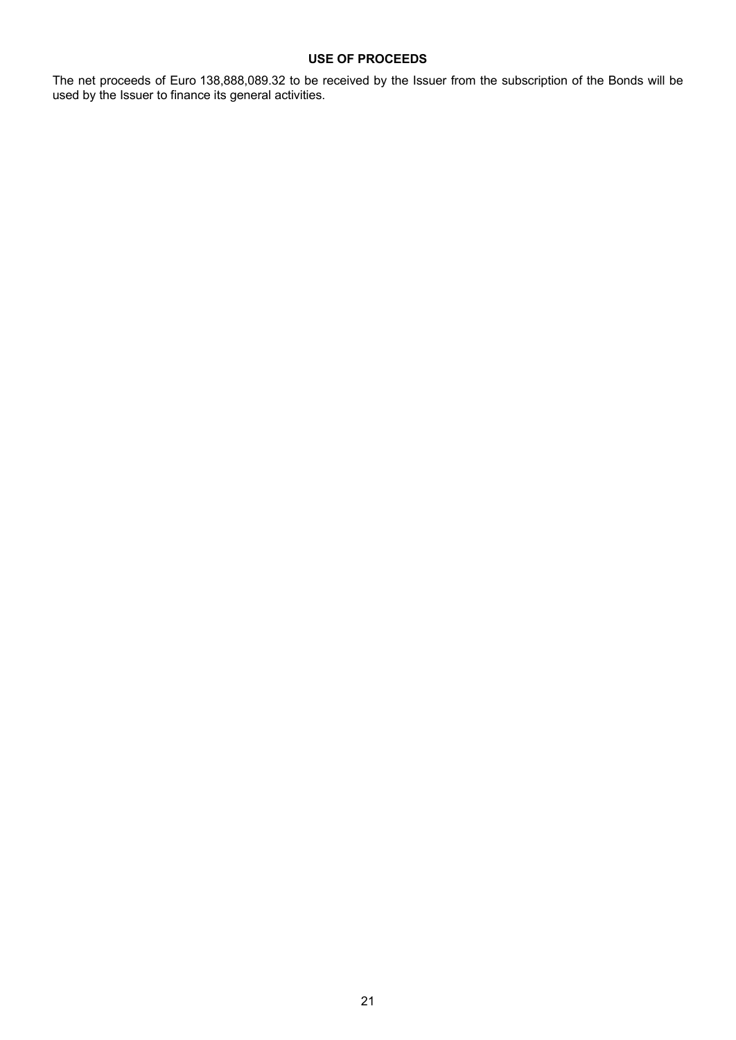## USE OF PROCEEDS

The net proceeds of Euro 138,888,089.32 to be received by the Issuer from the subscription of the Bonds will be used by the Issuer to finance its general activities.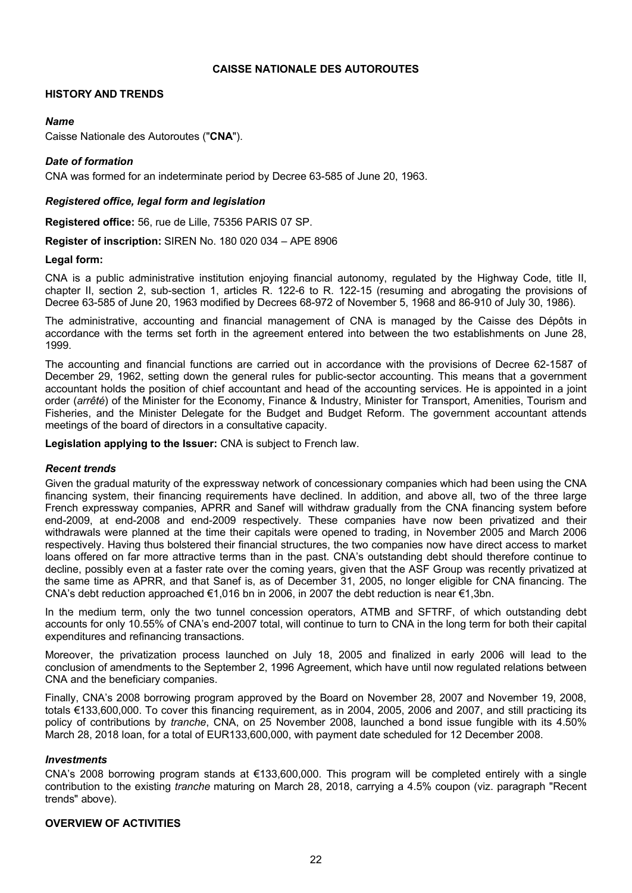# CAISSE NATIONALE DES AUTOROUTES

## HISTORY AND TRENDS

### *Name*

Caisse Nationale des Autoroutes ("**CNA**").

### *Date of formation*

CNA was formed for an indeterminate period by Decree 63-585 of June 20, 1963.

### *Registered office, legal form and legislation*

**Registered office:** 56, rue de Lille, 75356 PARIS 07 SP.

**Register of inscription:** SIREN No. 180 020 034 – APE 8906

**Legal form:**

CNA is a public administrative institution enjoying financial autonomy, regulated by the Highway Code, title II, chapter II, section 2, sub-section 1, articles R. 122-6 to R. 122-15 (resuming and abrogating the provisions of Decree 63-585 of June 20, 1963 modified by Decrees 68-972 of November 5, 1968 and 86-910 of July 30, 1986).

The administrative, accounting and financial management of CNA is managed by the Caisse des Dépôts in accordance with the terms set forth in the agreement entered into between the two establishments on June 28, 1999.

The accounting and financial functions are carried out in accordance with the provisions of Decree 62-1587 of December 29, 1962, setting down the general rules for public-sector accounting. This means that a government accountant holds the position of chief accountant and head of the accounting services. He is appointed in a joint order (*arrêté*) of the Minister for the Economy, Finance & Industry, Minister for Transport, Amenities, Tourism and Fisheries, and the Minister Delegate for the Budget and Budget Reform. The government accountant attends meetings of the board of directors in a consultative capacity.

**Legislation applying to the Issuer:** CNA is subject to French law.

### *Recent trends*

Given the gradual maturity of the expressway network of concessionary companies which had been using the CNA financing system, their financing requirements have declined. In addition, and above all, two of the three large French expressway companies, APRR and Sanef will withdraw gradually from the CNA financing system before end-2009, at end-2008 and end-2009 respectively. These companies have now been privatized and their withdrawals were planned at the time their capitals were opened to trading, in November 2005 and March 2006 respectively. Having thus bolstered their financial structures, the two companies now have direct access to market loans offered on far more attractive terms than in the past. CNA's outstanding debt should therefore continue to decline, possibly even at a faster rate over the coming years, given that the ASF Group was recently privatized at the same time as APRR, and that Sanef is, as of December 31, 2005, no longer eligible for CNA financing. The CNA's debt reduction approached €1,016 bn in 2006, in 2007 the debt reduction is near €1,3bn.

In the medium term, only the two tunnel concession operators, ATMB and SFTRF, of which outstanding debt accounts for only 10.55% of CNA's end-2007 total, will continue to turn to CNA in the long term for both their capital expenditures and refinancing transactions.

Moreover, the privatization process launched on July 18, 2005 and finalized in early 2006 will lead to the conclusion of amendments to the September 2, 1996 Agreement, which have until now regulated relations between CNA and the beneficiary companies.

Finally, CNA's 2008 borrowing program approved by the Board on November 28, 2007 and November 19, 2008, totals €133,600,000. To cover this financing requirement, as in 2004, 2005, 2006 and 2007, and still practicing its policy of contributions by *tranche*, CNA, on 25 November 2008, launched a bond issue fungible with its 4.50% March 28, 2018 loan, for a total of EUR133,600,000, with payment date scheduled for 12 December 2008.

### *Investments*

CNA's 2008 borrowing program stands at €133,600,000. This program will be completed entirely with a single contribution to the existing *tranche* maturing on March 28, 2018, carrying a 4.5% coupon (viz. paragraph "Recent trends" above).

## OVERVIEW OF ACTIVITIES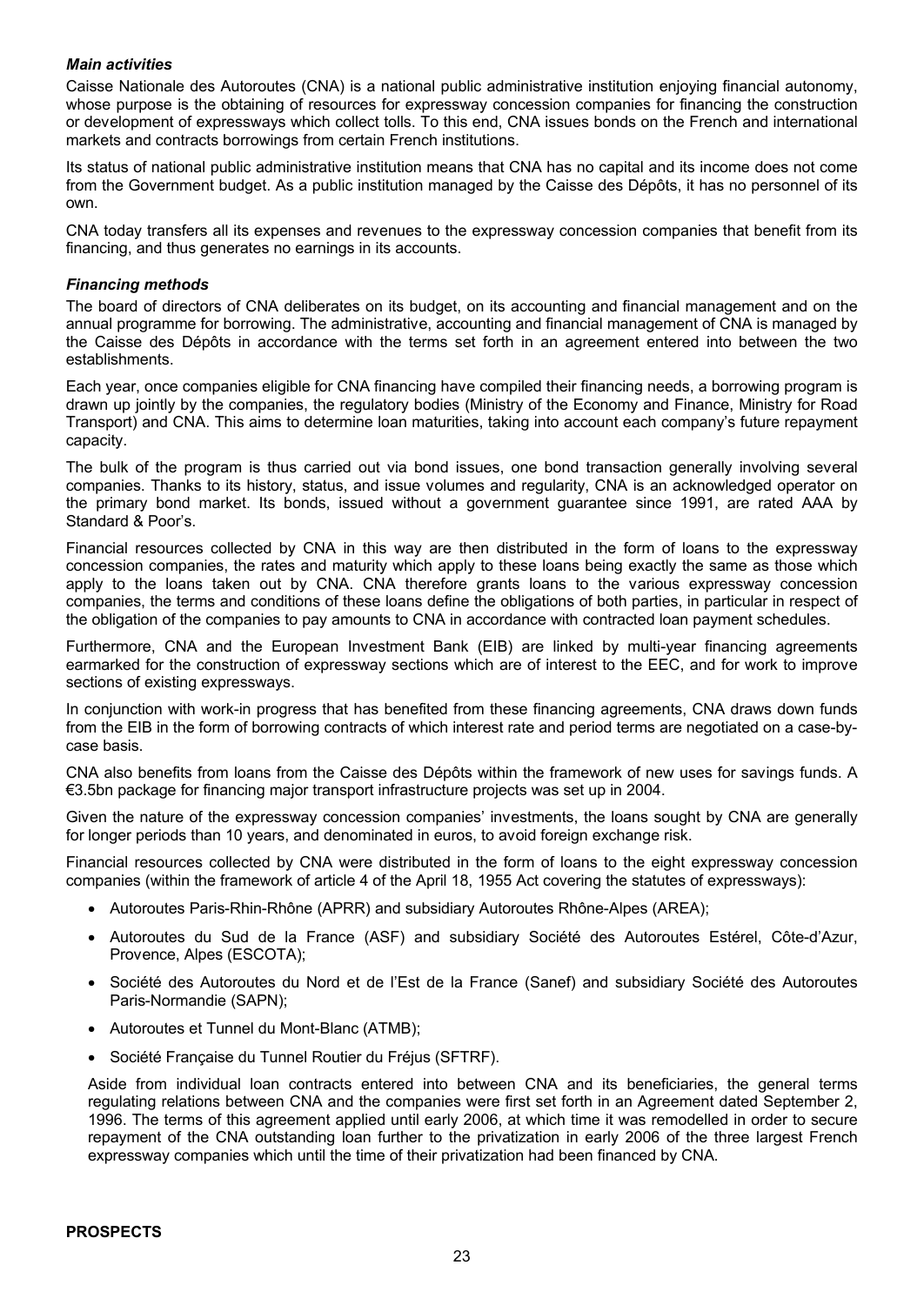### *Main activities*

Caisse Nationale des Autoroutes (CNA) is a national public administrative institution enjoying financial autonomy, whose purpose is the obtaining of resources for expressway concession companies for financing the construction or development of expressways which collect tolls. To this end, CNA issues bonds on the French and international markets and contracts borrowings from certain French institutions.

Its status of national public administrative institution means that CNA has no capital and its income does not come from the Government budget. As a public institution managed by the Caisse des Dépôts, it has no personnel of its own.

CNA today transfers all its expenses and revenues to the expressway concession companies that benefit from its financing, and thus generates no earnings in its accounts.

### *Financing methods*

The board of directors of CNA deliberates on its budget, on its accounting and financial management and on the annual programme for borrowing. The administrative, accounting and financial management of CNA is managed by the Caisse des Dépôts in accordance with the terms set forth in an agreement entered into between the two establishments.

Each year, once companies eligible for CNA financing have compiled their financing needs, a borrowing program is drawn up jointly by the companies, the regulatory bodies (Ministry of the Economy and Finance, Ministry for Road Transport) and CNA. This aims to determine loan maturities, taking into account each company's future repayment capacity.

The bulk of the program is thus carried out via bond issues, one bond transaction generally involving several companies. Thanks to its history, status, and issue volumes and regularity, CNA is an acknowledged operator on the primary bond market. Its bonds, issued without a government guarantee since 1991, are rated AAA by Standard & Poor's.

Financial resources collected by CNA in this way are then distributed in the form of loans to the expressway concession companies, the rates and maturity which apply to these loans being exactly the same as those which apply to the loans taken out by CNA. CNA therefore grants loans to the various expressway concession companies, the terms and conditions of these loans define the obligations of both parties, in particular in respect of the obligation of the companies to pay amounts to CNA in accordance with contracted loan payment schedules.

Furthermore, CNA and the European Investment Bank (EIB) are linked by multi-year financing agreements earmarked for the construction of expressway sections which are of interest to the EEC, and for work to improve sections of existing expressways.

In conjunction with work-in progress that has benefited from these financing agreements, CNA draws down funds from the EIB in the form of borrowing contracts of which interest rate and period terms are negotiated on a case-by-case basis.

CNA also benefits from loans from the Caisse des Dépôts within the framework of new uses for savings funds. A €3.5bn package for financing major transport infrastructure projects was set up in 2004.

Given the nature of the expressway concession companies' investments, the loans sought by CNA are generally for longer periods than 10 years, and denominated in euros, to avoid foreign exchange risk.

Financial resources collected by CNA were distributed in the form of loans to the eight expressway concession companies (within the framework of article 4 of the April 18, 1955 Act covering the statutes of expressways):

- Autoroutes Paris-Rhin-Rhône (APRR) and subsidiary Autoroutes Rhône-Alpes (AREA);
- Autoroutes du Sud de la France (ASF) and subsidiary Société des Autoroutes Estérel, Côte-d'Azur, Provence, Alpes (ESCOTA);
- Société des Autoroutes du Nord et de l'Est de la France (Sanef) and subsidiary Société des Autoroutes Paris-Normandie (SAPN);
- Autoroutes et Tunnel du Mont-Blanc (ATMB);
- Société Française du Tunnel Routier du Fréjus (SFTRF).

Aside from individual loan contracts entered into between CNA and its beneficiaries, the general terms regulating relations between CNA and the companies were first set forth in an Agreement dated September 2, 1996. The terms of this agreement applied until early 2006, at which time it was remodelled in order to secure repayment of the CNA outstanding loan further to the privatization in early 2006 of the three largest French expressway companies which until the time of their privatization had been financed by CNA.

**PROSPECTS**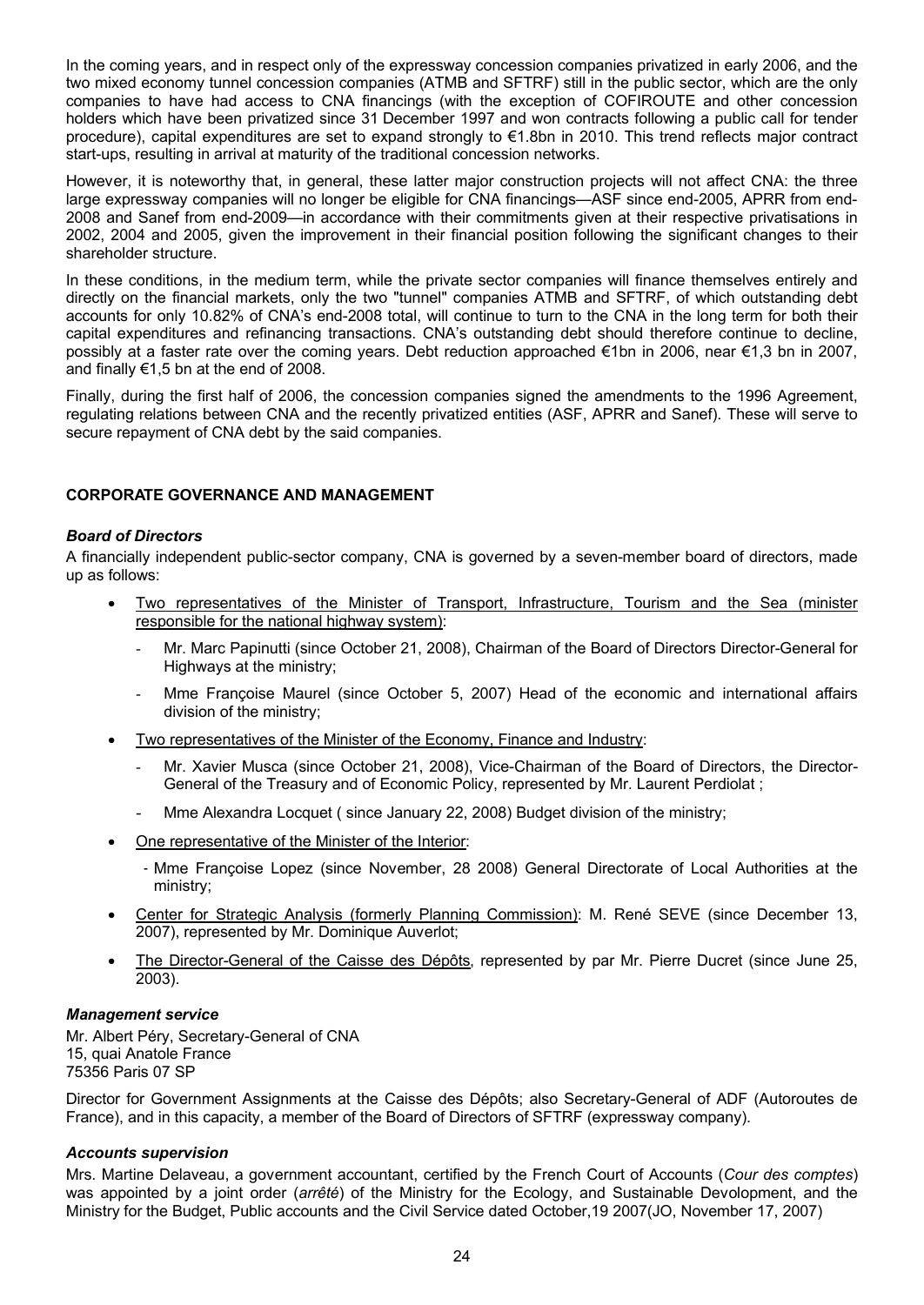In the coming years, and in respect only of the expressway concession companies privatized in early 2006, and the two mixed economy tunnel concession companies (ATMB and SFTRF) still in the public sector, which are the only companies to have had access to CNA financings (with the exception of COFIROUTE and other concession holders which have been privatized since 31 December 1997 and won contracts following a public call for tender procedure), capital expenditures are set to expand strongly to €1.8bn in 2010. This trend reflects major contract start-ups, resulting in arrival at maturity of the traditional concession networks.

However, it is noteworthy that, in general, these latter major construction projects will not affect CNA: the three large expressway companies will no longer be eligible for CNA financings—ASF since end-2005, APRR from end-2008 and Sanef from end-2009—in accordance with their commitments given at their respective privatisations in 2002, 2004 and 2005, given the improvement in their financial position following the significant changes to their shareholder structure.

In these conditions, in the medium term, while the private sector companies will finance themselves entirely and directly on the financial markets, only the two "tunnel" companies ATMB and SFTRF, of which outstanding debt accounts for only 10.82% of CNA's end-2008 total, will continue to turn to the CNA in the long term for both their capital expenditures and refinancing transactions. CNA's outstanding debt should therefore continue to decline, possibly at a faster rate over the coming years. Debt reduction approached €1bn in 2006, near €1,3 bn in 2007, and finally €1,5 bn at the end of 2008.

Finally, during the first half of 2006, the concession companies signed the amendments to the 1996 Agreement, regulating relations between CNA and the recently privatized entities (ASF, APRR and Sanef). These will serve to secure repayment of CNA debt by the said companies.

## CORPORATE GOVERNANCE AND MANAGEMENT

### *Board of Directors*

A financially independent public-sector company, CNA is governed by a seven-member board of directors, made up as follows:

- Two representatives of the Minister of Transport, Infrastructure, Tourism and the Sea (minister responsible for the national highway system):
  - Mr. Marc Papinutti (since October 21, 2008), Chairman of the Board of Directors Director-General for Highways at the ministry;
  - Mme Françoise Maurel (since October 5, 2007) Head of the economic and international affairs division of the ministry;
- Two representatives of the Minister of the Economy, Finance and Industry:
  - Mr. Xavier Musca (since October 21, 2008), Vice-Chairman of the Board of Directors, the Director-General of the Treasury and of Economic Policy, represented by Mr. Laurent Perdiolat ;
  - Mme Alexandra Locquet ( since January 22, 2008) Budget division of the ministry;
- One representative of the Minister of the Interior:
  - Mme Françoise Lopez (since November, 28 2008) General Directorate of Local Authorities at the ministry;
- Center for Strategic Analysis (formerly Planning Commission): M. René SEVE (since December 13, 2007), represented by Mr. Dominique Auverlot;
- The Director-General of the Caisse des Dépôts, represented by par Mr. Pierre Ducret (since June 25, 2003).

### *Management service*

Mr. Albert Péry, Secretary-General of CNA
15, quai Anatole France
75356 Paris 07 SP

Director for Government Assignments at the Caisse des Dépôts; also Secretary-General of ADF (Autoroutes de France), and in this capacity, a member of the Board of Directors of SFTRF (expressway company).

### *Accounts supervision*

Mrs. Martine Delaveau, a government accountant, certified by the French Court of Accounts (*Cour des comptes*) was appointed by a joint order (*arrêté*) of the Ministry for the Ecology, and Sustainable Devolopment, and the Ministry for the Budget, Public accounts and the Civil Service dated October,19 2007(JO, November 17, 2007)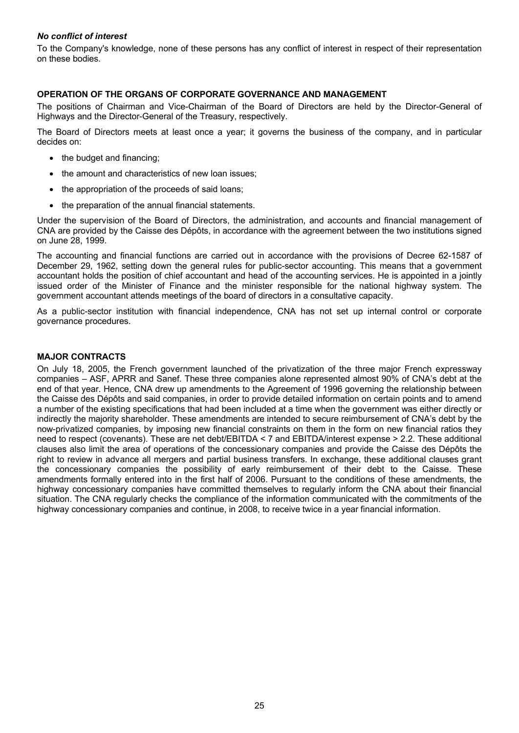### *No conflict of interest*

To the Company's knowledge, none of these persons has any conflict of interest in respect of their representation on these bodies.

## OPERATION OF THE ORGANS OF CORPORATE GOVERNANCE AND MANAGEMENT

The positions of Chairman and Vice-Chairman of the Board of Directors are held by the Director-General of Highways and the Director-General of the Treasury, respectively.

The Board of Directors meets at least once a year; it governs the business of the company, and in particular decides on:

- the budget and financing;
- the amount and characteristics of new loan issues;
- the appropriation of the proceeds of said loans;
- the preparation of the annual financial statements.

Under the supervision of the Board of Directors, the administration, and accounts and financial management of CNA are provided by the Caisse des Dépôts, in accordance with the agreement between the two institutions signed on June 28, 1999.

The accounting and financial functions are carried out in accordance with the provisions of Decree 62-1587 of December 29, 1962, setting down the general rules for public-sector accounting. This means that a government accountant holds the position of chief accountant and head of the accounting services. He is appointed in a jointly issued order of the Minister of Finance and the minister responsible for the national highway system. The government accountant attends meetings of the board of directors in a consultative capacity.

As a public-sector institution with financial independence, CNA has not set up internal control or corporate governance procedures.

## MAJOR CONTRACTS

On July 18, 2005, the French government launched of the privatization of the three major French expressway companies – ASF, APRR and Sanef. These three companies alone represented almost 90% of CNA's debt at the end of that year. Hence, CNA drew up amendments to the Agreement of 1996 governing the relationship between the Caisse des Dépôts and said companies, in order to provide detailed information on certain points and to amend a number of the existing specifications that had been included at a time when the government was either directly or indirectly the majority shareholder. These amendments are intended to secure reimbursement of CNA's debt by the now-privatized companies, by imposing new financial constraints on them in the form on new financial ratios they need to respect (covenants). These are net debt/EBITDA < 7 and EBITDA/interest expense > 2.2. These additional clauses also limit the area of operations of the concessionary companies and provide the Caisse des Dépôts the right to review in advance all mergers and partial business transfers. In exchange, these additional clauses grant the concessionary companies the possibility of early reimbursement of their debt to the Caisse. These amendments formally entered into in the first half of 2006. Pursuant to the conditions of these amendments, the highway concessionary companies have committed themselves to regularly inform the CNA about their financial situation. The CNA regularly checks the compliance of the information communicated with the commitments of the highway concessionary companies and continue, in 2008, to receive twice in a year financial information.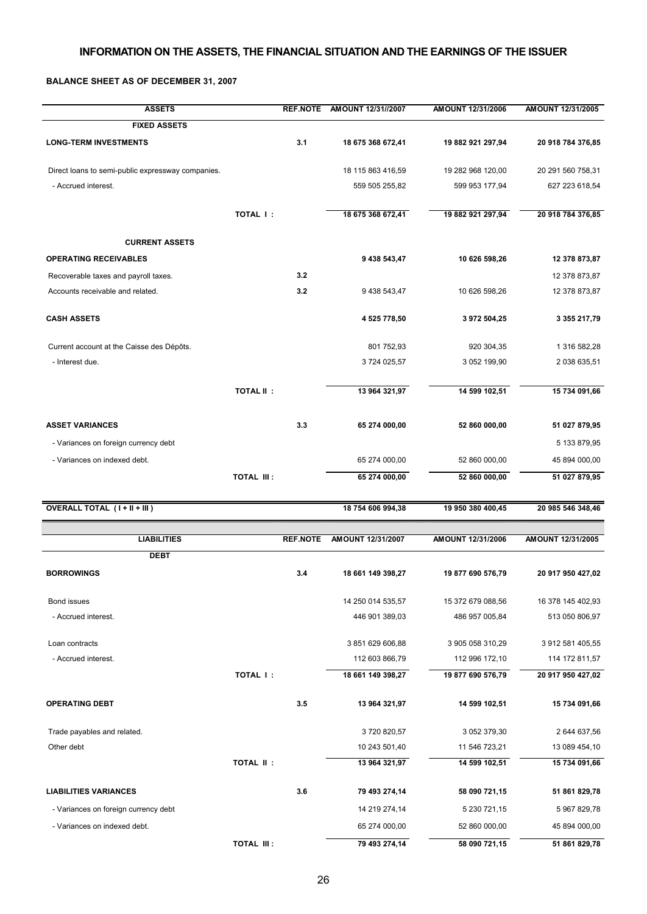# INFORMATION ON THE ASSETS, THE FINANCIAL SITUATION AND THE EARNINGS OF THE ISSUER

**BALANCE SHEET AS OF DECEMBER 31, 2007**

| ASSETS | | REF.NOTE | AMOUNT 12/31//2007 | AMOUNT 12/31/2006 | AMOUNT 12/31/2005 |
|---|---|---|---|---|---|
| **FIXED ASSETS** | | | | | |
| **LONG-TERM INVESTMENTS** | | 3.1 | 18 675 368 672,41 | 19 882 921 297,94 | 20 918 784 376,85 |
| Direct loans to semi-public expressway companies. | | | 18 115 863 416,59 | 19 282 968 120,00 | 20 291 560 758,31 |
| - Accrued interest. | | | 559 505 255,82 | 599 953 177,94 | 627 223 618,54 |
| | TOTAL I : | | 18 675 368 672,41 | 19 882 921 297,94 | 20 918 784 376,85 |
| **CURRENT ASSETS** | | | | | |
| **OPERATING RECEIVABLES** | | | 9 438 543,47 | 10 626 598,26 | 12 378 873,87 |
| Recoverable taxes and payroll taxes. | | 3.2 | | | 12 378 873,87 |
| Accounts receivable and related. | | 3.2 | 9 438 543,47 | 10 626 598,26 | 12 378 873,87 |
| **CASH ASSETS** | | | 4 525 778,50 | 3 972 504,25 | 3 355 217,79 |
| Current account at the Caisse des Dépôts. | | | 801 752,93 | 920 304,35 | 1 316 582,28 |
| - Interest due. | | | 3 724 025,57 | 3 052 199,90 | 2 038 635,51 |
| | TOTAL II : | | 13 964 321,97 | 14 599 102,51 | 15 734 091,66 |
| **ASSET VARIANCES** | | 3.3 | 65 274 000,00 | 52 860 000,00 | 51 027 879,95 |
| - Variances on foreign currency debt | | | | | 5 133 879,95 |
| - Variances on indexed debt. | | | 65 274 000,00 | 52 860 000,00 | 45 894 000,00 |
| | TOTAL III : | | 65 274 000,00 | 52 860 000,00 | 51 027 879,95 |
| **OVERALL TOTAL ( I + II + III )** | | | 18 754 606 994,38 | 19 950 380 400,45 | 20 985 546 348,46 |

| LIABILITIES | | REF.NOTE | AMOUNT 12/31/2007 | AMOUNT 12/31/2006 | AMOUNT 12/31/2005 |
|---|---|---|---|---|---|
| **DEBT** | | | | | |
| **BORROWINGS** | | 3.4 | 18 661 149 398,27 | 19 877 690 576,79 | 20 917 950 427,02 |
| Bond issues | | | 14 250 014 535,57 | 15 372 679 088,56 | 16 378 145 402,93 |
| - Accrued interest. | | | 446 901 389,03 | 486 957 005,84 | 513 050 806,97 |
| Loan contracts | | | 3 851 629 606,88 | 3 905 058 310,29 | 3 912 581 405,55 |
| - Accrued interest. | | | 112 603 866,79 | 112 996 172,10 | 114 172 811,57 |
| | TOTAL I : | | 18 661 149 398,27 | 19 877 690 576,79 | 20 917 950 427,02 |
| **OPERATING DEBT** | | 3.5 | 13 964 321,97 | 14 599 102,51 | 15 734 091,66 |
| Trade payables and related. | | | 3 720 820,57 | 3 052 379,30 | 2 644 637,56 |
| Other debt | | | 10 243 501,40 | 11 546 723,21 | 13 089 454,10 |
| | TOTAL II : | | 13 964 321,97 | 14 599 102,51 | 15 734 091,66 |
| **LIABILITIES VARIANCES** | | 3.6 | 79 493 274,14 | 58 090 721,15 | 51 861 829,78 |
| - Variances on foreign currency debt | | | 14 219 274,14 | 5 230 721,15 | 5 967 829,78 |
| - Variances on indexed debt. | | | 65 274 000,00 | 52 860 000,00 | 45 894 000,00 |
| | TOTAL III : | | 79 493 274,14 | 58 090 721,15 | 51 861 829,78 |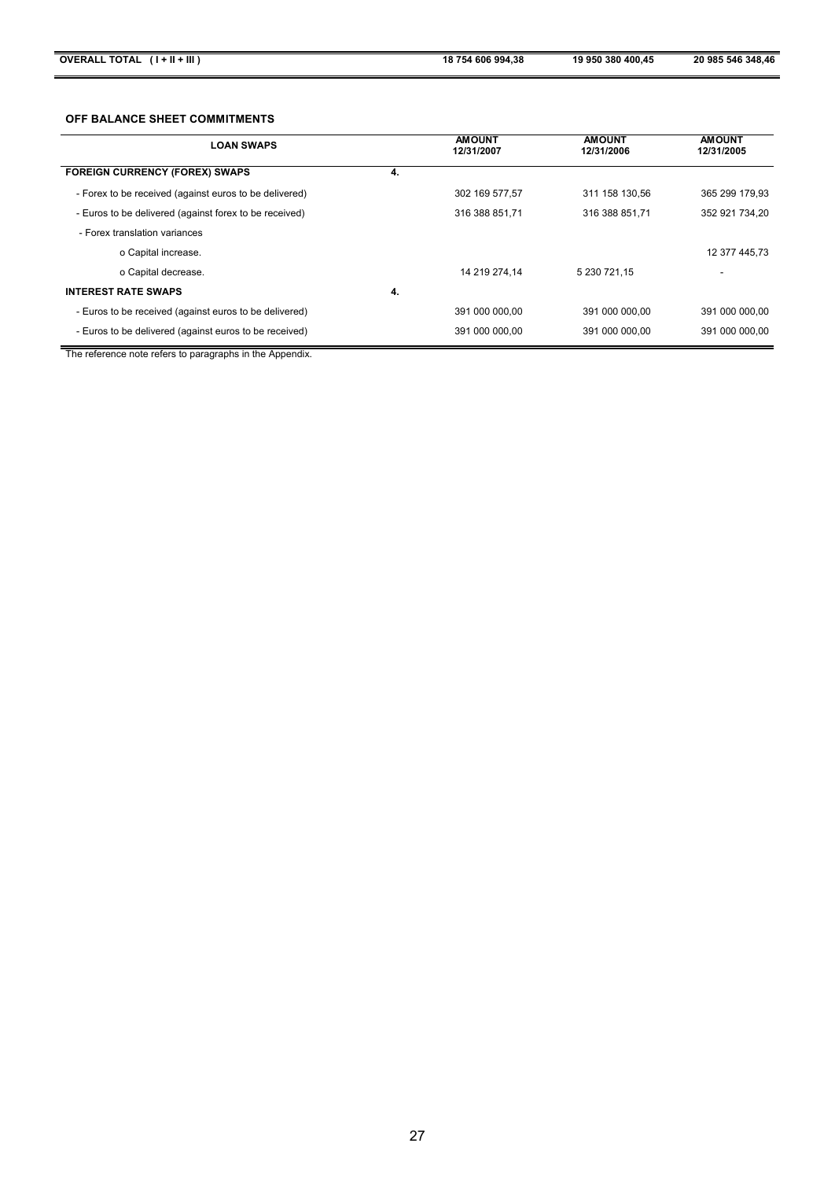| OVERALL TOTAL ( I + II + III ) | 18 754 606 994,38 | 19 950 380 400,45 | 20 985 546 348,46 |
|---|---|---|---|

## OFF BALANCE SHEET COMMITMENTS

| LOAN SWAPS | | AMOUNT 12/31/2007 | AMOUNT 12/31/2006 | AMOUNT 12/31/2005 |
|---|---|---|---|---|
| **FOREIGN CURRENCY (FOREX) SWAPS** | 4. | | | |
| - Forex to be received (against euros to be delivered) | | 302 169 577,57 | 311 158 130,56 | 365 299 179,93 |
| - Euros to be delivered (against forex to be received) | | 316 388 851,71 | 316 388 851,71 | 352 921 734,20 |
| - Forex translation variances | | | | |
| o Capital increase. | | | | 12 377 445,73 |
| o Capital decrease. | | 14 219 274,14 | 5 230 721,15 | - |
| **INTEREST RATE SWAPS** | 4. | | | |
| - Euros to be received (against euros to be delivered) | | 391 000 000,00 | 391 000 000,00 | 391 000 000,00 |
| - Euros to be delivered (against euros to be received) | | 391 000 000,00 | 391 000 000,00 | 391 000 000,00 |

The reference note refers to paragraphs in the Appendix.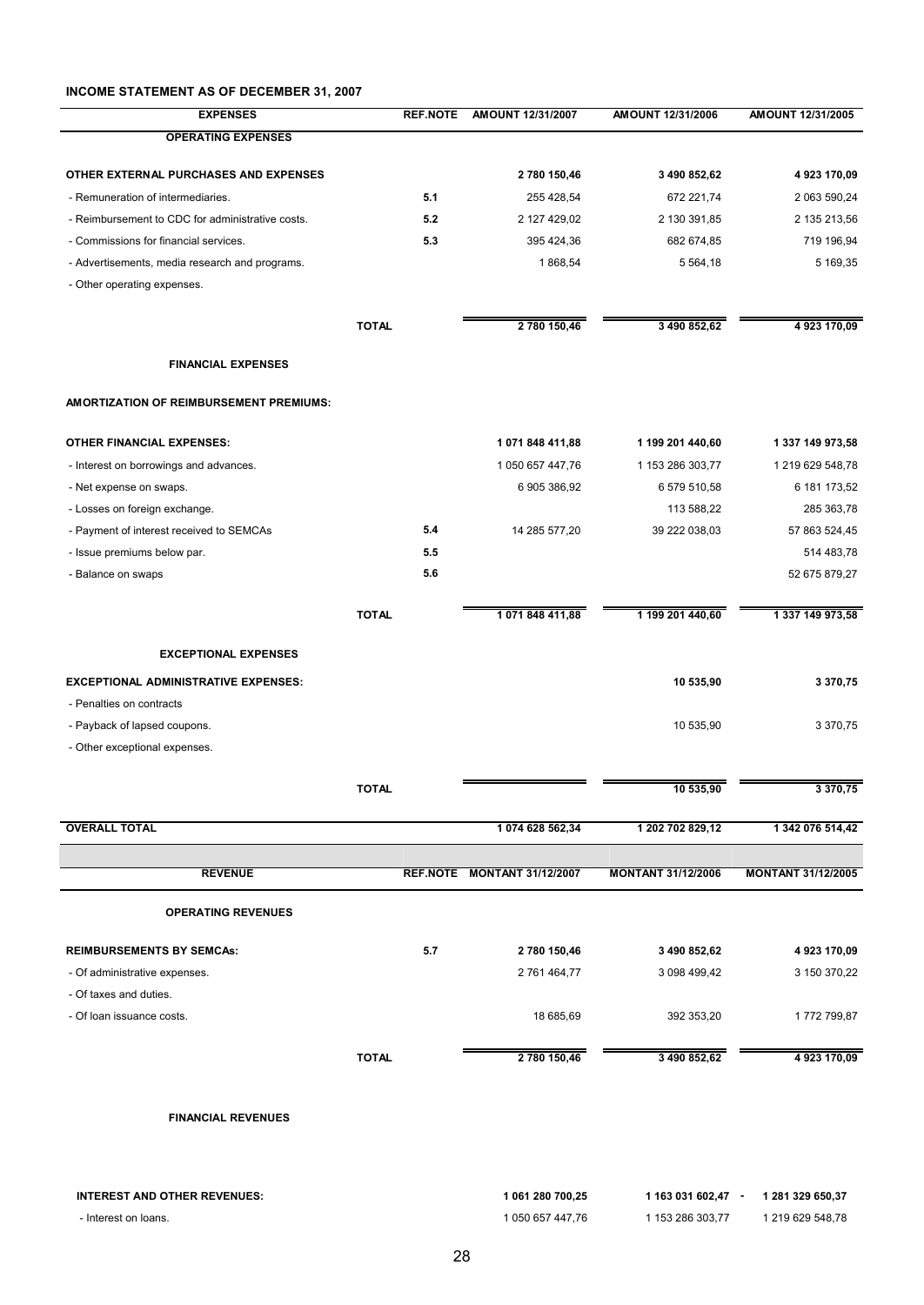## INCOME STATEMENT AS OF DECEMBER 31, 2007

| EXPENSES | REF.NOTE | AMOUNT 12/31/2007 | AMOUNT 12/31/2006 | AMOUNT 12/31/2005 |
|---|---|---|---|---|
| **OPERATING EXPENSES** | | | | |
| **OTHER EXTERNAL PURCHASES AND EXPENSES** | | **2 780 150,46** | **3 490 852,62** | **4 923 170,09** |
| - Remuneration of intermediaries. | 5.1 | 255 428,54 | 672 221,74 | 2 063 590,24 |
| - Reimbursement to CDC for administrative costs. | 5.2 | 2 127 429,02 | 2 130 391,85 | 2 135 213,56 |
| - Commissions for financial services. | 5.3 | 395 424,36 | 682 674,85 | 719 196,94 |
| - Advertisements, media research and programs. | | 1 868,54 | 5 564,18 | 5 169,35 |
| - Other operating expenses. | | | | |
| **TOTAL** | | **2 780 150,46** | **3 490 852,62** | **4 923 170,09** |
| **FINANCIAL EXPENSES** | | | | |
| **AMORTIZATION OF REIMBURSEMENT PREMIUMS:** | | | | |
| **OTHER FINANCIAL EXPENSES:** | | **1 071 848 411,88** | **1 199 201 440,60** | **1 337 149 973,58** |
| - Interest on borrowings and advances. | | 1 050 657 447,76 | 1 153 286 303,77 | 1 219 629 548,78 |
| - Net expense on swaps. | | 6 905 386,92 | 6 579 510,58 | 6 181 173,52 |
| - Losses on foreign exchange. | | | 113 588,22 | 285 363,78 |
| - Payment of interest received to SEMCAs | 5.4 | 14 285 577,20 | 39 222 038,03 | 57 863 524,45 |
| - Issue premiums below par. | 5.5 | | | 514 483,78 |
| - Balance on swaps | 5.6 | | | 52 675 879,27 |
| **TOTAL** | | **1 071 848 411,88** | **1 199 201 440,60** | **1 337 149 973,58** |
| **EXCEPTIONAL EXPENSES** | | | | |
| **EXCEPTIONAL ADMINISTRATIVE EXPENSES:** | | | **10 535,90** | **3 370,75** |
| - Penalties on contracts | | | | |
| - Payback of lapsed coupons. | | | 10 535,90 | 3 370,75 |
| - Other exceptional expenses. | | | | |
| **TOTAL** | | | **10 535,90** | **3 370,75** |
| **OVERALL TOTAL** | | **1 074 628 562,34** | **1 202 702 829,12** | **1 342 076 514,42** |

| REVENUE | REF.NOTE | MONTANT 31/12/2007 | MONTANT 31/12/2006 | MONTANT 31/12/2005 |
|---|---|---|---|---|
| **OPERATING REVENUES** | | | | |
| **REIMBURSEMENTS BY SEMCAs:** | 5.7 | **2 780 150,46** | **3 490 852,62** | **4 923 170,09** |
| - Of administrative expenses. | | 2 761 464,77 | 3 098 499,42 | 3 150 370,22 |
| - Of taxes and duties. | | | | |
| - Of loan issuance costs. | | 18 685,69 | 392 353,20 | 1 772 799,87 |
| **TOTAL** | | **2 780 150,46** | **3 490 852,62** | **4 923 170,09** |
| **FINANCIAL REVENUES** | | | | |
| **INTEREST AND OTHER REVENUES:** | | **1 061 280 700,25** | **1 163 031 602,47** - | **1 281 329 650,37** |
| - Interest on loans. | | 1 050 657 447,76 | 1 153 286 303,77 | 1 219 629 548,78 |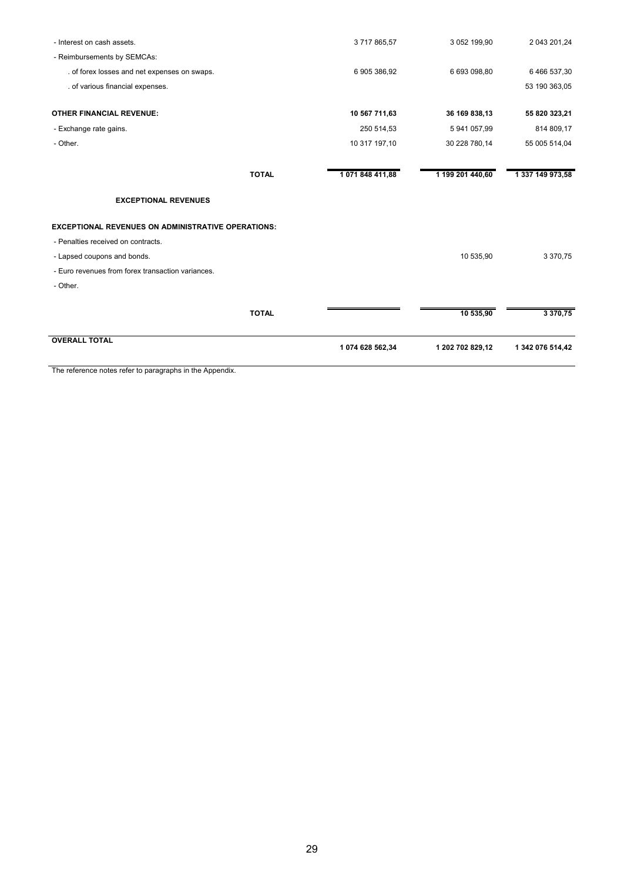| | | | |
|---|---|---|---|
| - Interest on cash assets. | 3 717 865,57 | 3 052 199,90 | 2 043 201,24 |
| - Reimbursements by SEMCAs: | | | |
| . of forex losses and net expenses on swaps. | 6 905 386,92 | 6 693 098,80 | 6 466 537,30 |
| . of various financial expenses. | | | 53 190 363,05 |
| **OTHER FINANCIAL REVENUE:** | **10 567 711,63** | **36 169 838,13** | **55 820 323,21** |
| - Exchange rate gains. | 250 514,53 | 5 941 057,99 | 814 809,17 |
| - Other. | 10 317 197,10 | 30 228 780,14 | 55 005 514,04 |
| **TOTAL** | **1 071 848 411,88** | **1 199 201 440,60** | **1 337 149 973,58** |
| **EXCEPTIONAL REVENUES** | | | |
| **EXCEPTIONAL REVENUES ON ADMINISTRATIVE OPERATIONS:** | | | |
| - Penalties received on contracts. | | | |
| - Lapsed coupons and bonds. | | 10 535,90 | 3 370,75 |
| - Euro revenues from forex transaction variances. | | | |
| - Other. | | | |
| **TOTAL** | | **10 535,90** | **3 370,75** |
| **OVERALL TOTAL** | **1 074 628 562,34** | **1 202 702 829,12** | **1 342 076 514,42** |

The reference notes refer to paragraphs in the Appendix.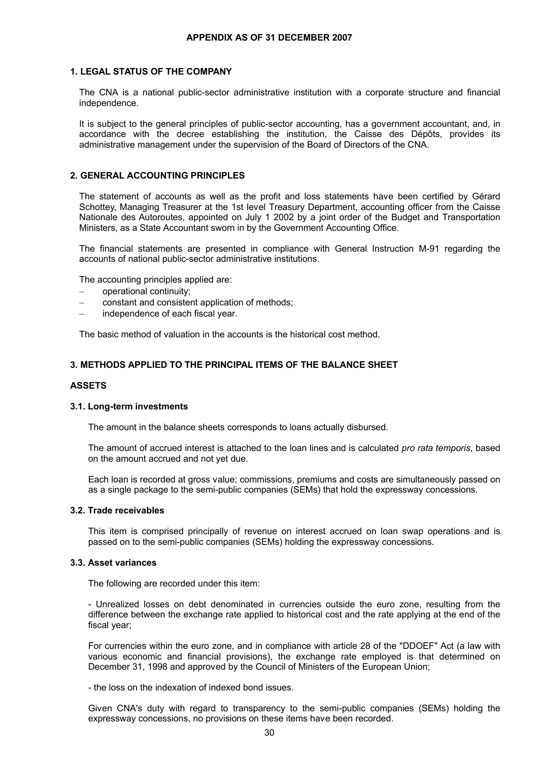# APPENDIX AS OF 31 DECEMBER 2007

## 1. LEGAL STATUS OF THE COMPANY

The CNA is a national public-sector administrative institution with a corporate structure and financial independence.

It is subject to the general principles of public-sector accounting, has a government accountant, and, in accordance with the decree establishing the institution, the Caisse des Dépôts, provides its administrative management under the supervision of the Board of Directors of the CNA.

## 2. GENERAL ACCOUNTING PRINCIPLES

The statement of accounts as well as the profit and loss statements have been certified by Gérard Schottey, Managing Treasurer at the 1st level Treasury Department, accounting officer from the Caisse Nationale des Autoroutes, appointed on July 1 2002 by a joint order of the Budget and Transportation Ministers, as a State Accountant sworn in by the Government Accounting Office.

The financial statements are presented in compliance with General Instruction M-91 regarding the accounts of national public-sector administrative institutions.

The accounting principles applied are:

- operational continuity;
- constant and consistent application of methods;
- independence of each fiscal year.

The basic method of valuation in the accounts is the historical cost method.

## 3. METHODS APPLIED TO THE PRINCIPAL ITEMS OF THE BALANCE SHEET

### ASSETS

#### 3.1. Long-term investments

The amount in the balance sheets corresponds to loans actually disbursed.

The amount of accrued interest is attached to the loan lines and is calculated *pro rata temporis*, based on the amount accrued and not yet due.

Each loan is recorded at gross value; commissions, premiums and costs are simultaneously passed on as a single package to the semi-public companies (SEMs) that hold the expressway concessions.

#### 3.2. Trade receivables

This item is comprised principally of revenue on interest accrued on loan swap operations and is passed on to the semi-public companies (SEMs) holding the expressway concessions.

#### 3.3. Asset variances

The following are recorded under this item:

- Unrealized losses on debt denominated in currencies outside the euro zone, resulting from the difference between the exchange rate applied to historical cost and the rate applying at the end of the fiscal year;

For currencies within the euro zone, and in compliance with article 28 of the "DDOEF" Act (a law with various economic and financial provisions), the exchange rate employed is that determined on December 31, 1998 and approved by the Council of Ministers of the European Union;

- the loss on the indexation of indexed bond issues.

Given CNA's duty with regard to transparency to the semi-public companies (SEMs) holding the expressway concessions, no provisions on these items have been recorded.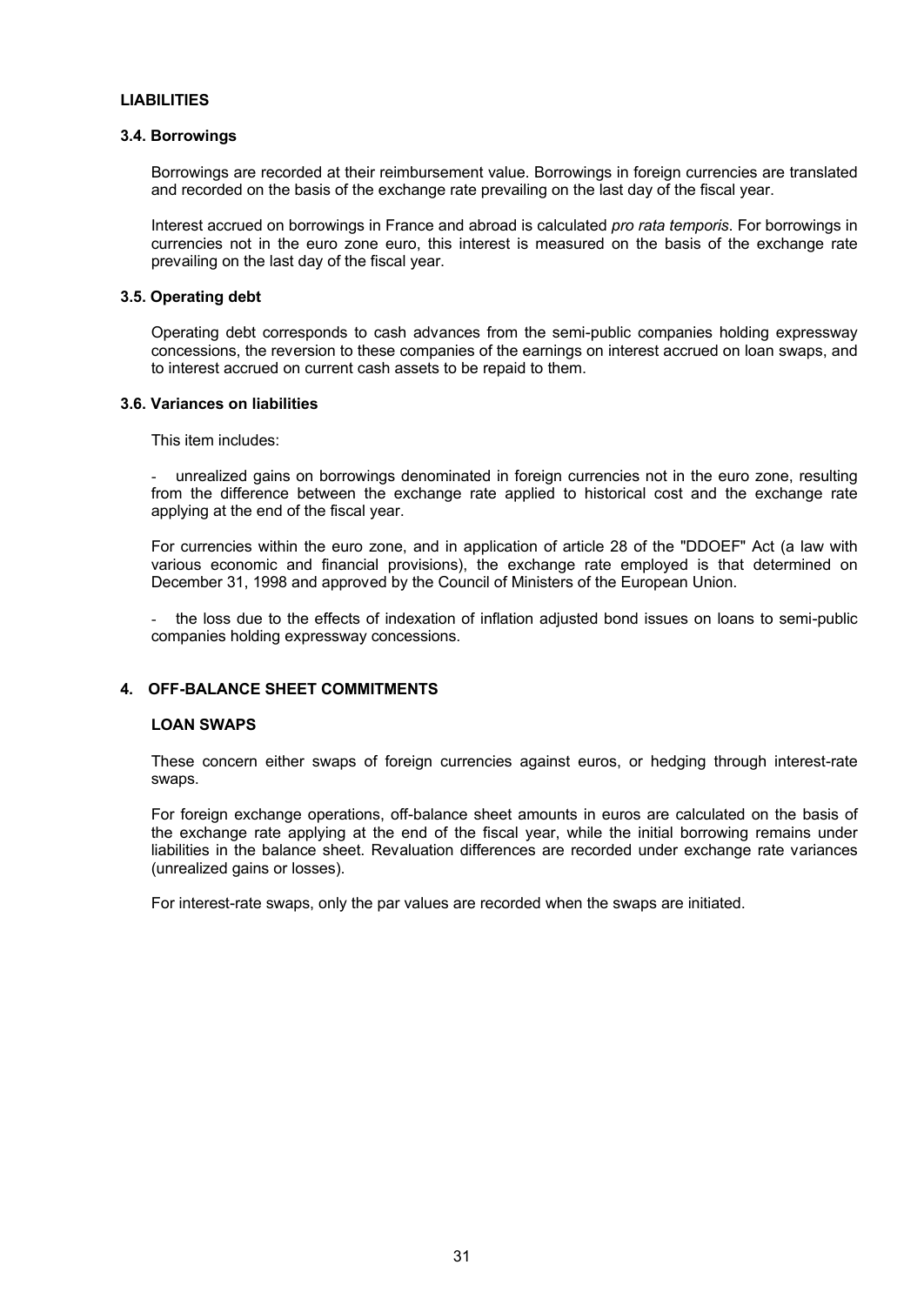**LIABILITIES**

### 3.4. Borrowings

Borrowings are recorded at their reimbursement value. Borrowings in foreign currencies are translated and recorded on the basis of the exchange rate prevailing on the last day of the fiscal year.

Interest accrued on borrowings in France and abroad is calculated *pro rata temporis*. For borrowings in currencies not in the euro zone euro, this interest is measured on the basis of the exchange rate prevailing on the last day of the fiscal year.

### 3.5. Operating debt

Operating debt corresponds to cash advances from the semi-public companies holding expressway concessions, the reversion to these companies of the earnings on interest accrued on loan swaps, and to interest accrued on current cash assets to be repaid to them.

### 3.6. Variances on liabilities

This item includes:

- unrealized gains on borrowings denominated in foreign currencies not in the euro zone, resulting from the difference between the exchange rate applied to historical cost and the exchange rate applying at the end of the fiscal year.

For currencies within the euro zone, and in application of article 28 of the "DDOEF" Act (a law with various economic and financial provisions), the exchange rate employed is that determined on December 31, 1998 and approved by the Council of Ministers of the European Union.

- the loss due to the effects of indexation of inflation adjusted bond issues on loans to semi-public companies holding expressway concessions.

## 4. OFF-BALANCE SHEET COMMITMENTS

**LOAN SWAPS**

These concern either swaps of foreign currencies against euros, or hedging through interest-rate swaps.

For foreign exchange operations, off-balance sheet amounts in euros are calculated on the basis of the exchange rate applying at the end of the fiscal year, while the initial borrowing remains under liabilities in the balance sheet. Revaluation differences are recorded under exchange rate variances (unrealized gains or losses).

For interest-rate swaps, only the par values are recorded when the swaps are initiated.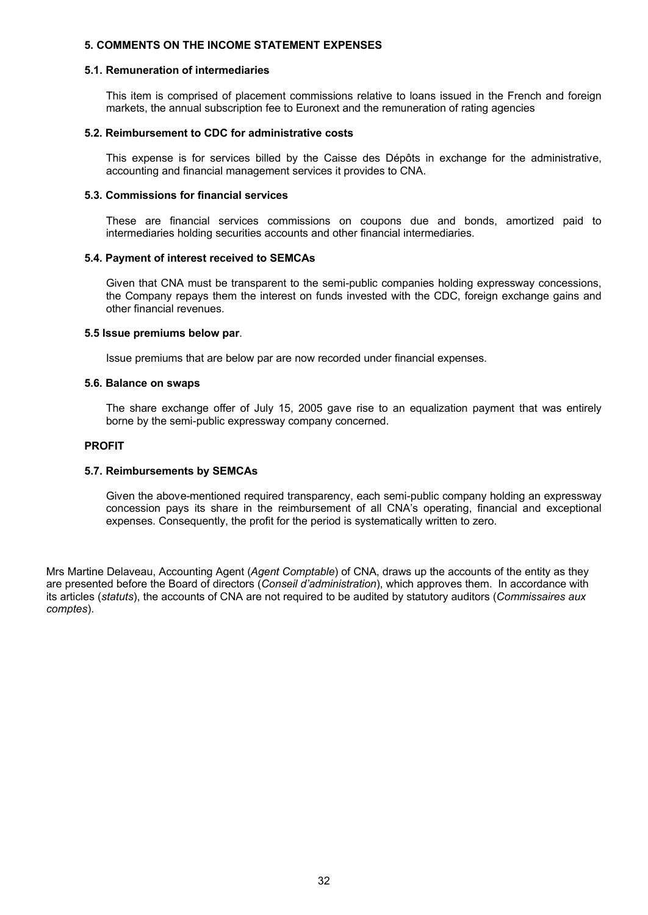## 5. COMMENTS ON THE INCOME STATEMENT EXPENSES

### 5.1. Remuneration of intermediaries

This item is comprised of placement commissions relative to loans issued in the French and foreign markets, the annual subscription fee to Euronext and the remuneration of rating agencies

### 5.2. Reimbursement to CDC for administrative costs

This expense is for services billed by the Caisse des Dépôts in exchange for the administrative, accounting and financial management services it provides to CNA.

### 5.3. Commissions for financial services

These are financial services commissions on coupons due and bonds, amortized paid to intermediaries holding securities accounts and other financial intermediaries.

### 5.4. Payment of interest received to SEMCAs

Given that CNA must be transparent to the semi-public companies holding expressway concessions, the Company repays them the interest on funds invested with the CDC, foreign exchange gains and other financial revenues.

### 5.5 Issue premiums below par.

Issue premiums that are below par are now recorded under financial expenses.

### 5.6. Balance on swaps

The share exchange offer of July 15, 2005 gave rise to an equalization payment that was entirely borne by the semi-public expressway company concerned.

## PROFIT

### 5.7. Reimbursements by SEMCAs

Given the above-mentioned required transparency, each semi-public company holding an expressway concession pays its share in the reimbursement of all CNA's operating, financial and exceptional expenses. Consequently, the profit for the period is systematically written to zero.

Mrs Martine Delaveau, Accounting Agent (*Agent Comptable*) of CNA, draws up the accounts of the entity as they are presented before the Board of directors (*Conseil d'administration*), which approves them. In accordance with its articles (*statuts*), the accounts of CNA are not required to be audited by statutory auditors (*Commissaires aux comptes*).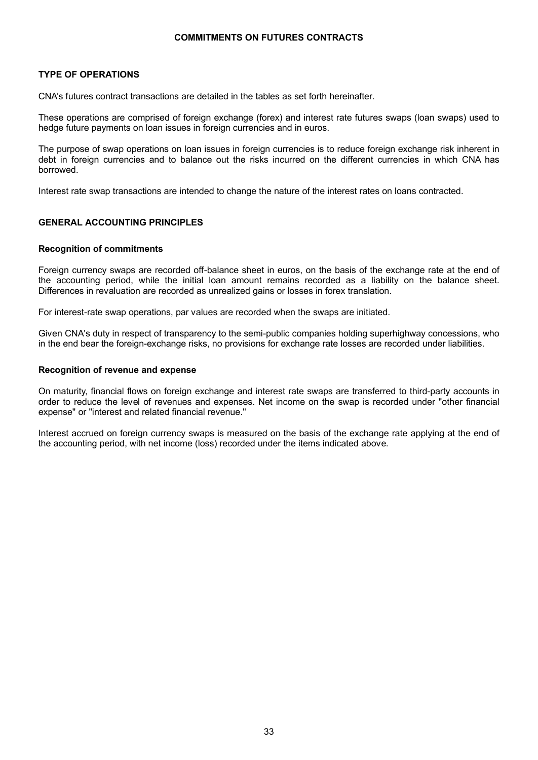# COMMITMENTS ON FUTURES CONTRACTS

## TYPE OF OPERATIONS

CNA's futures contract transactions are detailed in the tables as set forth hereinafter.

These operations are comprised of foreign exchange (forex) and interest rate futures swaps (loan swaps) used to hedge future payments on loan issues in foreign currencies and in euros.

The purpose of swap operations on loan issues in foreign currencies is to reduce foreign exchange risk inherent in debt in foreign currencies and to balance out the risks incurred on the different currencies in which CNA has borrowed.

Interest rate swap transactions are intended to change the nature of the interest rates on loans contracted.

## GENERAL ACCOUNTING PRINCIPLES

### Recognition of commitments

Foreign currency swaps are recorded off-balance sheet in euros, on the basis of the exchange rate at the end of the accounting period, while the initial loan amount remains recorded as a liability on the balance sheet. Differences in revaluation are recorded as unrealized gains or losses in forex translation.

For interest-rate swap operations, par values are recorded when the swaps are initiated.

Given CNA's duty in respect of transparency to the semi-public companies holding superhighway concessions, who in the end bear the foreign-exchange risks, no provisions for exchange rate losses are recorded under liabilities.

### Recognition of revenue and expense

On maturity, financial flows on foreign exchange and interest rate swaps are transferred to third-party accounts in order to reduce the level of revenues and expenses. Net income on the swap is recorded under "other financial expense" or "interest and related financial revenue."

Interest accrued on foreign currency swaps is measured on the basis of the exchange rate applying at the end of the accounting period, with net income (loss) recorded under the items indicated above.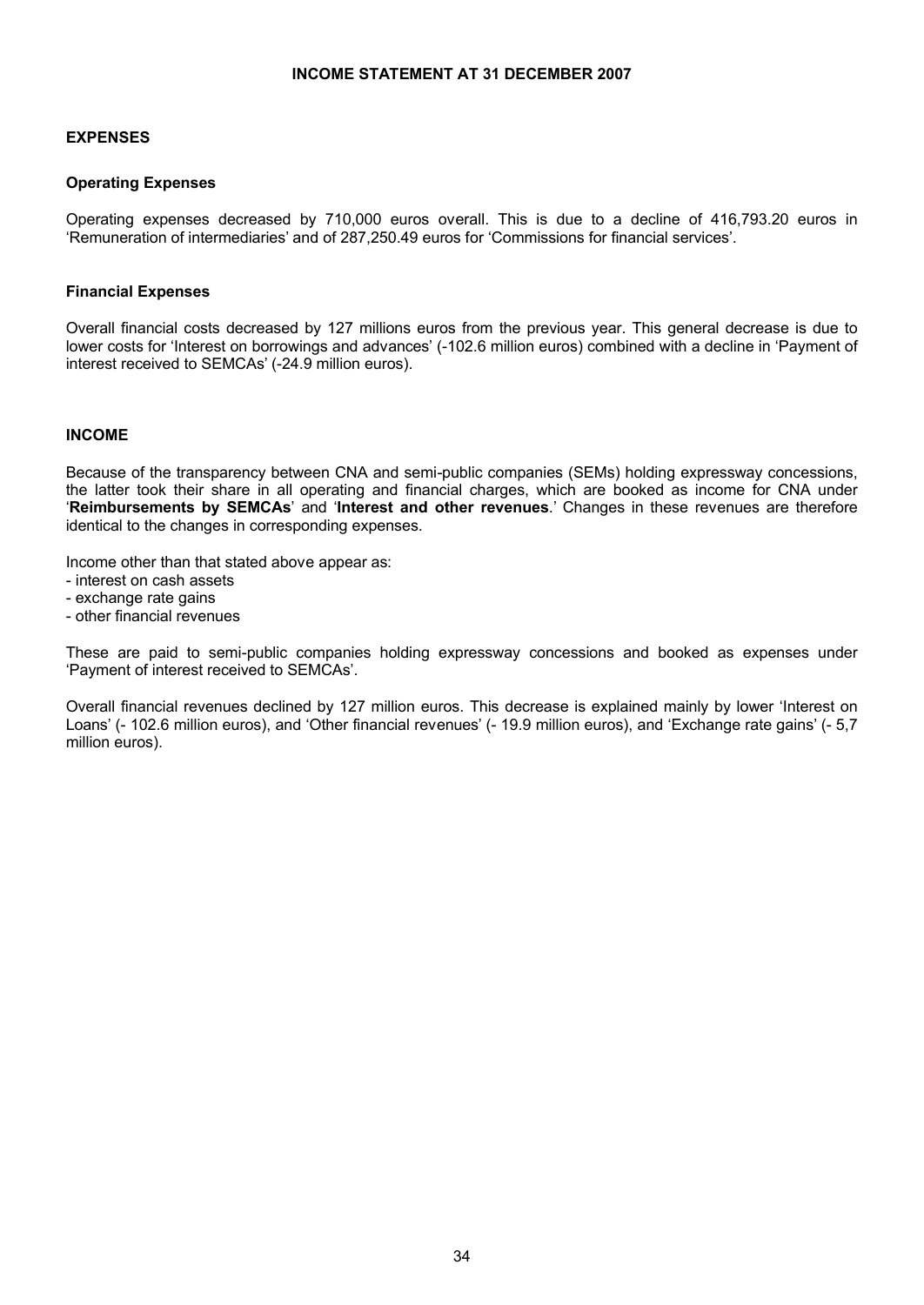# INCOME STATEMENT AT 31 DECEMBER 2007

## EXPENSES

### Operating Expenses

Operating expenses decreased by 710,000 euros overall. This is due to a decline of 416,793.20 euros in 'Remuneration of intermediaries' and of 287,250.49 euros for 'Commissions for financial services'.

### Financial Expenses

Overall financial costs decreased by 127 millions euros from the previous year. This general decrease is due to lower costs for 'Interest on borrowings and advances' (-102.6 million euros) combined with a decline in 'Payment of interest received to SEMCAs' (-24.9 million euros).

## INCOME

Because of the transparency between CNA and semi-public companies (SEMs) holding expressway concessions, the latter took their share in all operating and financial charges, which are booked as income for CNA under '**Reimbursements by SEMCAs**' and '**Interest and other revenues**.' Changes in these revenues are therefore identical to the changes in corresponding expenses.

Income other than that stated above appear as:
- interest on cash assets
- exchange rate gains
- other financial revenues

These are paid to semi-public companies holding expressway concessions and booked as expenses under 'Payment of interest received to SEMCAs'.

Overall financial revenues declined by 127 million euros. This decrease is explained mainly by lower 'Interest on Loans' (- 102.6 million euros), and 'Other financial revenues' (- 19.9 million euros), and 'Exchange rate gains' (- 5,7 million euros).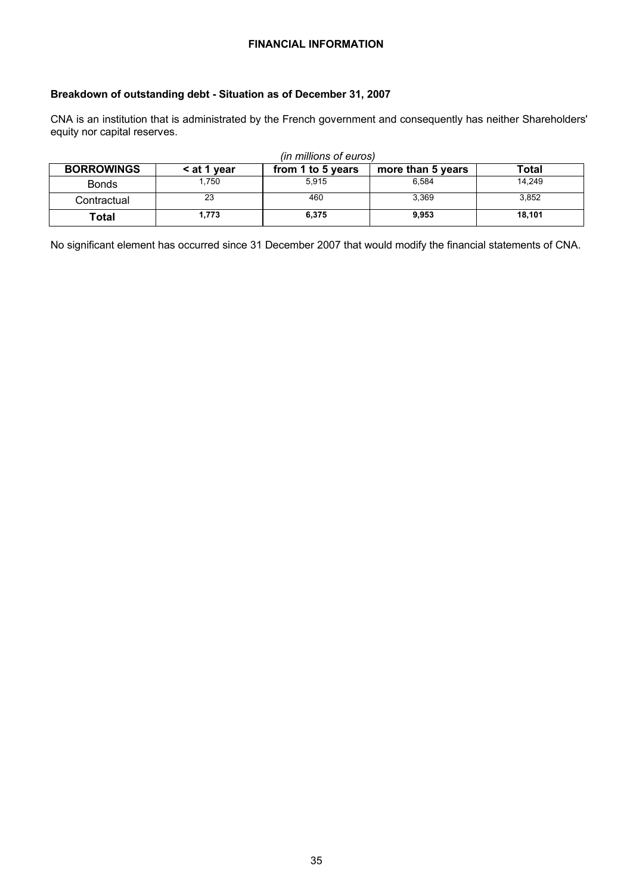## FINANCIAL INFORMATION

### Breakdown of outstanding debt - Situation as of December 31, 2007

CNA is an institution that is administrated by the French government and consequently has neither Shareholders' equity nor capital reserves.

*(in millions of euros)*

| BORROWINGS | < at 1 year | from 1 to 5 years | more than 5 years | Total |
|---|---|---|---|---|
| Bonds | 1,750 | 5,915 | 6,584 | 14,249 |
| Contractual | 23 | 460 | 3,369 | 3,852 |
| **Total** | **1,773** | **6,375** | **9,953** | **18,101** |

No significant element has occurred since 31 December 2007 that would modify the financial statements of CNA.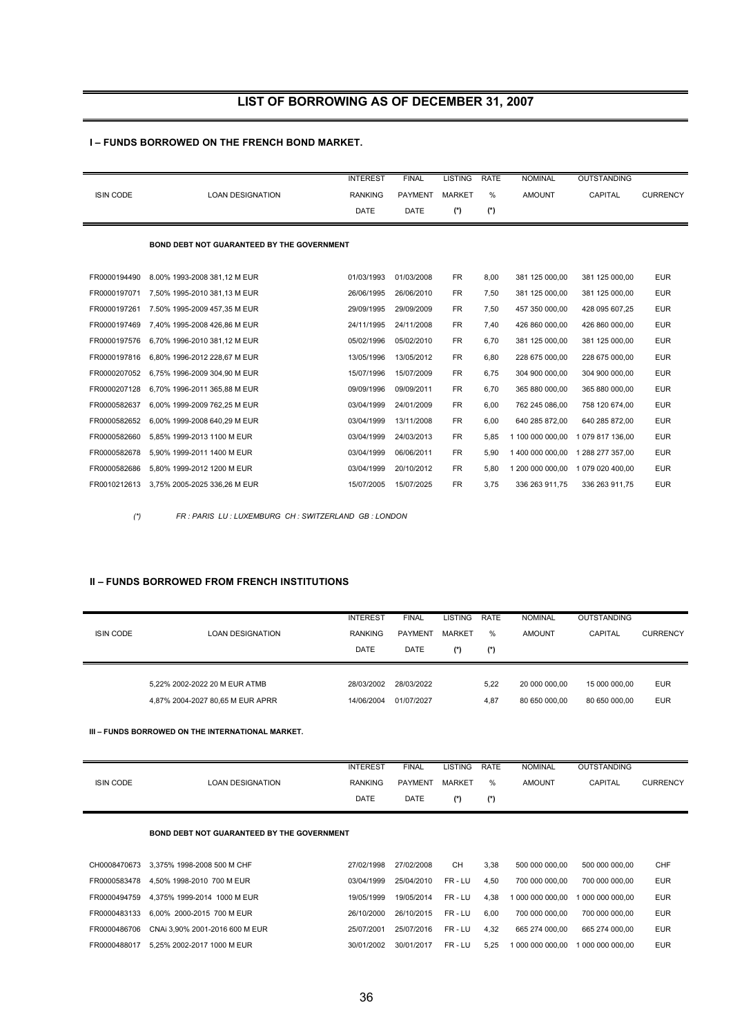# LIST OF BORROWING AS OF DECEMBER 31, 2007

## I – FUNDS BORROWED ON THE FRENCH BOND MARKET.

| ISIN CODE | LOAN DESIGNATION | INTEREST RANKING DATE | FINAL PAYMENT DATE | LISTING MARKET (*) | RATE % (*) | NOMINAL AMOUNT | OUTSTANDING CAPITAL | CURRENCY |
|---|---|---|---|---|---|---|---|---|
| | **BOND DEBT NOT GUARANTEED BY THE GOVERNMENT** | | | | | | | |
| FR0000194490 | 8.00% 1993-2008 381,12 M EUR | 01/03/1993 | 01/03/2008 | FR | 8,00 | 381 125 000,00 | 381 125 000,00 | EUR |
| FR0000197071 | 7,50% 1995-2010 381,13 M EUR | 26/06/1995 | 26/06/2010 | FR | 7,50 | 381 125 000,00 | 381 125 000,00 | EUR |
| FR0000197261 | 7.50% 1995-2009 457,35 M EUR | 29/09/1995 | 29/09/2009 | FR | 7,50 | 457 350 000,00 | 428 095 607,25 | EUR |
| FR0000197469 | 7,40% 1995-2008 426,86 M EUR | 24/11/1995 | 24/11/2008 | FR | 7,40 | 426 860 000,00 | 426 860 000,00 | EUR |
| FR0000197576 | 6,70% 1996-2010 381,12 M EUR | 05/02/1996 | 05/02/2010 | FR | 6,70 | 381 125 000,00 | 381 125 000,00 | EUR |
| FR0000197816 | 6,80% 1996-2012 228,67 M EUR | 13/05/1996 | 13/05/2012 | FR | 6,80 | 228 675 000,00 | 228 675 000,00 | EUR |
| FR0000207052 | 6,75% 1996-2009 304,90 M EUR | 15/07/1996 | 15/07/2009 | FR | 6,75 | 304 900 000,00 | 304 900 000,00 | EUR |
| FR0000207128 | 6,70% 1996-2011 365,88 M EUR | 09/09/1996 | 09/09/2011 | FR | 6,70 | 365 880 000,00 | 365 880 000,00 | EUR |
| FR0000582637 | 6,00% 1999-2009 762,25 M EUR | 03/04/1999 | 24/01/2009 | FR | 6,00 | 762 245 086,00 | 758 120 674,00 | EUR |
| FR0000582652 | 6,00% 1999-2008 640,29 M EUR | 03/04/1999 | 13/11/2008 | FR | 6,00 | 640 285 872,00 | 640 285 872,00 | EUR |
| FR0000582660 | 5,85% 1999-2013 1100 M EUR | 03/04/1999 | 24/03/2013 | FR | 5,85 | 1 100 000 000,00 | 1 079 817 136,00 | EUR |
| FR0000582678 | 5,90% 1999-2011 1400 M EUR | 03/04/1999 | 06/06/2011 | FR | 5,90 | 1 400 000 000,00 | 1 288 277 357,00 | EUR |
| FR0000582686 | 5,80% 1999-2012 1200 M EUR | 03/04/1999 | 20/10/2012 | FR | 5,80 | 1 200 000 000,00 | 1 079 020 400,00 | EUR |
| FR0010212613 | 3,75% 2005-2025 336,26 M EUR | 15/07/2005 | 15/07/2025 | FR | 3,75 | 336 263 911,75 | 336 263 911,75 | EUR |

*(\*) FR : PARIS LU : LUXEMBURG CH : SWITZERLAND GB : LONDON*

## II – FUNDS BORROWED FROM FRENCH INSTITUTIONS

| ISIN CODE | LOAN DESIGNATION | INTEREST RANKING DATE | FINAL PAYMENT DATE | LISTING MARKET (*) | RATE % (*) | NOMINAL AMOUNT | OUTSTANDING CAPITAL | CURRENCY |
|---|---|---|---|---|---|---|---|---|
| | 5,22% 2002-2022 20 M EUR ATMB | 28/03/2002 | 28/03/2022 | | 5,22 | 20 000 000,00 | 15 000 000,00 | EUR |
| | 4,87% 2004-2027 80,65 M EUR APRR | 14/06/2004 | 01/07/2027 | | 4,87 | 80 650 000,00 | 80 650 000,00 | EUR |

## III – FUNDS BORROWED ON THE INTERNATIONAL MARKET.

| ISIN CODE | LOAN DESIGNATION | INTEREST RANKING DATE | FINAL PAYMENT DATE | LISTING MARKET (*) | RATE % (*) | NOMINAL AMOUNT | OUTSTANDING CAPITAL | CURRENCY |
|---|---|---|---|---|---|---|---|---|
| | **BOND DEBT NOT GUARANTEED BY THE GOVERNMENT** | | | | | | | |
| CH0008470673 | 3,375% 1998-2008 500 M CHF | 27/02/1998 | 27/02/2008 | CH | 3,38 | 500 000 000,00 | 500 000 000,00 | CHF |
| FR0000583478 | 4,50% 1998-2010 700 M EUR | 03/04/1999 | 25/04/2010 | FR - LU | 4,50 | 700 000 000,00 | 700 000 000,00 | EUR |
| FR0000494759 | 4,375% 1999-2014 1000 M EUR | 19/05/1999 | 19/05/2014 | FR - LU | 4,38 | 1 000 000 000,00 | 1 000 000 000,00 | EUR |
| FR0000483133 | 6,00% 2000-2015 700 M EUR | 26/10/2000 | 26/10/2015 | FR - LU | 6,00 | 700 000 000,00 | 700 000 000,00 | EUR |
| FR0000486706 | CNAi 3,90% 2001-2016 600 M EUR | 25/07/2001 | 25/07/2016 | FR - LU | 4,32 | 665 274 000,00 | 665 274 000,00 | EUR |
| FR0000488017 | 5,25% 2002-2017 1000 M EUR | 30/01/2002 | 30/01/2017 | FR - LU | 5,25 | 1 000 000 000,00 | 1 000 000 000,00 | EUR |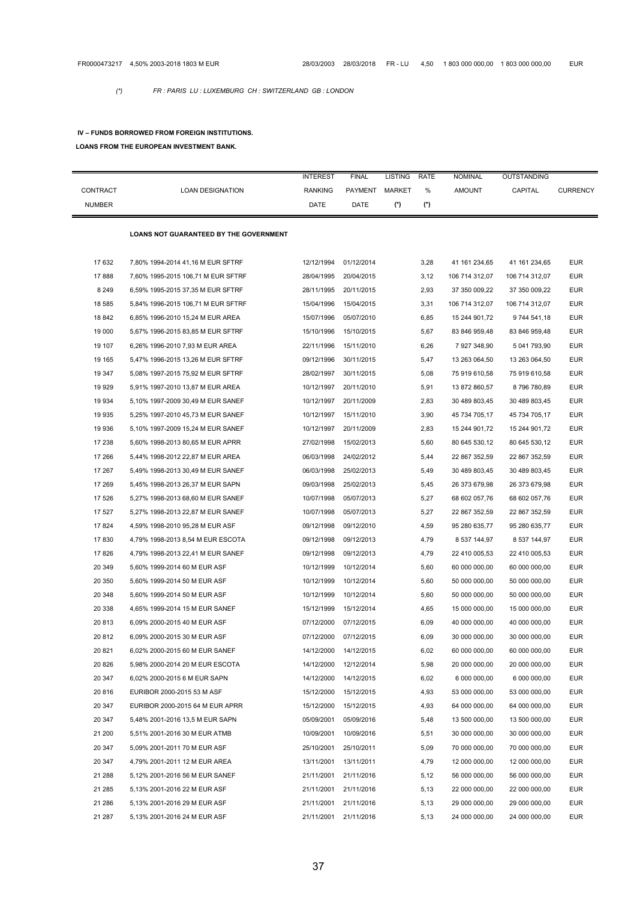| | | | | | | | | |
|---|---|---|---|---|---|---|---|---|
| FR0000473217 | 4,50% 2003-2018 1803 M EUR | 28/03/2003 | 28/03/2018 | FR - LU | 4,50 | 1 803 000 000,00 | 1 803 000 000,00 | EUR |

*(\*) FR : PARIS LU : LUXEMBURG CH : SWITZERLAND GB : LONDON*

**IV – FUNDS BORROWED FROM FOREIGN INSTITUTIONS.**

**LOANS FROM THE EUROPEAN INVESTMENT BANK.**

| CONTRACT NUMBER | LOAN DESIGNATION | INTEREST RANKING DATE | FINAL PAYMENT DATE | LISTING MARKET (\*) | RATE % (\*) | NOMINAL AMOUNT | OUTSTANDING CAPITAL | CURRENCY |
|---|---|---|---|---|---|---|---|---|
| | **LOANS NOT GUARANTEED BY THE GOVERNMENT** | | | | | | | |
| 17 632 | 7,80% 1994-2014 41,16 M EUR SFTRF | 12/12/1994 | 01/12/2014 | | 3,28 | 41 161 234,65 | 41 161 234,65 | EUR |
| 17 888 | 7,60% 1995-2015 106,71 M EUR SFTRF | 28/04/1995 | 20/04/2015 | | 3,12 | 106 714 312,07 | 106 714 312,07 | EUR |
| 8 249 | 6,59% 1995-2015 37,35 M EUR SFTRF | 28/11/1995 | 20/11/2015 | | 2,93 | 37 350 009,22 | 37 350 009,22 | EUR |
| 18 585 | 5,84% 1996-2015 106,71 M EUR SFTRF | 15/04/1996 | 15/04/2015 | | 3,31 | 106 714 312,07 | 106 714 312,07 | EUR |
| 18 842 | 6,85% 1996-2010 15,24 M EUR AREA | 15/07/1996 | 05/07/2010 | | 6,85 | 15 244 901,72 | 9 744 541,18 | EUR |
| 19 000 | 5,67% 1996-2015 83,85 M EUR SFTRF | 15/10/1996 | 15/10/2015 | | 5,67 | 83 846 959,48 | 83 846 959,48 | EUR |
| 19 107 | 6,26% 1996-2010 7,93 M EUR AREA | 22/11/1996 | 15/11/2010 | | 6,26 | 7 927 348,90 | 5 041 793,90 | EUR |
| 19 165 | 5,47% 1996-2015 13,26 M EUR SFTRF | 09/12/1996 | 30/11/2015 | | 5,47 | 13 263 064,50 | 13 263 064,50 | EUR |
| 19 347 | 5,08% 1997-2015 75,92 M EUR SFTRF | 28/02/1997 | 30/11/2015 | | 5,08 | 75 919 610,58 | 75 919 610,58 | EUR |
| 19 929 | 5,91% 1997-2010 13,87 M EUR AREA | 10/12/1997 | 20/11/2010 | | 5,91 | 13 872 860,57 | 8 796 780,89 | EUR |
| 19 934 | 5,10% 1997-2009 30,49 M EUR SANEF | 10/12/1997 | 20/11/2009 | | 2,83 | 30 489 803,45 | 30 489 803,45 | EUR |
| 19 935 | 5,25% 1997-2010 45,73 M EUR SANEF | 10/12/1997 | 15/11/2010 | | 3,90 | 45 734 705,17 | 45 734 705,17 | EUR |
| 19 936 | 5,10% 1997-2009 15,24 M EUR SANEF | 10/12/1997 | 20/11/2009 | | 2,83 | 15 244 901,72 | 15 244 901,72 | EUR |
| 17 238 | 5,60% 1998-2013 80,65 M EUR APRR | 27/02/1998 | 15/02/2013 | | 5,60 | 80 645 530,12 | 80 645 530,12 | EUR |
| 17 266 | 5,44% 1998-2012 22,87 M EUR AREA | 06/03/1998 | 24/02/2012 | | 5,44 | 22 867 352,59 | 22 867 352,59 | EUR |
| 17 267 | 5,49% 1998-2013 30,49 M EUR SANEF | 06/03/1998 | 25/02/2013 | | 5,49 | 30 489 803,45 | 30 489 803,45 | EUR |
| 17 269 | 5,45% 1998-2013 26,37 M EUR SAPN | 09/03/1998 | 25/02/2013 | | 5,45 | 26 373 679,98 | 26 373 679,98 | EUR |
| 17 526 | 5,27% 1998-2013 68,60 M EUR SANEF | 10/07/1998 | 05/07/2013 | | 5,27 | 68 602 057,76 | 68 602 057,76 | EUR |
| 17 527 | 5,27% 1998-2013 22,87 M EUR SANEF | 10/07/1998 | 05/07/2013 | | 5,27 | 22 867 352,59 | 22 867 352,59 | EUR |
| 17 824 | 4,59% 1998-2010 95,28 M EUR ASF | 09/12/1998 | 09/12/2010 | | 4,59 | 95 280 635,77 | 95 280 635,77 | EUR |
| 17 830 | 4,79% 1998-2013 8,54 M EUR ESCOTA | 09/12/1998 | 09/12/2013 | | 4,79 | 8 537 144,97 | 8 537 144,97 | EUR |
| 17 826 | 4,79% 1998-2013 22,41 M EUR SANEF | 09/12/1998 | 09/12/2013 | | 4,79 | 22 410 005,53 | 22 410 005,53 | EUR |
| 20 349 | 5,60% 1999-2014 60 M EUR ASF | 10/12/1999 | 10/12/2014 | | 5,60 | 60 000 000,00 | 60 000 000,00 | EUR |
| 20 350 | 5,60% 1999-2014 50 M EUR ASF | 10/12/1999 | 10/12/2014 | | 5,60 | 50 000 000,00 | 50 000 000,00 | EUR |
| 20 348 | 5,60% 1999-2014 50 M EUR ASF | 10/12/1999 | 10/12/2014 | | 5,60 | 50 000 000,00 | 50 000 000,00 | EUR |
| 20 338 | 4,65% 1999-2014 15 M EUR SANEF | 15/12/1999 | 15/12/2014 | | 4,65 | 15 000 000,00 | 15 000 000,00 | EUR |
| 20 813 | 6,09% 2000-2015 40 M EUR ASF | 07/12/2000 | 07/12/2015 | | 6,09 | 40 000 000,00 | 40 000 000,00 | EUR |
| 20 812 | 6,09% 2000-2015 30 M EUR ASF | 07/12/2000 | 07/12/2015 | | 6,09 | 30 000 000,00 | 30 000 000,00 | EUR |
| 20 821 | 6,02% 2000-2015 60 M EUR SANEF | 14/12/2000 | 14/12/2015 | | 6,02 | 60 000 000,00 | 60 000 000,00 | EUR |
| 20 826 | 5,98% 2000-2014 20 M EUR ESCOTA | 14/12/2000 | 12/12/2014 | | 5,98 | 20 000 000,00 | 20 000 000,00 | EUR |
| 20 347 | 6,02% 2000-2015 6 M EUR SAPN | 14/12/2000 | 14/12/2015 | | 6,02 | 6 000 000,00 | 6 000 000,00 | EUR |
| 20 816 | EURIBOR 2000-2015 53 M ASF | 15/12/2000 | 15/12/2015 | | 4,93 | 53 000 000,00 | 53 000 000,00 | EUR |
| 20 347 | EURIBOR 2000-2015 64 M EUR APRR | 15/12/2000 | 15/12/2015 | | 4,93 | 64 000 000,00 | 64 000 000,00 | EUR |
| 20 347 | 5,48% 2001-2016 13,5 M EUR SAPN | 05/09/2001 | 05/09/2016 | | 5,48 | 13 500 000,00 | 13 500 000,00 | EUR |
| 21 200 | 5,51% 2001-2016 30 M EUR ATMB | 10/09/2001 | 10/09/2016 | | 5,51 | 30 000 000,00 | 30 000 000,00 | EUR |
| 20 347 | 5,09% 2001-2011 70 M EUR ASF | 25/10/2001 | 25/10/2011 | | 5,09 | 70 000 000,00 | 70 000 000,00 | EUR |
| 20 347 | 4,79% 2001-2011 12 M EUR AREA | 13/11/2001 | 13/11/2011 | | 4,79 | 12 000 000,00 | 12 000 000,00 | EUR |
| 21 288 | 5,12% 2001-2016 56 M EUR SANEF | 21/11/2001 | 21/11/2016 | | 5,12 | 56 000 000,00 | 56 000 000,00 | EUR |
| 21 285 | 5,13% 2001-2016 22 M EUR ASF | 21/11/2001 | 21/11/2016 | | 5,13 | 22 000 000,00 | 22 000 000,00 | EUR |
| 21 286 | 5,13% 2001-2016 29 M EUR ASF | 21/11/2001 | 21/11/2016 | | 5,13 | 29 000 000,00 | 29 000 000,00 | EUR |
| 21 287 | 5,13% 2001-2016 24 M EUR ASF | 21/11/2001 | 21/11/2016 | | 5,13 | 24 000 000,00 | 24 000 000,00 | EUR |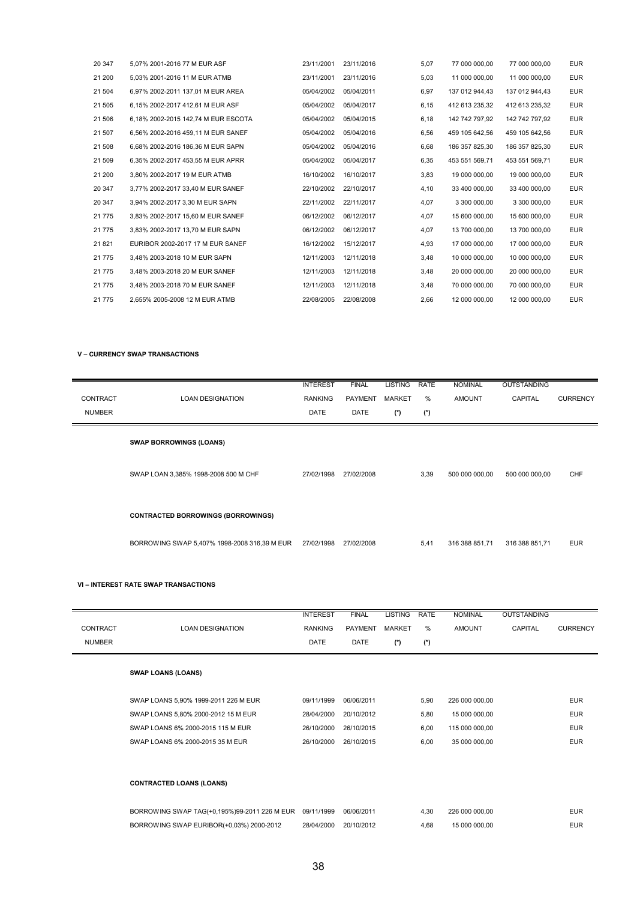| | | | | | | | | |
|---|---|---|---|---|---|---|---|---|
| 20 347 | 5,07% 2001-2016 77 M EUR ASF | 23/11/2001 | 23/11/2016 | | 5,07 | 77 000 000,00 | 77 000 000,00 | EUR |
| 21 200 | 5,03% 2001-2016 11 M EUR ATMB | 23/11/2001 | 23/11/2016 | | 5,03 | 11 000 000,00 | 11 000 000,00 | EUR |
| 21 504 | 6,97% 2002-2011 137,01 M EUR AREA | 05/04/2002 | 05/04/2011 | | 6,97 | 137 012 944,43 | 137 012 944,43 | EUR |
| 21 505 | 6,15% 2002-2017 412,61 M EUR ASF | 05/04/2002 | 05/04/2017 | | 6,15 | 412 613 235,32 | 412 613 235,32 | EUR |
| 21 506 | 6,18% 2002-2015 142,74 M EUR ESCOTA | 05/04/2002 | 05/04/2015 | | 6,18 | 142 742 797,92 | 142 742 797,92 | EUR |
| 21 507 | 6,56% 2002-2016 459,11 M EUR SANEF | 05/04/2002 | 05/04/2016 | | 6,56 | 459 105 642,56 | 459 105 642,56 | EUR |
| 21 508 | 6,68% 2002-2016 186,36 M EUR SAPN | 05/04/2002 | 05/04/2016 | | 6,68 | 186 357 825,30 | 186 357 825,30 | EUR |
| 21 509 | 6,35% 2002-2017 453,55 M EUR APRR | 05/04/2002 | 05/04/2017 | | 6,35 | 453 551 569,71 | 453 551 569,71 | EUR |
| 21 200 | 3,80% 2002-2017 19 M EUR ATMB | 16/10/2002 | 16/10/2017 | | 3,83 | 19 000 000,00 | 19 000 000,00 | EUR |
| 20 347 | 3,77% 2002-2017 33,40 M EUR SANEF | 22/10/2002 | 22/10/2017 | | 4,10 | 33 400 000,00 | 33 400 000,00 | EUR |
| 20 347 | 3,94% 2002-2017 3,30 M EUR SAPN | 22/11/2002 | 22/11/2017 | | 4,07 | 3 300 000,00 | 3 300 000,00 | EUR |
| 21 775 | 3,83% 2002-2017 15,60 M EUR SANEF | 06/12/2002 | 06/12/2017 | | 4,07 | 15 600 000,00 | 15 600 000,00 | EUR |
| 21 775 | 3,83% 2002-2017 13,70 M EUR SAPN | 06/12/2002 | 06/12/2017 | | 4,07 | 13 700 000,00 | 13 700 000,00 | EUR |
| 21 821 | EURIBOR 2002-2017 17 M EUR SANEF | 16/12/2002 | 15/12/2017 | | 4,93 | 17 000 000,00 | 17 000 000,00 | EUR |
| 21 775 | 3,48% 2003-2018 10 M EUR SAPN | 12/11/2003 | 12/11/2018 | | 3,48 | 10 000 000,00 | 10 000 000,00 | EUR |
| 21 775 | 3,48% 2003-2018 20 M EUR SANEF | 12/11/2003 | 12/11/2018 | | 3,48 | 20 000 000,00 | 20 000 000,00 | EUR |
| 21 775 | 3,48% 2003-2018 70 M EUR SANEF | 12/11/2003 | 12/11/2018 | | 3,48 | 70 000 000,00 | 70 000 000,00 | EUR |
| 21 775 | 2,655% 2005-2008 12 M EUR ATMB | 22/08/2005 | 22/08/2008 | | 2,66 | 12 000 000,00 | 12 000 000,00 | EUR |

**V – CURRENCY SWAP TRANSACTIONS**

| CONTRACT NUMBER | LOAN DESIGNATION | INTEREST RANKING DATE | FINAL PAYMENT DATE | LISTING MARKET (*) | RATE % (*) | NOMINAL AMOUNT | OUTSTANDING CAPITAL | CURRENCY |
|---|---|---|---|---|---|---|---|---|
| | **SWAP BORROWINGS (LOANS)** | | | | | | | |
| | SWAP LOAN 3,385% 1998-2008 500 M CHF | 27/02/1998 | 27/02/2008 | | 3,39 | 500 000 000,00 | 500 000 000,00 | CHF |
| | **CONTRACTED BORROWINGS (BORROWINGS)** | | | | | | | |
| | BORROWING SWAP 5,407% 1998-2008 316,39 M EUR | 27/02/1998 | 27/02/2008 | | 5,41 | 316 388 851,71 | 316 388 851,71 | EUR |

**VI – INTEREST RATE SWAP TRANSACTIONS**

| CONTRACT NUMBER | LOAN DESIGNATION | INTEREST RANKING DATE | FINAL PAYMENT DATE | LISTING MARKET (*) | RATE % (*) | NOMINAL AMOUNT | OUTSTANDING CAPITAL | CURRENCY |
|---|---|---|---|---|---|---|---|---|
| | **SWAP LOANS (LOANS)** | | | | | | | |
| | SWAP LOANS 5,90% 1999-2011 226 M EUR | 09/11/1999 | 06/06/2011 | | 5,90 | 226 000 000,00 | | EUR |
| | SWAP LOANS 5,80% 2000-2012 15 M EUR | 28/04/2000 | 20/10/2012 | | 5,80 | 15 000 000,00 | | EUR |
| | SWAP LOANS 6% 2000-2015 115 M EUR | 26/10/2000 | 26/10/2015 | | 6,00 | 115 000 000,00 | | EUR |
| | SWAP LOANS 6% 2000-2015 35 M EUR | 26/10/2000 | 26/10/2015 | | 6,00 | 35 000 000,00 | | EUR |
| | **CONTRACTED LOANS (LOANS)** | | | | | | | |
| | BORROWING SWAP TAG(+0,195%)99-2011 226 M EUR | 09/11/1999 | 06/06/2011 | | 4,30 | 226 000 000,00 | | EUR |
| | BORROWING SWAP EURIBOR(+0,03%) 2000-2012 | 28/04/2000 | 20/10/2012 | | 4,68 | 15 000 000,00 | | EUR |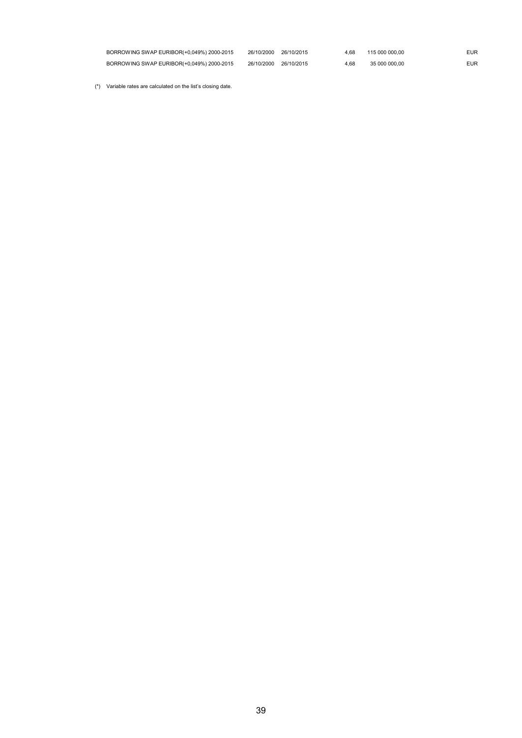| | | | | | |
|---|---|---|---|---|---|
| BORROWING SWAP EURIBOR(+0,049%) 2000-2015 | 26/10/2000 | 26/10/2015 | 4,68 | 115 000 000,00 | EUR |
| BORROWING SWAP EURIBOR(+0,049%) 2000-2015 | 26/10/2000 | 26/10/2015 | 4,68 | 35 000 000,00 | EUR |

(*) Variable rates are calculated on the list's closing date.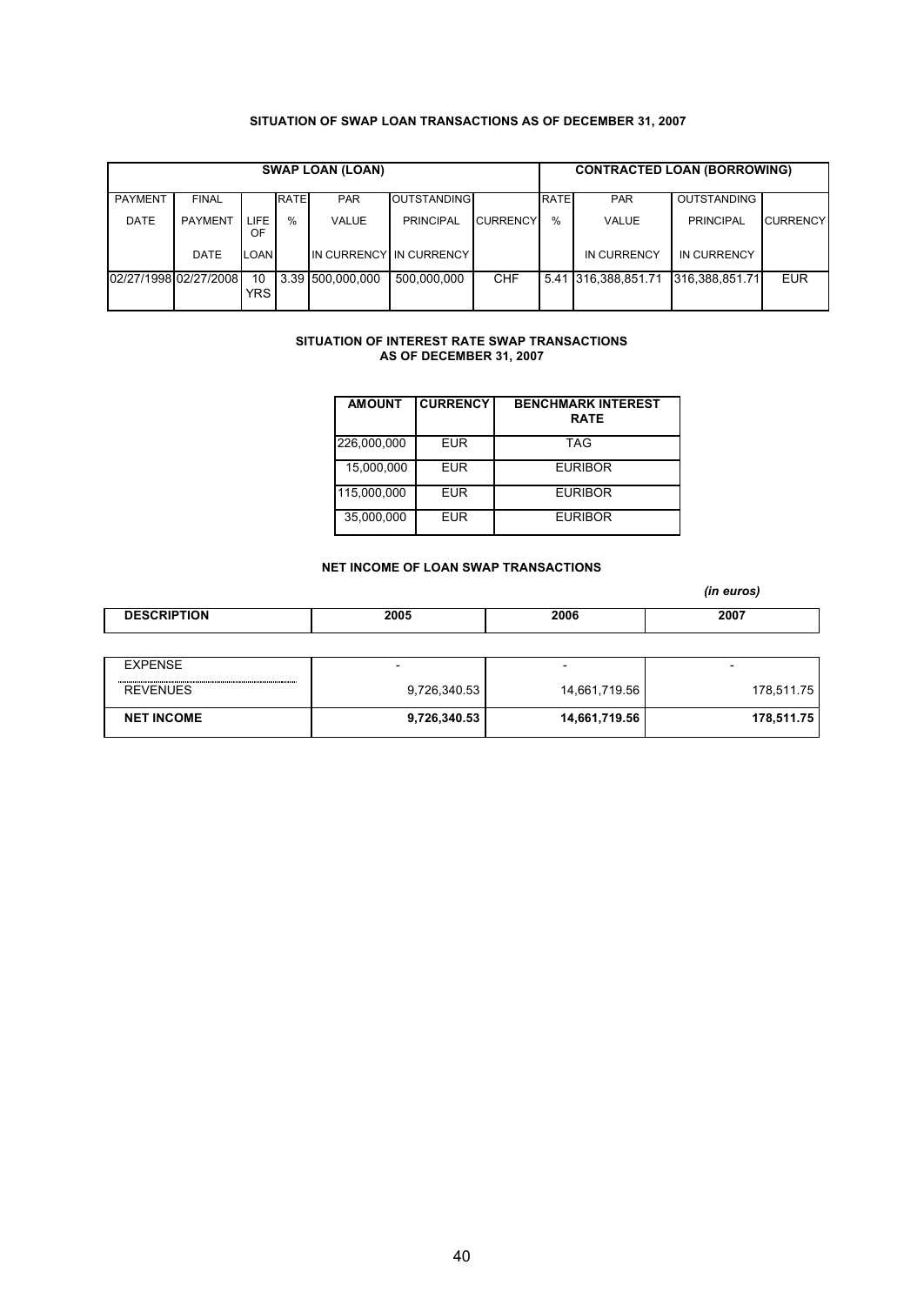### SITUATION OF SWAP LOAN TRANSACTIONS AS OF DECEMBER 31, 2007

| SWAP LOAN (LOAN) | | | | | | | CONTRACTED LOAN (BORROWING) | | | |
|---|---|---|---|---|---|---|---|---|---|---|
| PAYMENT DATE | FINAL PAYMENT DATE | LIFE OF LOAN | RATE % | PAR VALUE IN CURRENCY | OUTSTANDING PRINCIPAL IN CURRENCY | CURRENCY | RATE % | PAR VALUE IN CURRENCY | OUTSTANDING PRINCIPAL IN CURRENCY | CURRENCY |
| 02/27/1998 | 02/27/2008 | 10 YRS | 3.39 | 500,000,000 | 500,000,000 | CHF | 5.41 | 316,388,851.71 | 316,388,851.71 | EUR |

### SITUATION OF INTEREST RATE SWAP TRANSACTIONS AS OF DECEMBER 31, 2007

| AMOUNT | CURRENCY | BENCHMARK INTEREST RATE |
|---|---|---|
| 226,000,000 | EUR | TAG |
| 15,000,000 | EUR | EURIBOR |
| 115,000,000 | EUR | EURIBOR |
| 35,000,000 | EUR | EURIBOR |

### NET INCOME OF LOAN SWAP TRANSACTIONS

*(in euros)*

| DESCRIPTION | 2005 | 2006 | 2007 |
|---|---|---|---|
| EXPENSE | - | - | - |
| REVENUES | 9,726,340.53 | 14,661,719.56 | 178,511.75 |
| **NET INCOME** | **9,726,340.53** | **14,661,719.56** | **178,511.75** |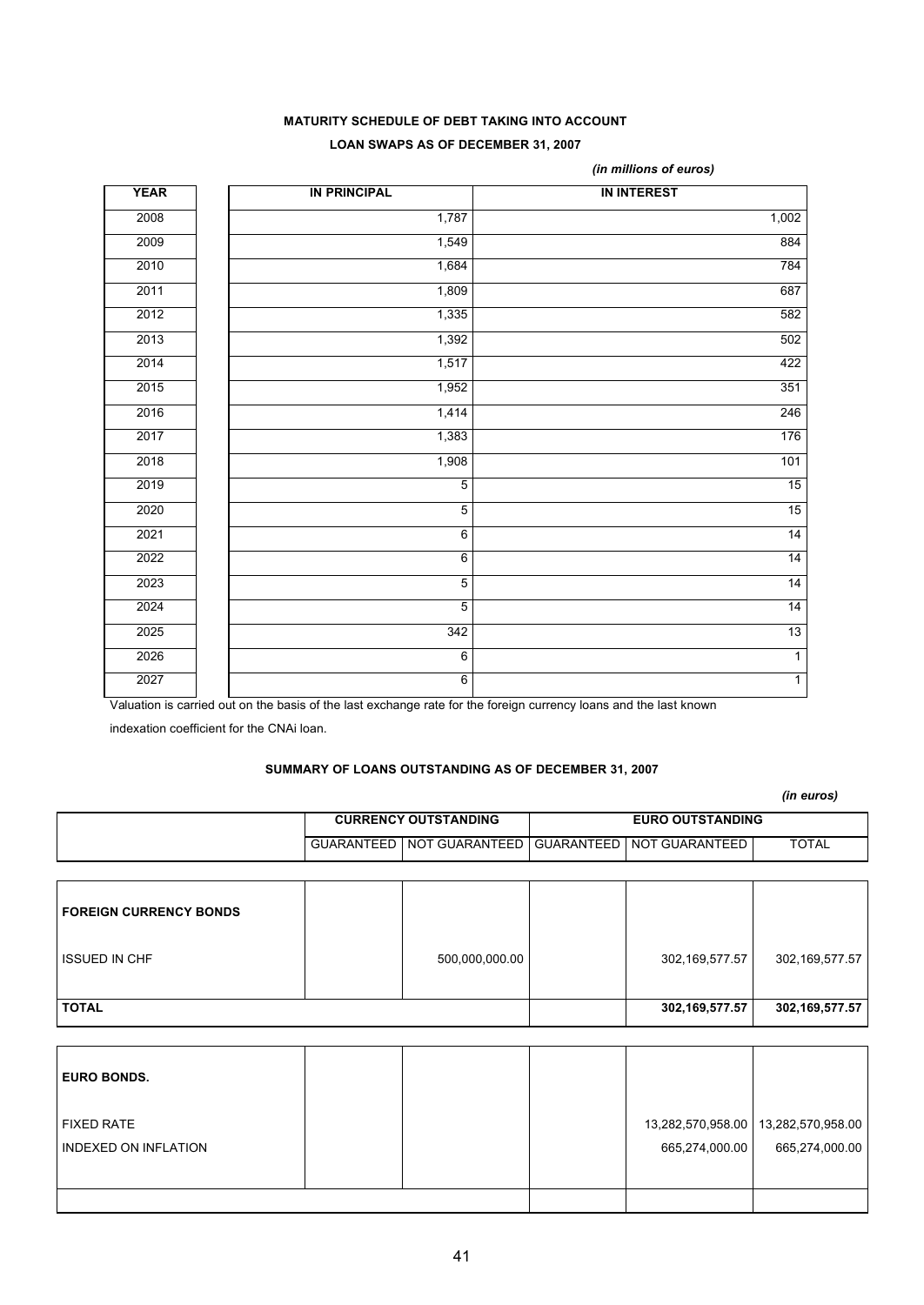**MATURITY SCHEDULE OF DEBT TAKING INTO ACCOUNT**

**LOAN SWAPS AS OF DECEMBER 31, 2007**

*(in millions of euros)*

| YEAR | IN PRINCIPAL | IN INTEREST |
|---|---|---|
| 2008 | 1,787 | 1,002 |
| 2009 | 1,549 | 884 |
| 2010 | 1,684 | 784 |
| 2011 | 1,809 | 687 |
| 2012 | 1,335 | 582 |
| 2013 | 1,392 | 502 |
| 2014 | 1,517 | 422 |
| 2015 | 1,952 | 351 |
| 2016 | 1,414 | 246 |
| 2017 | 1,383 | 176 |
| 2018 | 1,908 | 101 |
| 2019 | 5 | 15 |
| 2020 | 5 | 15 |
| 2021 | 6 | 14 |
| 2022 | 6 | 14 |
| 2023 | 5 | 14 |
| 2024 | 5 | 14 |
| 2025 | 342 | 13 |
| 2026 | 6 | 1 |
| 2027 | 6 | 1 |

Valuation is carried out on the basis of the last exchange rate for the foreign currency loans and the last known indexation coefficient for the CNAi loan.

**SUMMARY OF LOANS OUTSTANDING AS OF DECEMBER 31, 2007**

*(in euros)*

| | CURRENCY OUTSTANDING | | EURO OUTSTANDING | | |
|---|---|---|---|---|---|
| | GUARANTEED | NOT GUARANTEED | GUARANTEED | NOT GUARANTEED | TOTAL |
| **FOREIGN CURRENCY BONDS** | | | | | |
| ISSUED IN CHF | | 500,000,000.00 | | 302,169,577.57 | 302,169,577.57 |
| **TOTAL** | | | | **302,169,577.57** | **302,169,577.57** |
| **EURO BONDS.** | | | | | |
| FIXED RATE | | | | 13,282,570,958.00 | 13,282,570,958.00 |
| INDEXED ON INFLATION | | | | 665,274,000.00 | 665,274,000.00 |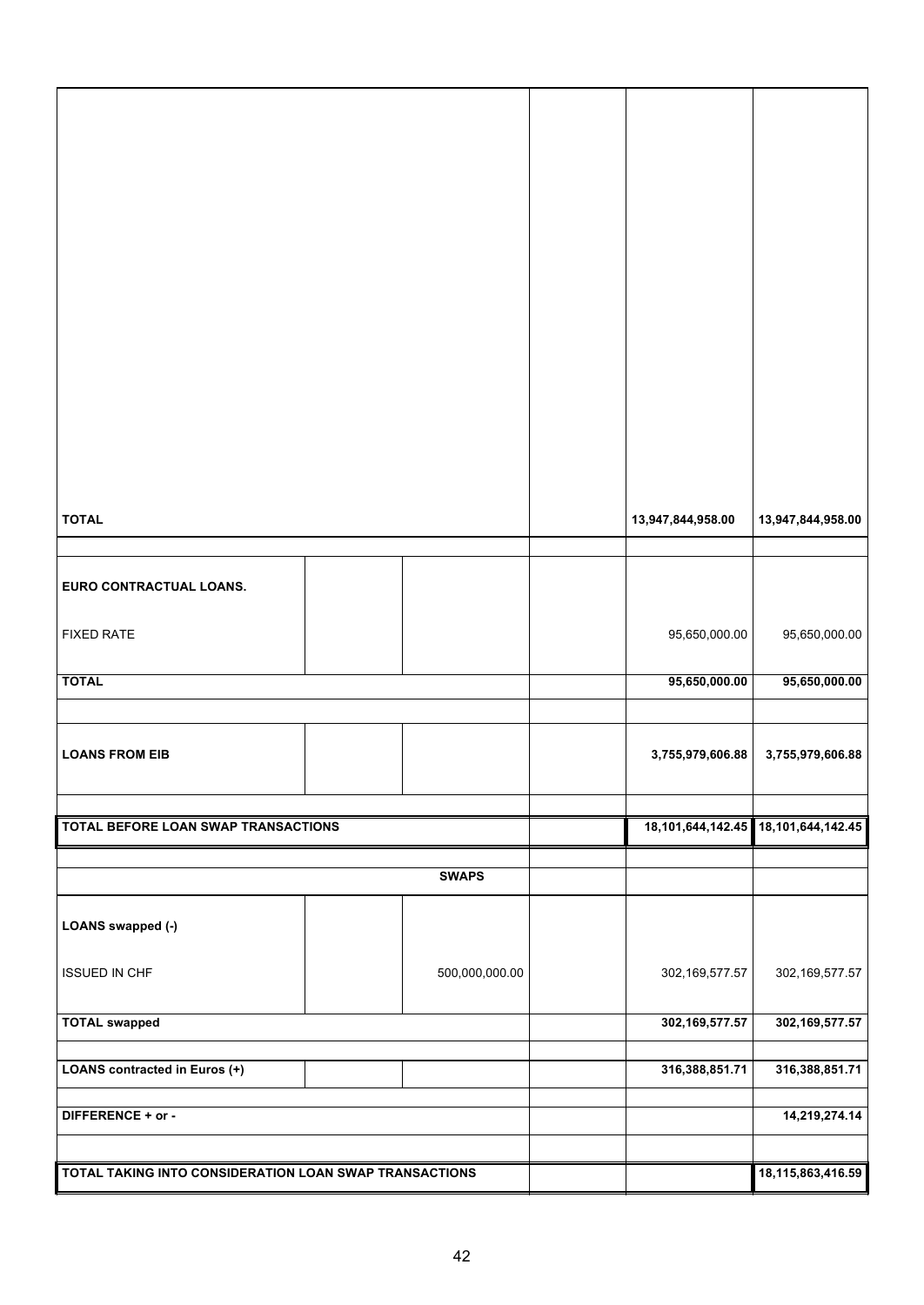| | | | | | |
|---|---|---|---|---|---|
| **TOTAL** | | | | **13,947,844,958.00** | **13,947,844,958.00** |
| | | | | | |
| **EURO CONTRACTUAL LOANS.** | | | | | |
| FIXED RATE | | | | 95,650,000.00 | 95,650,000.00 |
| **TOTAL** | | | | **95,650,000.00** | **95,650,000.00** |
| | | | | | |
| **LOANS FROM EIB** | | | | **3,755,979,606.88** | **3,755,979,606.88** |
| | | | | | |
| **TOTAL BEFORE LOAN SWAP TRANSACTIONS** | | | | **18,101,644,142.45** | **18,101,644,142.45** |
| | | | | | |
| | | **SWAPS** | | | |
| **LOANS swapped (-)** | | | | | |
| ISSUED IN CHF | | 500,000,000.00 | | 302,169,577.57 | 302,169,577.57 |
| **TOTAL swapped** | | | | **302,169,577.57** | **302,169,577.57** |
| | | | | | |
| **LOANS contracted in Euros (+)** | | | | **316,388,851.71** | **316,388,851.71** |
| | | | | | |
| **DIFFERENCE + or -** | | | | | **14,219,274.14** |
| | | | | | |
| **TOTAL TAKING INTO CONSIDERATION LOAN SWAP TRANSACTIONS** | | | | | **18,115,863,416.59** |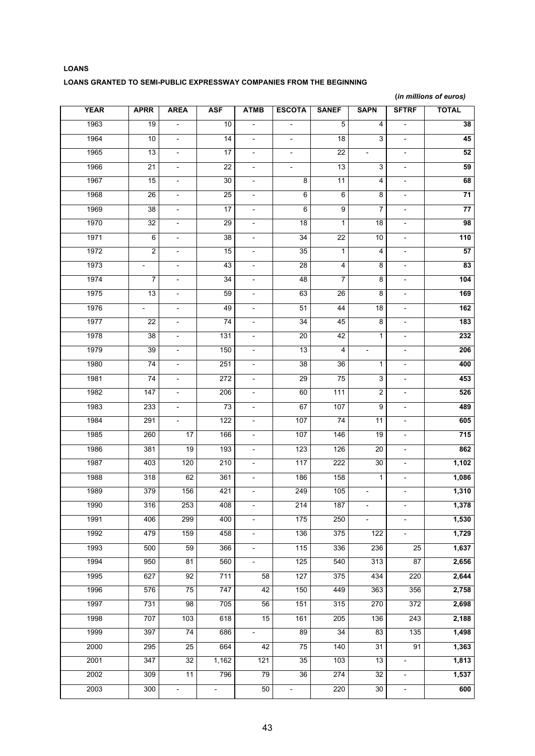**LOANS**

**LOANS GRANTED TO SEMI-PUBLIC EXPRESSWAY COMPANIES FROM THE BEGINNING**

(*in millions of euros*)

| YEAR | APRR | AREA | ASF | ATMB | ESCOTA | SANEF | SAPN | SFTRF | TOTAL |
|---|---|---|---|---|---|---|---|---|---|
| 1963 | 19 | - | 10 | - | - | 5 | 4 | - | **38** |
| 1964 | 10 | - | 14 | - | - | 18 | 3 | - | **45** |
| 1965 | 13 | - | 17 | - | - | 22 | - | - | **52** |
| 1966 | 21 | - | 22 | - | - | 13 | 3 | - | **59** |
| 1967 | 15 | - | 30 | - | 8 | 11 | 4 | - | **68** |
| 1968 | 26 | - | 25 | - | 6 | 6 | 8 | - | **71** |
| 1969 | 38 | - | 17 | - | 6 | 9 | 7 | - | **77** |
| 1970 | 32 | - | 29 | - | 18 | 1 | 18 | - | **98** |
| 1971 | 6 | - | 38 | - | 34 | 22 | 10 | - | **110** |
| 1972 | 2 | - | 15 | - | 35 | 1 | 4 | - | **57** |
| 1973 | - | - | 43 | - | 28 | 4 | 8 | - | **83** |
| 1974 | 7 | - | 34 | - | 48 | 7 | 8 | - | **104** |
| 1975 | 13 | - | 59 | - | 63 | 26 | 8 | - | **169** |
| 1976 | - | - | 49 | - | 51 | 44 | 18 | - | **162** |
| 1977 | 22 | - | 74 | - | 34 | 45 | 8 | - | **183** |
| 1978 | 38 | - | 131 | - | 20 | 42 | 1 | - | **232** |
| 1979 | 39 | - | 150 | - | 13 | 4 | - | - | **206** |
| 1980 | 74 | - | 251 | - | 38 | 36 | 1 | - | **400** |
| 1981 | 74 | - | 272 | - | 29 | 75 | 3 | - | **453** |
| 1982 | 147 | - | 206 | - | 60 | 111 | 2 | - | **526** |
| 1983 | 233 | - | 73 | - | 67 | 107 | 9 | - | **489** |
| 1984 | 291 | - | 122 | - | 107 | 74 | 11 | - | **605** |
| 1985 | 260 | 17 | 166 | - | 107 | 146 | 19 | - | **715** |
| 1986 | 381 | 19 | 193 | - | 123 | 126 | 20 | - | **862** |
| 1987 | 403 | 120 | 210 | - | 117 | 222 | 30 | - | **1,102** |
| 1988 | 318 | 62 | 361 | - | 186 | 158 | 1 | - | **1,086** |
| 1989 | 379 | 156 | 421 | - | 249 | 105 | - | - | **1,310** |
| 1990 | 316 | 253 | 408 | - | 214 | 187 | - | - | **1,378** |
| 1991 | 406 | 299 | 400 | - | 175 | 250 | - | - | **1,530** |
| 1992 | 479 | 159 | 458 | - | 136 | 375 | 122 | - | **1,729** |
| 1993 | 500 | 59 | 366 | - | 115 | 336 | 236 | 25 | **1,637** |
| 1994 | 950 | 81 | 560 | - | 125 | 540 | 313 | 87 | **2,656** |
| 1995 | 627 | 92 | 711 | 58 | 127 | 375 | 434 | 220 | **2,644** |
| 1996 | 576 | 75 | 747 | 42 | 150 | 449 | 363 | 356 | **2,758** |
| 1997 | 731 | 98 | 705 | 56 | 151 | 315 | 270 | 372 | **2,698** |
| 1998 | 707 | 103 | 618 | 15 | 161 | 205 | 136 | 243 | **2,188** |
| 1999 | 397 | 74 | 686 | - | 89 | 34 | 83 | 135 | **1,498** |
| 2000 | 295 | 25 | 664 | 42 | 75 | 140 | 31 | 91 | **1,363** |
| 2001 | 347 | 32 | 1,162 | 121 | 35 | 103 | 13 | - | **1,813** |
| 2002 | 309 | 11 | 796 | 79 | 36 | 274 | 32 | - | **1,537** |
| 2003 | 300 | - | - | 50 | - | 220 | 30 | - | **600** |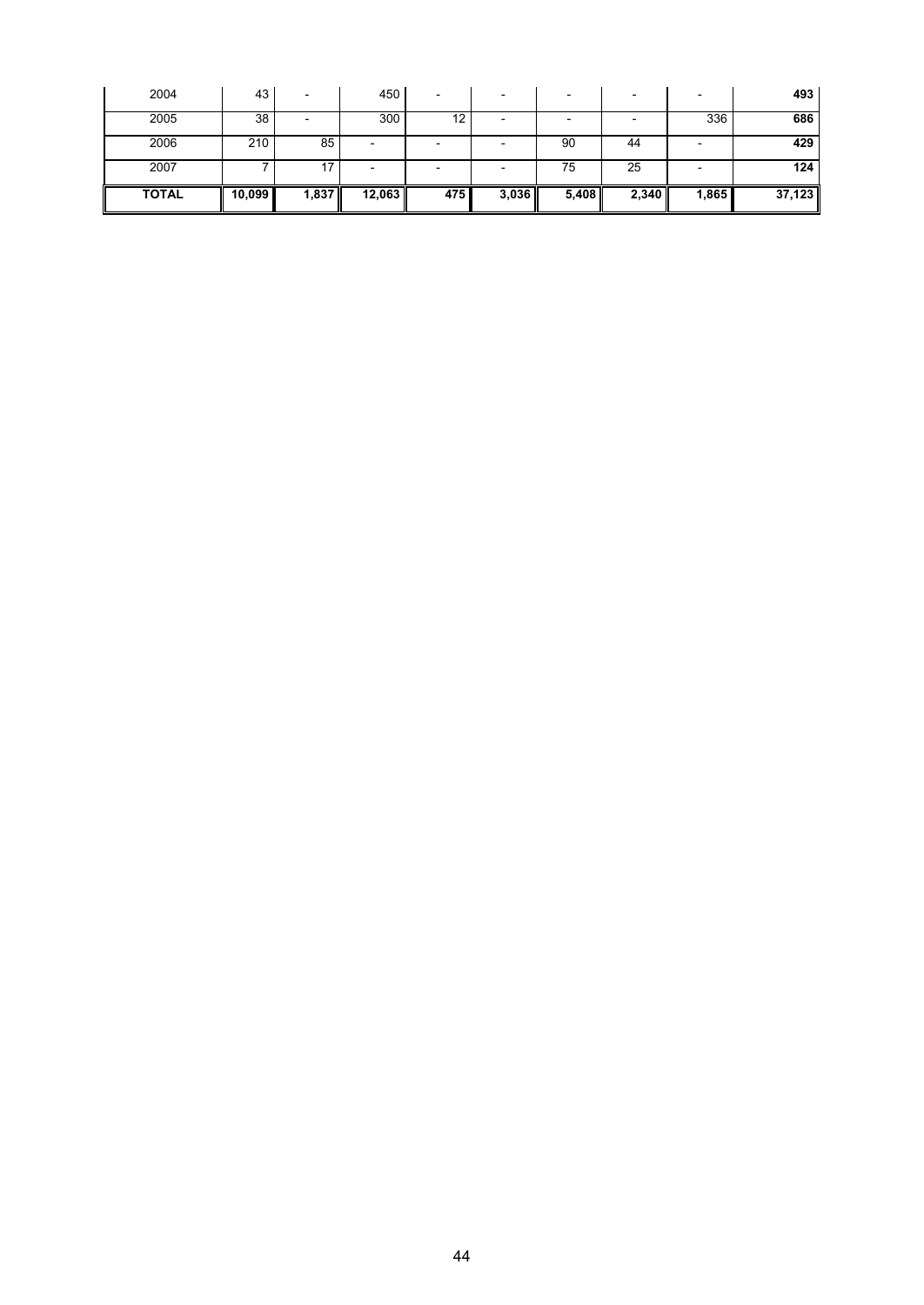| | | | | | | | | | |
|---|---|---|---|---|---|---|---|---|---|
| 2004 | 43 | - | 450 | - | - | - | - | - | **493** |
| 2005 | 38 | - | 300 | 12 | - | - | - | 336 | **686** |
| 2006 | 210 | 85 | - | - | - | 90 | 44 | - | **429** |
| 2007 | 7 | 17 | - | - | - | 75 | 25 | - | **124** |
| **TOTAL** | **10,099** | **1,837** | **12,063** | **475** | **3,036** | **5,408** | **2,340** | **1,865** | **37,123** |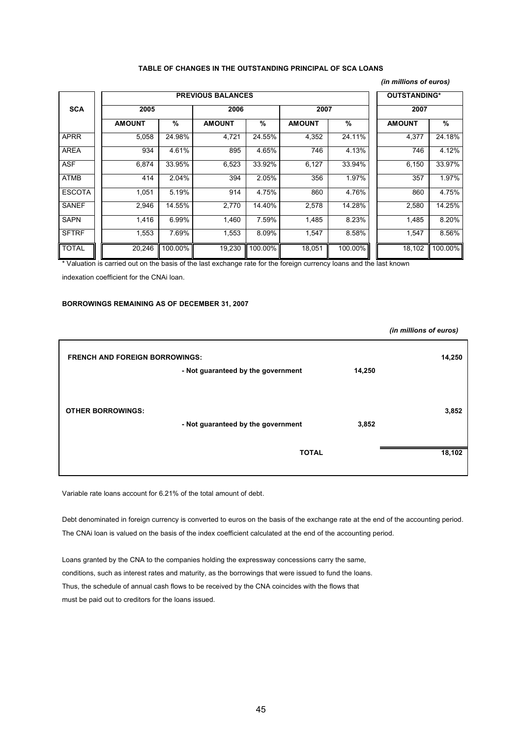**TABLE OF CHANGES IN THE OUTSTANDING PRINCIPAL OF SCA LOANS**

*(in millions of euros)*

| SCA | PREVIOUS BALANCES | | | | | | OUTSTANDING* | |
|---|---|---|---|---|---|---|---|---|
| | 2005 | | 2006 | | 2007 | | 2007 | |
| | AMOUNT | % | AMOUNT | % | AMOUNT | % | AMOUNT | % |
| APRR | 5,058 | 24.98% | 4,721 | 24.55% | 4,352 | 24.11% | 4,377 | 24.18% |
| AREA | 934 | 4.61% | 895 | 4.65% | 746 | 4.13% | 746 | 4.12% |
| ASF | 6,874 | 33.95% | 6,523 | 33.92% | 6,127 | 33.94% | 6,150 | 33.97% |
| ATMB | 414 | 2.04% | 394 | 2.05% | 356 | 1.97% | 357 | 1.97% |
| ESCOTA | 1,051 | 5.19% | 914 | 4.75% | 860 | 4.76% | 860 | 4.75% |
| SANEF | 2,946 | 14.55% | 2,770 | 14.40% | 2,578 | 14.28% | 2,580 | 14.25% |
| SAPN | 1,416 | 6.99% | 1,460 | 7.59% | 1,485 | 8.23% | 1,485 | 8.20% |
| SFTRF | 1,553 | 7.69% | 1,553 | 8.09% | 1,547 | 8.58% | 1,547 | 8.56% |
| TOTAL | 20,246 | 100.00% | 19,230 | 100.00% | 18,051 | 100.00% | 18,102 | 100.00% |

* Valuation is carried out on the basis of the last exchange rate for the foreign currency loans and the last known indexation coefficient for the CNAi loan.

**BORROWINGS REMAINING AS OF DECEMBER 31, 2007**

*(in millions of euros)*

| | | |
|---|---|---|
| **FRENCH AND FOREIGN BORROWINGS:** | | **14,250** |
| - Not guaranteed by the government | 14,250 | |
| **OTHER BORROWINGS:** | | **3,852** |
| - Not guaranteed by the government | 3,852 | |
| **TOTAL** | | **18,102** |

Variable rate loans account for 6.21% of the total amount of debt.

Debt denominated in foreign currency is converted to euros on the basis of the exchange rate at the end of the accounting period. The CNAi loan is valued on the basis of the index coefficient calculated at the end of the accounting period.

Loans granted by the CNA to the companies holding the expressway concessions carry the same, conditions, such as interest rates and maturity, as the borrowings that were issued to fund the loans. Thus, the schedule of annual cash flows to be received by the CNA coincides with the flows that must be paid out to creditors for the loans issued.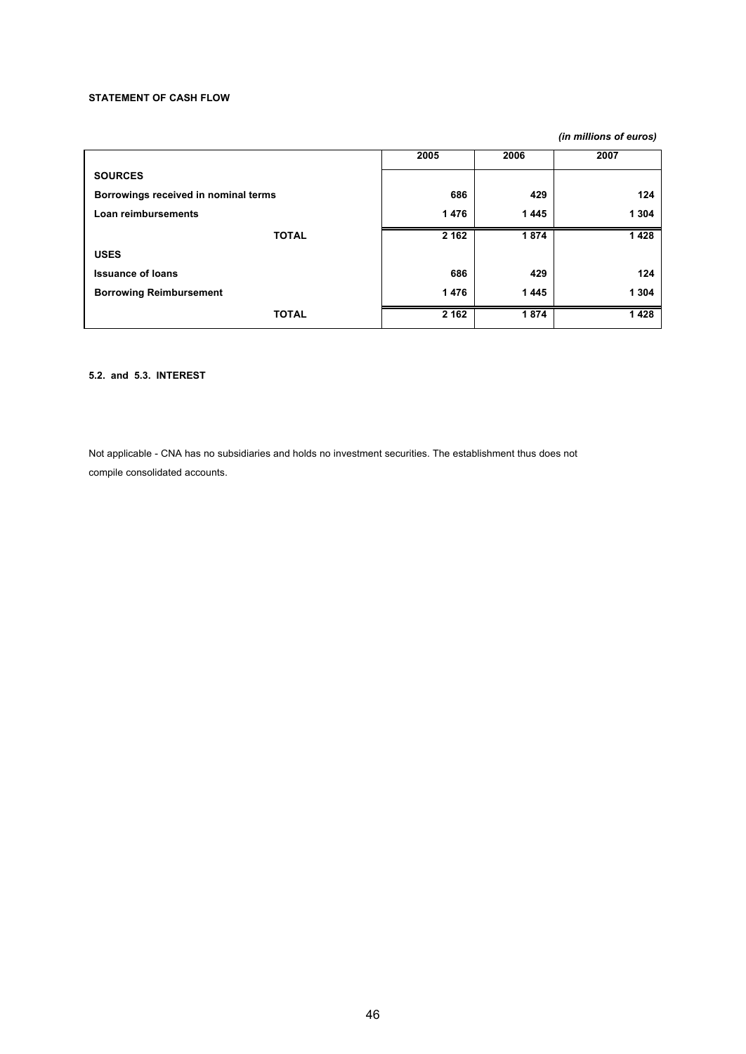**STATEMENT OF CASH FLOW**

*(in millions of euros)*

| | 2005 | 2006 | 2007 |
|---|---|---|---|
| **SOURCES** | | | |
| **Borrowings received in nominal terms** | **686** | **429** | **124** |
| **Loan reimbursements** | **1 476** | **1 445** | **1 304** |
| **TOTAL** | **2 162** | **1 874** | **1 428** |
| **USES** | | | |
| **Issuance of loans** | **686** | **429** | **124** |
| **Borrowing Reimbursement** | **1 476** | **1 445** | **1 304** |
| **TOTAL** | **2 162** | **1 874** | **1 428** |

**5.2. and 5.3. INTEREST**

Not applicable - CNA has no subsidiaries and holds no investment securities. The establishment thus does not compile consolidated accounts.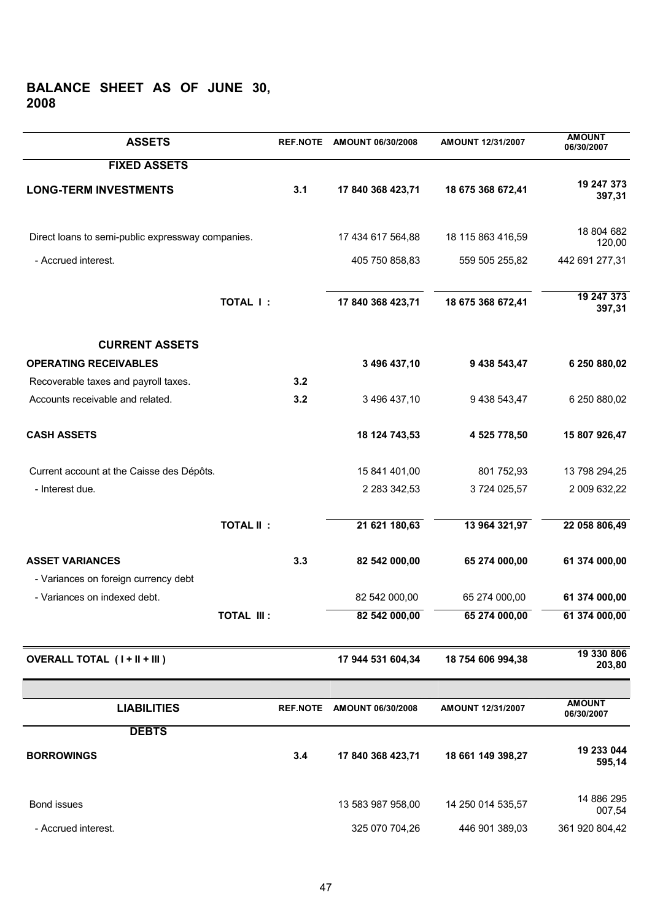# BALANCE SHEET AS OF JUNE 30, 2008

| ASSETS | REF.NOTE | AMOUNT 06/30/2008 | AMOUNT 12/31/2007 | AMOUNT 06/30/2007 |
|---|---|---|---|---|
| **FIXED ASSETS** | | | | |
| **LONG-TERM INVESTMENTS** | **3.1** | **17 840 368 423,71** | **18 675 368 672,41** | **19 247 373 397,31** |
| Direct loans to semi-public expressway companies. | | 17 434 617 564,88 | 18 115 863 416,59 | 18 804 682 120,00 |
| - Accrued interest. | | 405 750 858,83 | 559 505 255,82 | 442 691 277,31 |
| **TOTAL I :** | | **17 840 368 423,71** | **18 675 368 672,41** | **19 247 373 397,31** |
| **CURRENT ASSETS** | | | | |
| **OPERATING RECEIVABLES** | | **3 496 437,10** | **9 438 543,47** | **6 250 880,02** |
| Recoverable taxes and payroll taxes. | **3.2** | | | |
| Accounts receivable and related. | **3.2** | 3 496 437,10 | 9 438 543,47 | 6 250 880,02 |
| **CASH ASSETS** | | **18 124 743,53** | **4 525 778,50** | **15 807 926,47** |
| Current account at the Caisse des Dépôts. | | 15 841 401,00 | 801 752,93 | 13 798 294,25 |
| - Interest due. | | 2 283 342,53 | 3 724 025,57 | 2 009 632,22 |
| **TOTAL II :** | | **21 621 180,63** | **13 964 321,97** | **22 058 806,49** |
| **ASSET VARIANCES** | **3.3** | **82 542 000,00** | **65 274 000,00** | **61 374 000,00** |
| - Variances on foreign currency debt | | | | |
| - Variances on indexed debt. | | 82 542 000,00 | 65 274 000,00 | **61 374 000,00** |
| **TOTAL III :** | | **82 542 000,00** | **65 274 000,00** | **61 374 000,00** |
| **OVERALL TOTAL ( I + II + III )** | | **17 944 531 604,34** | **18 754 606 994,38** | **19 330 806 203,80** |

| LIABILITIES | REF.NOTE | AMOUNT 06/30/2008 | AMOUNT 12/31/2007 | AMOUNT 06/30/2007 |
|---|---|---|---|---|
| **DEBTS** | | | | |
| **BORROWINGS** | **3.4** | **17 840 368 423,71** | **18 661 149 398,27** | **19 233 044 595,14** |
| Bond issues | | 13 583 987 958,00 | 14 250 014 535,57 | 14 886 295 007,54 |
| - Accrued interest. | | 325 070 704,26 | 446 901 389,03 | 361 920 804,42 |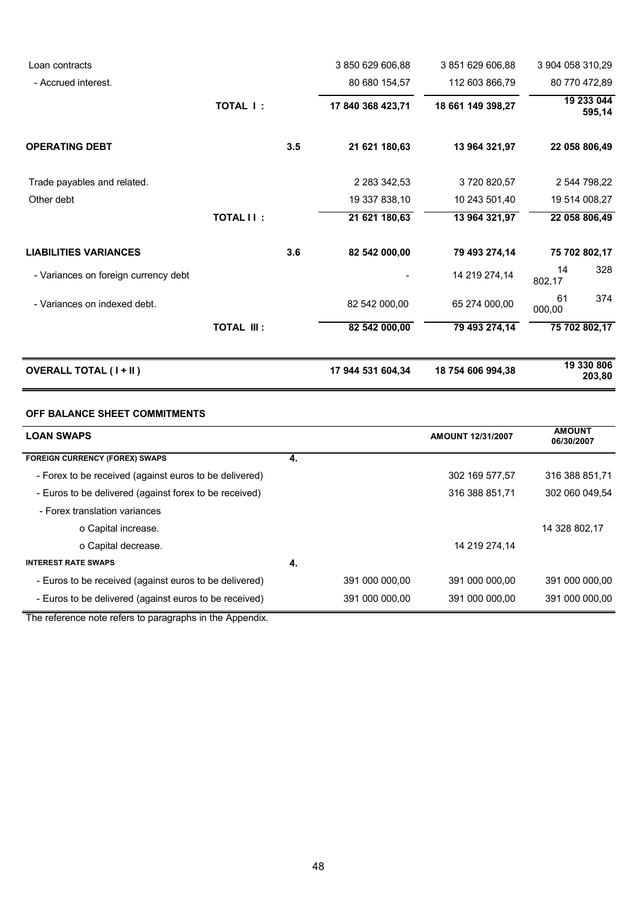| | | | | | |
|---|---|---|---|---|---|
| Loan contracts | | | 3 850 629 606,88 | 3 851 629 606,88 | 3 904 058 310,29 |
| - Accrued interest. | | | 80 680 154,57 | 112 603 866,79 | 80 770 472,89 |
| | **TOTAL I :** | | **17 840 368 423,71** | **18 661 149 398,27** | **19 233 044 595,14** |
| **OPERATING DEBT** | | **3.5** | **21 621 180,63** | **13 964 321,97** | **22 058 806,49** |
| Trade payables and related. | | | 2 283 342,53 | 3 720 820,57 | 2 544 798,22 |
| Other debt | | | 19 337 838,10 | 10 243 501,40 | 19 514 008,27 |
| | **TOTAL I I :** | | **21 621 180,63** | **13 964 321,97** | **22 058 806,49** |
| **LIABILITIES VARIANCES** | | **3.6** | **82 542 000,00** | **79 493 274,14** | **75 702 802,17** |
| - Variances on foreign currency debt | | | - | 14 219 274,14 | 14 328 802,17 |
| - Variances on indexed debt. | | | 82 542 000,00 | 65 274 000,00 | 61 374 000,00 |
| | **TOTAL III :** | | **82 542 000,00** | **79 493 274,14** | **75 702 802,17** |
| **OVERALL TOTAL ( I + II )** | | | **17 944 531 604,34** | **18 754 606 994,38** | **19 330 806 203,80** |

**OFF BALANCE SHEET COMMITMENTS**

| **LOAN SWAPS** | | | **AMOUNT 12/31/2007** | **AMOUNT 06/30/2007** |
|---|---|---|---|---|
| **FOREIGN CURRENCY (FOREX) SWAPS** | **4.** | | | |
| - Forex to be received (against euros to be delivered) | | | 302 169 577,57 | 316 388 851,71 |
| - Euros to be delivered (against forex to be received) | | | 316 388 851,71 | 302 060 049,54 |
| - Forex translation variances | | | | |
| o Capital increase. | | | | 14 328 802,17 |
| o Capital decrease. | | | 14 219 274,14 | |
| **INTEREST RATE SWAPS** | **4.** | | | |
| - Euros to be received (against euros to be delivered) | | 391 000 000,00 | 391 000 000,00 | 391 000 000,00 |
| - Euros to be delivered (against euros to be received) | | 391 000 000,00 | 391 000 000,00 | 391 000 000,00 |

The reference note refers to paragraphs in the Appendix.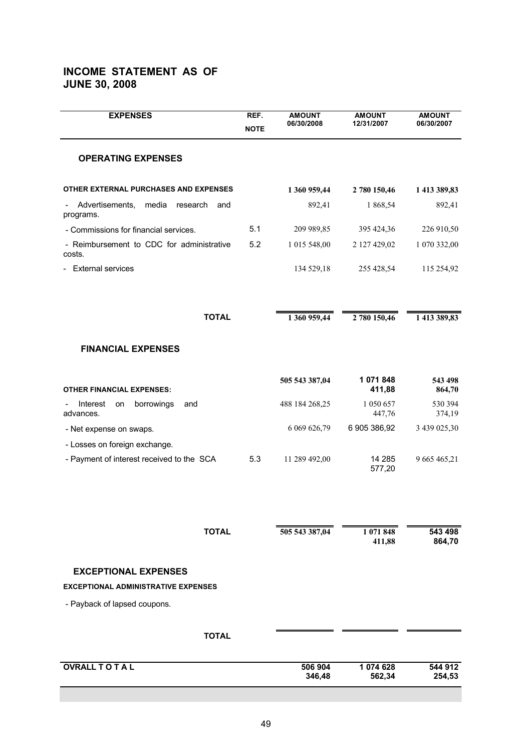## INCOME STATEMENT AS OF JUNE 30, 2008

| EXPENSES | REF. NOTE | AMOUNT 06/30/2008 | AMOUNT 12/31/2007 | AMOUNT 06/30/2007 |
|---|---|---|---|---|
| **OPERATING EXPENSES** | | | | |
| **OTHER EXTERNAL PURCHASES AND EXPENSES** | | **1 360 959,44** | **2 780 150,46** | **1 413 389,83** |
| - Advertisements, media research and programs. | | 892,41 | 1 868,54 | 892,41 |
| - Commissions for financial services. | 5.1 | 209 989,85 | 395 424,36 | 226 910,50 |
| - Reimbursement to CDC for administrative costs. | 5.2 | 1 015 548,00 | 2 127 429,02 | 1 070 332,00 |
| - External services | | 134 529,18 | 255 428,54 | 115 254,92 |
| **TOTAL** | | **1 360 959,44** | **2 780 150,46** | **1 413 389,83** |
| **FINANCIAL EXPENSES** | | | | |
| **OTHER FINANCIAL EXPENSES:** | | **505 543 387,04** | **1 071 848 411,88** | **543 498 864,70** |
| - Interest on borrowings and advances. | | 488 184 268,25 | 1 050 657 447,76 | 530 394 374,19 |
| - Net expense on swaps. | | 6 069 626,79 | 6 905 386,92 | 3 439 025,30 |
| - Losses on foreign exchange. | | | | |
| - Payment of interest received to the SCA | 5.3 | 11 289 492,00 | 14 285 577,20 | 9 665 465,21 |
| **TOTAL** | | **505 543 387,04** | **1 071 848 411,88** | **543 498 864,70** |
| **EXCEPTIONAL EXPENSES** | | | | |
| **EXCEPTIONAL ADMINISTRATIVE EXPENSES** | | | | |
| - Payback of lapsed coupons. | | | | |
| **TOTAL** | | | | |
| **OVRALL T O T A L** | | **506 904 346,48** | **1 074 628 562,34** | **544 912 254,53** |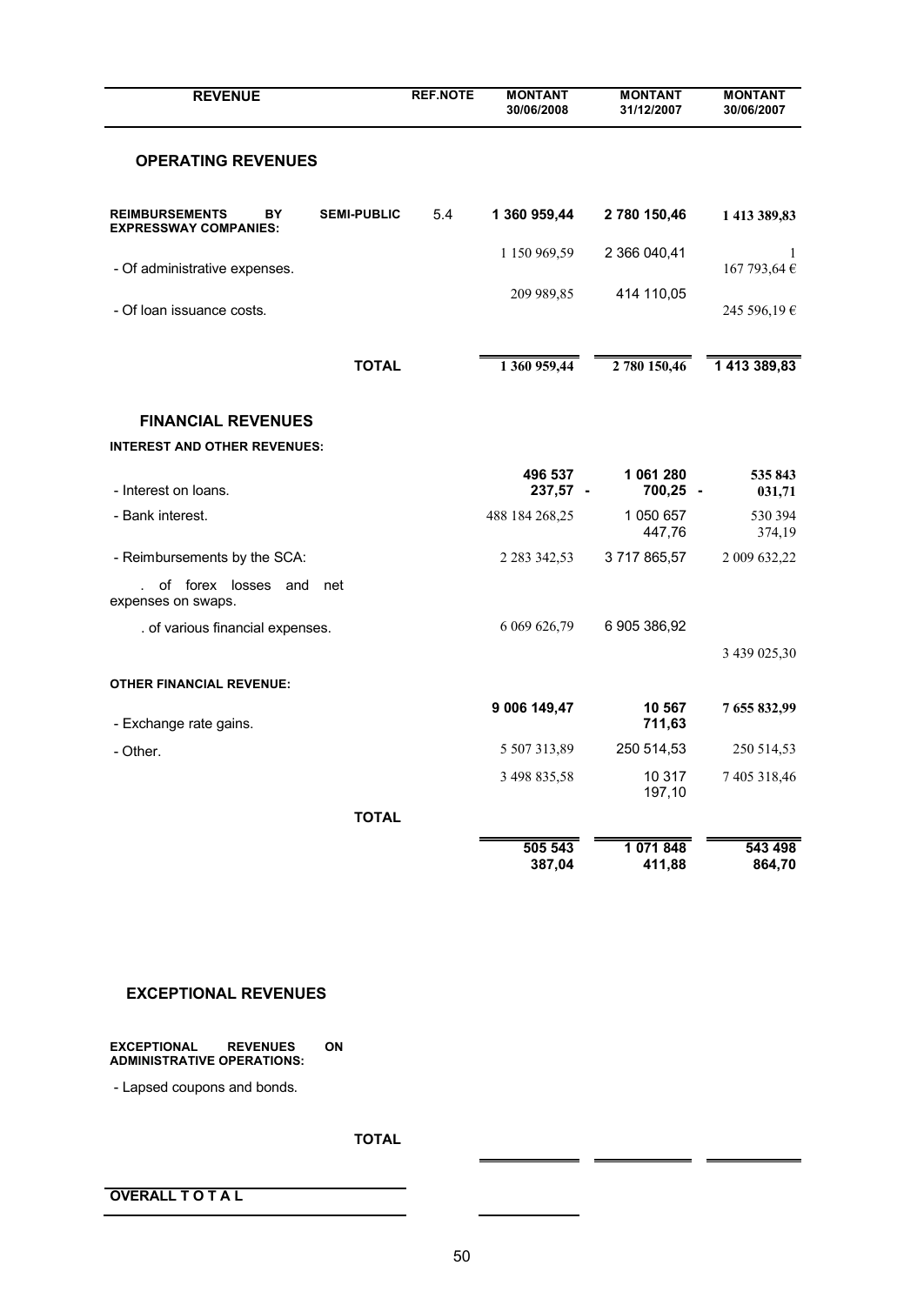| REVENUE | REF.NOTE | MONTANT 30/06/2008 | MONTANT 31/12/2007 | MONTANT 30/06/2007 |
|---|---|---|---|---|
| **OPERATING REVENUES** | | | | |
| **REIMBURSEMENTS BY SEMI-PUBLIC EXPRESSWAY COMPANIES:** | 5.4 | **1 360 959,44** | **2 780 150,46** | **1 413 389,83** |
| - Of administrative expenses. | | 1 150 969,59 | 2 366 040,41 | 1 167 793,64 € |
| - Of loan issuance costs. | | 209 989,85 | 414 110,05 | 245 596,19 € |
| **TOTAL** | | 1 360 959,44 | 2 780 150,46 | 1 413 389,83 |
| **FINANCIAL REVENUES** | | | | |
| **INTEREST AND OTHER REVENUES:** | | | | |
| - Interest on loans. | | **496 537 237,57 -** | **1 061 280 700,25 -** | **535 843 031,71** |
| - Bank interest. | | 488 184 268,25 | 1 050 657 447,76 | 530 394 374,19 |
| - Reimbursements by the SCA: | | 2 283 342,53 | 3 717 865,57 | 2 009 632,22 |
| . of forex losses and net expenses on swaps. | | | | |
| . of various financial expenses. | | 6 069 626,79 | 6 905 386,92 | 3 439 025,30 |
| **OTHER FINANCIAL REVENUE:** | | | | |
| - Exchange rate gains. | | **9 006 149,47** | **10 567 711,63** | **7 655 832,99** |
| - Other. | | 5 507 313,89 | 250 514,53 | 250 514,53 |
| | | 3 498 835,58 | 10 317 197,10 | 7 405 318,46 |
| **TOTAL** | | 505 543 387,04 | 1 071 848 411,88 | 543 498 864,70 |

| | | | | |
|---|---|---|---|---|
| **EXCEPTIONAL REVENUES** | | | | |
| **EXCEPTIONAL REVENUES ON ADMINISTRATIVE OPERATIONS:** | | | | |
| - Lapsed coupons and bonds. | | | | |
| **TOTAL** | | | | |
| **OVERALL T O T A L** | | | | |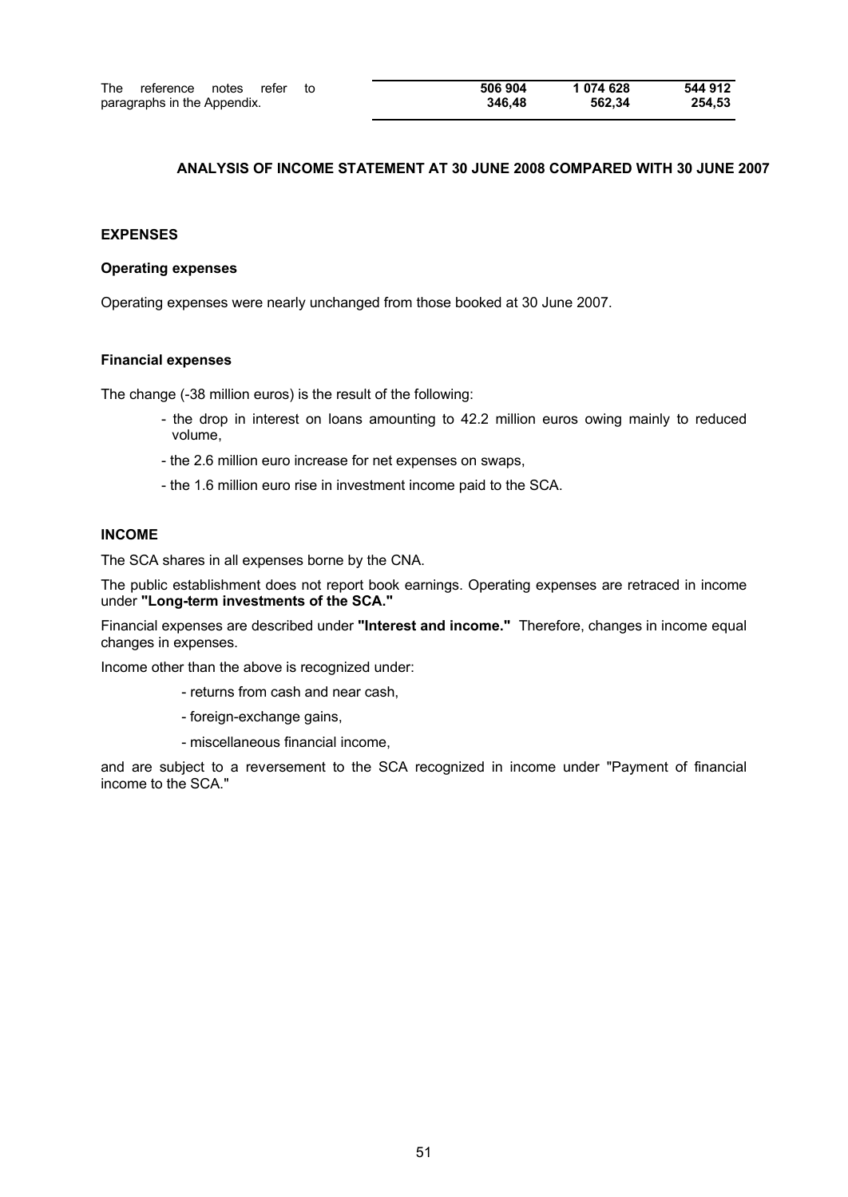| The reference notes refer to paragraphs in the Appendix. | 506 904 346,48 | 1 074 628 562,34 | 544 912 254,53 |
|---|---|---|---|

## ANALYSIS OF INCOME STATEMENT AT 30 JUNE 2008 COMPARED WITH 30 JUNE 2007

### EXPENSES

#### Operating expenses

Operating expenses were nearly unchanged from those booked at 30 June 2007.

#### Financial expenses

The change (-38 million euros) is the result of the following:

- the drop in interest on loans amounting to 42.2 million euros owing mainly to reduced volume,
- the 2.6 million euro increase for net expenses on swaps,
- the 1.6 million euro rise in investment income paid to the SCA.

### INCOME

The SCA shares in all expenses borne by the CNA.

The public establishment does not report book earnings. Operating expenses are retraced in income under **"Long-term investments of the SCA."**

Financial expenses are described under **"Interest and income."** Therefore, changes in income equal changes in expenses.

Income other than the above is recognized under:

- returns from cash and near cash,
- foreign-exchange gains,
- miscellaneous financial income,

and are subject to a reversement to the SCA recognized in income under "Payment of financial income to the SCA."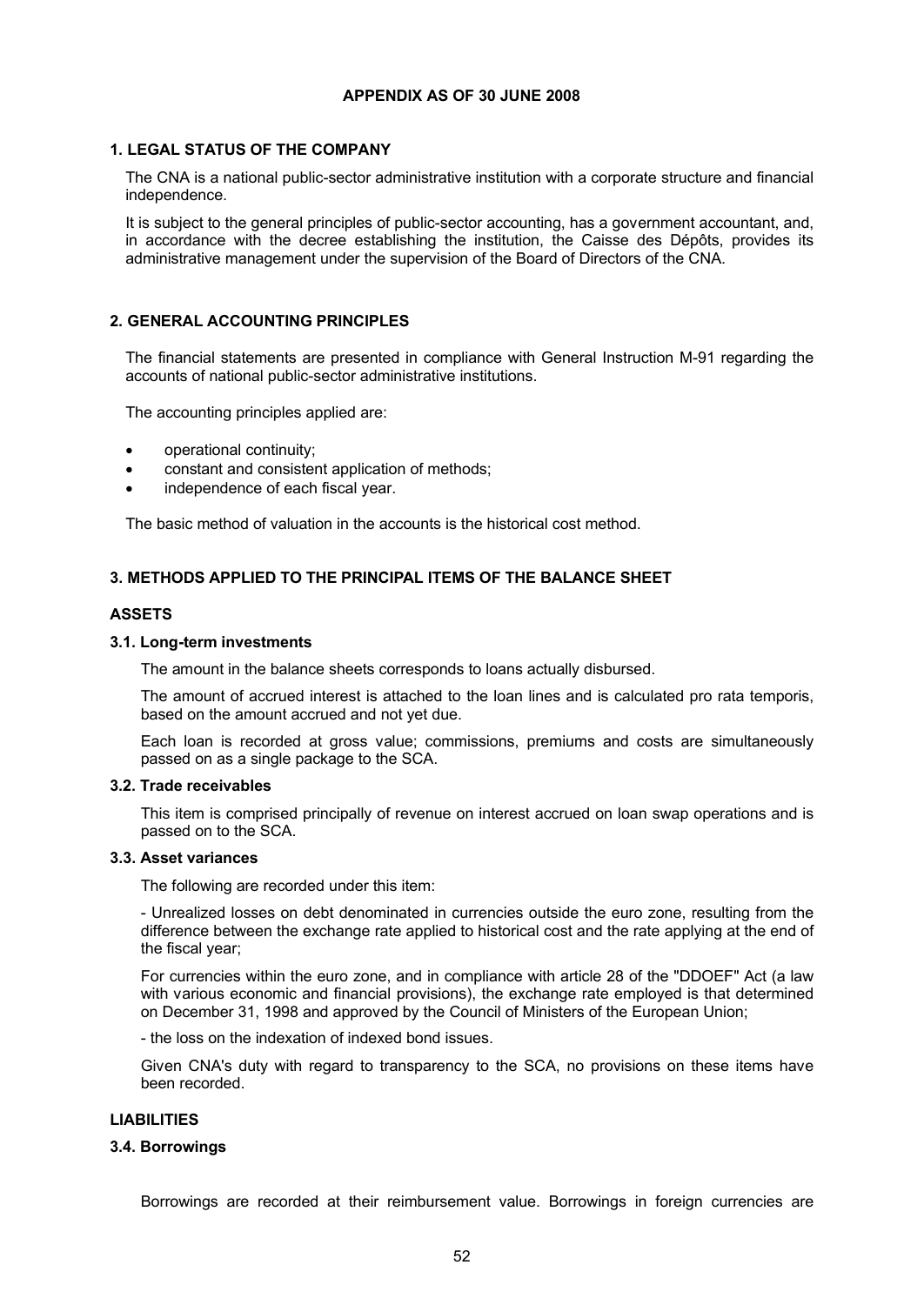# APPENDIX AS OF 30 JUNE 2008

## 1. LEGAL STATUS OF THE COMPANY

The CNA is a national public-sector administrative institution with a corporate structure and financial independence.

It is subject to the general principles of public-sector accounting, has a government accountant, and, in accordance with the decree establishing the institution, the Caisse des Dépôts, provides its administrative management under the supervision of the Board of Directors of the CNA.

## 2. GENERAL ACCOUNTING PRINCIPLES

The financial statements are presented in compliance with General Instruction M-91 regarding the accounts of national public-sector administrative institutions.

The accounting principles applied are:

- operational continuity;
- constant and consistent application of methods;
- independence of each fiscal year.

The basic method of valuation in the accounts is the historical cost method.

## 3. METHODS APPLIED TO THE PRINCIPAL ITEMS OF THE BALANCE SHEET

### ASSETS

#### 3.1. Long-term investments

The amount in the balance sheets corresponds to loans actually disbursed.

The amount of accrued interest is attached to the loan lines and is calculated pro rata temporis, based on the amount accrued and not yet due.

Each loan is recorded at gross value; commissions, premiums and costs are simultaneously passed on as a single package to the SCA.

#### 3.2. Trade receivables

This item is comprised principally of revenue on interest accrued on loan swap operations and is passed on to the SCA.

#### 3.3. Asset variances

The following are recorded under this item:

- Unrealized losses on debt denominated in currencies outside the euro zone, resulting from the difference between the exchange rate applied to historical cost and the rate applying at the end of the fiscal year;

For currencies within the euro zone, and in compliance with article 28 of the "DDOEF" Act (a law with various economic and financial provisions), the exchange rate employed is that determined on December 31, 1998 and approved by the Council of Ministers of the European Union;

- the loss on the indexation of indexed bond issues.

Given CNA's duty with regard to transparency to the SCA, no provisions on these items have been recorded.

### LIABILITIES

#### 3.4. Borrowings

Borrowings are recorded at their reimbursement value. Borrowings in foreign currencies are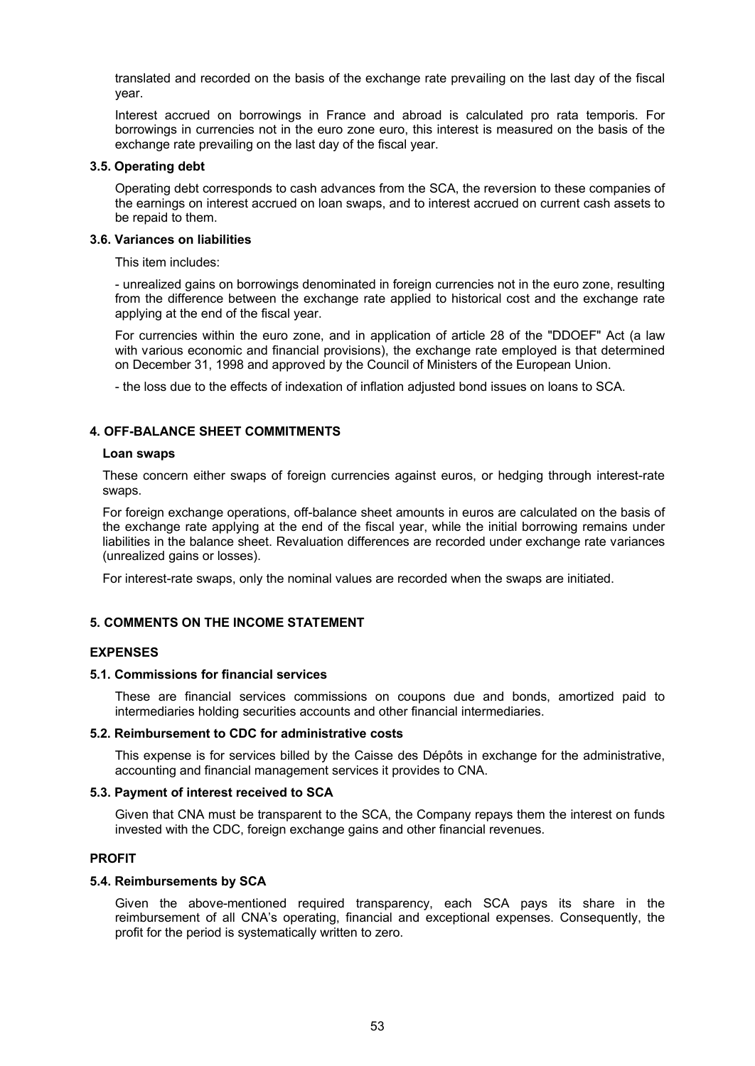translated and recorded on the basis of the exchange rate prevailing on the last day of the fiscal year.

Interest accrued on borrowings in France and abroad is calculated pro rata temporis. For borrowings in currencies not in the euro zone euro, this interest is measured on the basis of the exchange rate prevailing on the last day of the fiscal year.

### 3.5. Operating debt

Operating debt corresponds to cash advances from the SCA, the reversion to these companies of the earnings on interest accrued on loan swaps, and to interest accrued on current cash assets to be repaid to them.

### 3.6. Variances on liabilities

This item includes:

- unrealized gains on borrowings denominated in foreign currencies not in the euro zone, resulting from the difference between the exchange rate applied to historical cost and the exchange rate applying at the end of the fiscal year.

For currencies within the euro zone, and in application of article 28 of the "DDOEF" Act (a law with various economic and financial provisions), the exchange rate employed is that determined on December 31, 1998 and approved by the Council of Ministers of the European Union.

- the loss due to the effects of indexation of inflation adjusted bond issues on loans to SCA.

## 4. OFF-BALANCE SHEET COMMITMENTS

**Loan swaps**

These concern either swaps of foreign currencies against euros, or hedging through interest-rate swaps.

For foreign exchange operations, off-balance sheet amounts in euros are calculated on the basis of the exchange rate applying at the end of the fiscal year, while the initial borrowing remains under liabilities in the balance sheet. Revaluation differences are recorded under exchange rate variances (unrealized gains or losses).

For interest-rate swaps, only the nominal values are recorded when the swaps are initiated.

## 5. COMMENTS ON THE INCOME STATEMENT

### EXPENSES

### 5.1. Commissions for financial services

These are financial services commissions on coupons due and bonds, amortized paid to intermediaries holding securities accounts and other financial intermediaries.

### 5.2. Reimbursement to CDC for administrative costs

This expense is for services billed by the Caisse des Dépôts in exchange for the administrative, accounting and financial management services it provides to CNA.

### 5.3. Payment of interest received to SCA

Given that CNA must be transparent to the SCA, the Company repays them the interest on funds invested with the CDC, foreign exchange gains and other financial revenues.

### PROFIT

### 5.4. Reimbursements by SCA

Given the above-mentioned required transparency, each SCA pays its share in the reimbursement of all CNA's operating, financial and exceptional expenses. Consequently, the profit for the period is systematically written to zero.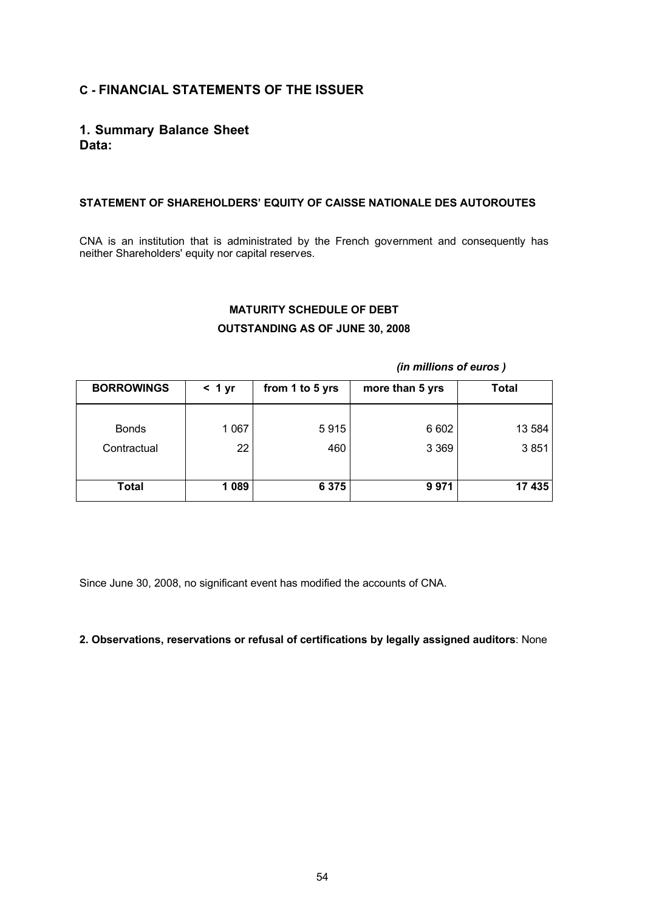## C - FINANCIAL STATEMENTS OF THE ISSUER

### 1. Summary Balance Sheet Data:

**STATEMENT OF SHAREHOLDERS' EQUITY OF CAISSE NATIONALE DES AUTOROUTES**

CNA is an institution that is administrated by the French government and consequently has neither Shareholders' equity nor capital reserves.

**MATURITY SCHEDULE OF DEBT**

**OUTSTANDING AS OF JUNE 30, 2008**

***(in millions of euros )***

| BORROWINGS | < 1 yr | from 1 to 5 yrs | more than 5 yrs | Total |
|---|---|---|---|---|
| Bonds | 1 067 | 5 915 | 6 602 | 13 584 |
| Contractual | 22 | 460 | 3 369 | 3 851 |
| **Total** | **1 089** | **6 375** | **9 971** | **17 435** |

Since June 30, 2008, no significant event has modified the accounts of CNA.

**2. Observations, reservations or refusal of certifications by legally assigned auditors**: None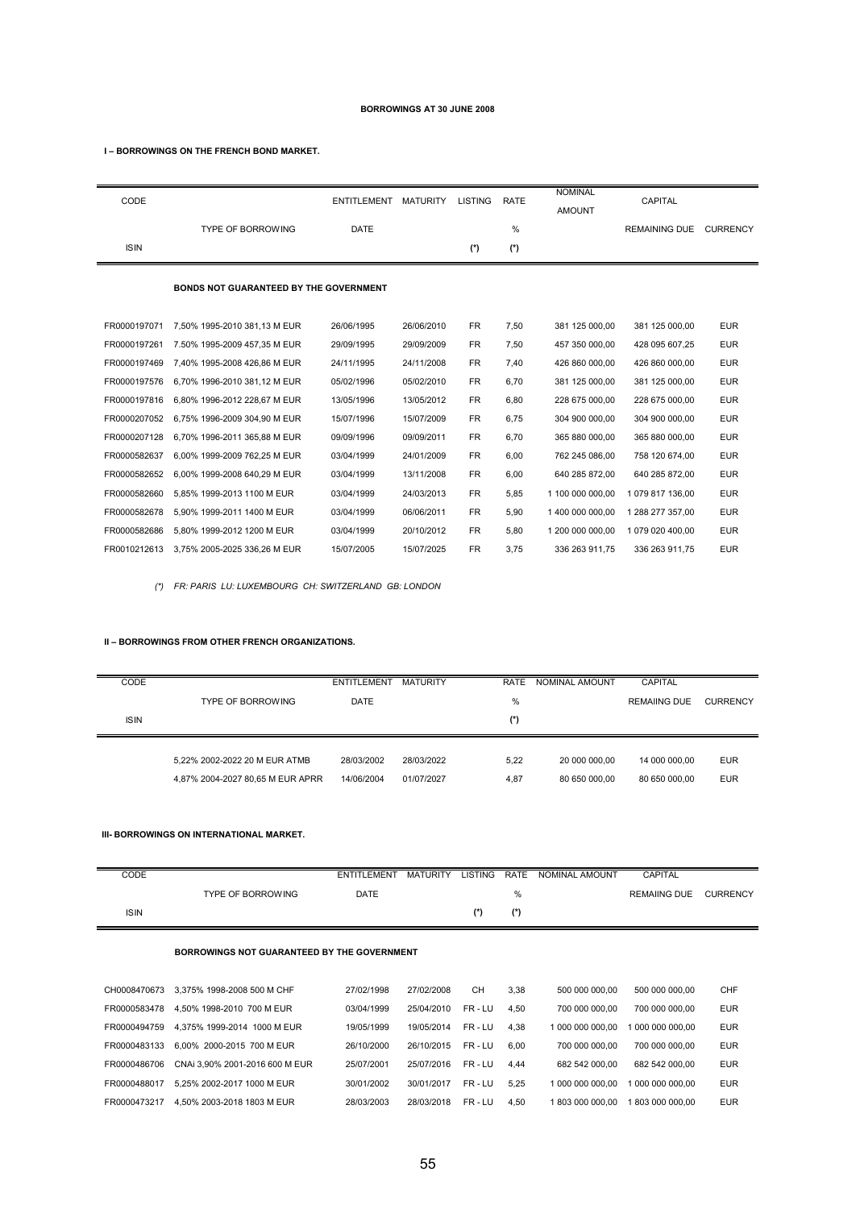# BORROWINGS AT 30 JUNE 2008

## I – BORROWINGS ON THE FRENCH BOND MARKET.

| CODE<br>ISIN | TYPE OF BORROWING | ENTITLEMENT DATE | MATURITY | LISTING (*) | RATE % (*) | NOMINAL AMOUNT | CAPITAL REMAINING DUE | CURRENCY |
|---|---|---|---|---|---|---|---|---|
| | **BONDS NOT GUARANTEED BY THE GOVERNMENT** | | | | | | | |
| FR0000197071 | 7,50% 1995-2010 381,13 M EUR | 26/06/1995 | 26/06/2010 | FR | 7,50 | 381 125 000,00 | 381 125 000,00 | EUR |
| FR0000197261 | 7.50% 1995-2009 457,35 M EUR | 29/09/1995 | 29/09/2009 | FR | 7,50 | 457 350 000,00 | 428 095 607,25 | EUR |
| FR0000197469 | 7,40% 1995-2008 426,86 M EUR | 24/11/1995 | 24/11/2008 | FR | 7,40 | 426 860 000,00 | 426 860 000,00 | EUR |
| FR0000197576 | 6,70% 1996-2010 381,12 M EUR | 05/02/1996 | 05/02/2010 | FR | 6,70 | 381 125 000,00 | 381 125 000,00 | EUR |
| FR0000197816 | 6,80% 1996-2012 228,67 M EUR | 13/05/1996 | 13/05/2012 | FR | 6,80 | 228 675 000,00 | 228 675 000,00 | EUR |
| FR0000207052 | 6,75% 1996-2009 304,90 M EUR | 15/07/1996 | 15/07/2009 | FR | 6,75 | 304 900 000,00 | 304 900 000,00 | EUR |
| FR0000207128 | 6,70% 1996-2011 365,88 M EUR | 09/09/1996 | 09/09/2011 | FR | 6,70 | 365 880 000,00 | 365 880 000,00 | EUR |
| FR0000582637 | 6,00% 1999-2009 762,25 M EUR | 03/04/1999 | 24/01/2009 | FR | 6,00 | 762 245 086,00 | 758 120 674,00 | EUR |
| FR0000582652 | 6,00% 1999-2008 640,29 M EUR | 03/04/1999 | 13/11/2008 | FR | 6,00 | 640 285 872,00 | 640 285 872,00 | EUR |
| FR0000582660 | 5,85% 1999-2013 1100 M EUR | 03/04/1999 | 24/03/2013 | FR | 5,85 | 1 100 000 000,00 | 1 079 817 136,00 | EUR |
| FR0000582678 | 5,90% 1999-2011 1400 M EUR | 03/04/1999 | 06/06/2011 | FR | 5,90 | 1 400 000 000,00 | 1 288 277 357,00 | EUR |
| FR0000582686 | 5,80% 1999-2012 1200 M EUR | 03/04/1999 | 20/10/2012 | FR | 5,80 | 1 200 000 000,00 | 1 079 020 400,00 | EUR |
| FR0010212613 | 3,75% 2005-2025 336,26 M EUR | 15/07/2005 | 15/07/2025 | FR | 3,75 | 336 263 911,75 | 336 263 911,75 | EUR |

*(\*) FR: PARIS LU: LUXEMBOURG CH: SWITZERLAND GB: LONDON*

## II – BORROWINGS FROM OTHER FRENCH ORGANIZATIONS.

| CODE<br>ISIN | TYPE OF BORROWING | ENTITLEMENT DATE | MATURITY | RATE % (*) | NOMINAL AMOUNT | CAPITAL REMAIING DUE | CURRENCY |
|---|---|---|---|---|---|---|---|
| | 5,22% 2002-2022 20 M EUR ATMB | 28/03/2002 | 28/03/2022 | 5,22 | 20 000 000,00 | 14 000 000,00 | EUR |
| | 4,87% 2004-2027 80,65 M EUR APRR | 14/06/2004 | 01/07/2027 | 4,87 | 80 650 000,00 | 80 650 000,00 | EUR |

## III- BORROWINGS ON INTERNATIONAL MARKET.

| CODE<br>ISIN | TYPE OF BORROWING | ENTITLEMENT DATE | MATURITY | LISTING (*) | RATE % (*) | NOMINAL AMOUNT | CAPITAL REMAIING DUE | CURRENCY |
|---|---|---|---|---|---|---|---|---|
| | **BORROWINGS NOT GUARANTEED BY THE GOVERNMENT** | | | | | | | |
| CH0008470673 | 3,375% 1998-2008 500 M CHF | 27/02/1998 | 27/02/2008 | CH | 3,38 | 500 000 000,00 | 500 000 000,00 | CHF |
| FR0000583478 | 4,50% 1998-2010 700 M EUR | 03/04/1999 | 25/04/2010 | FR - LU | 4,50 | 700 000 000,00 | 700 000 000,00 | EUR |
| FR0000494759 | 4,375% 1999-2014 1000 M EUR | 19/05/1999 | 19/05/2014 | FR - LU | 4,38 | 1 000 000 000,00 | 1 000 000 000,00 | EUR |
| FR0000483133 | 6,00% 2000-2015 700 M EUR | 26/10/2000 | 26/10/2015 | FR - LU | 6,00 | 700 000 000,00 | 700 000 000,00 | EUR |
| FR0000486706 | CNAi 3,90% 2001-2016 600 M EUR | 25/07/2001 | 25/07/2016 | FR - LU | 4,44 | 682 542 000,00 | 682 542 000,00 | EUR |
| FR0000488017 | 5,25% 2002-2017 1000 M EUR | 30/01/2002 | 30/01/2017 | FR - LU | 5,25 | 1 000 000 000,00 | 1 000 000 000,00 | EUR |
| FR0000473217 | 4,50% 2003-2018 1803 M EUR | 28/03/2003 | 28/03/2018 | FR - LU | 4,50 | 1 803 000 000,00 | 1 803 000 000,00 | EUR |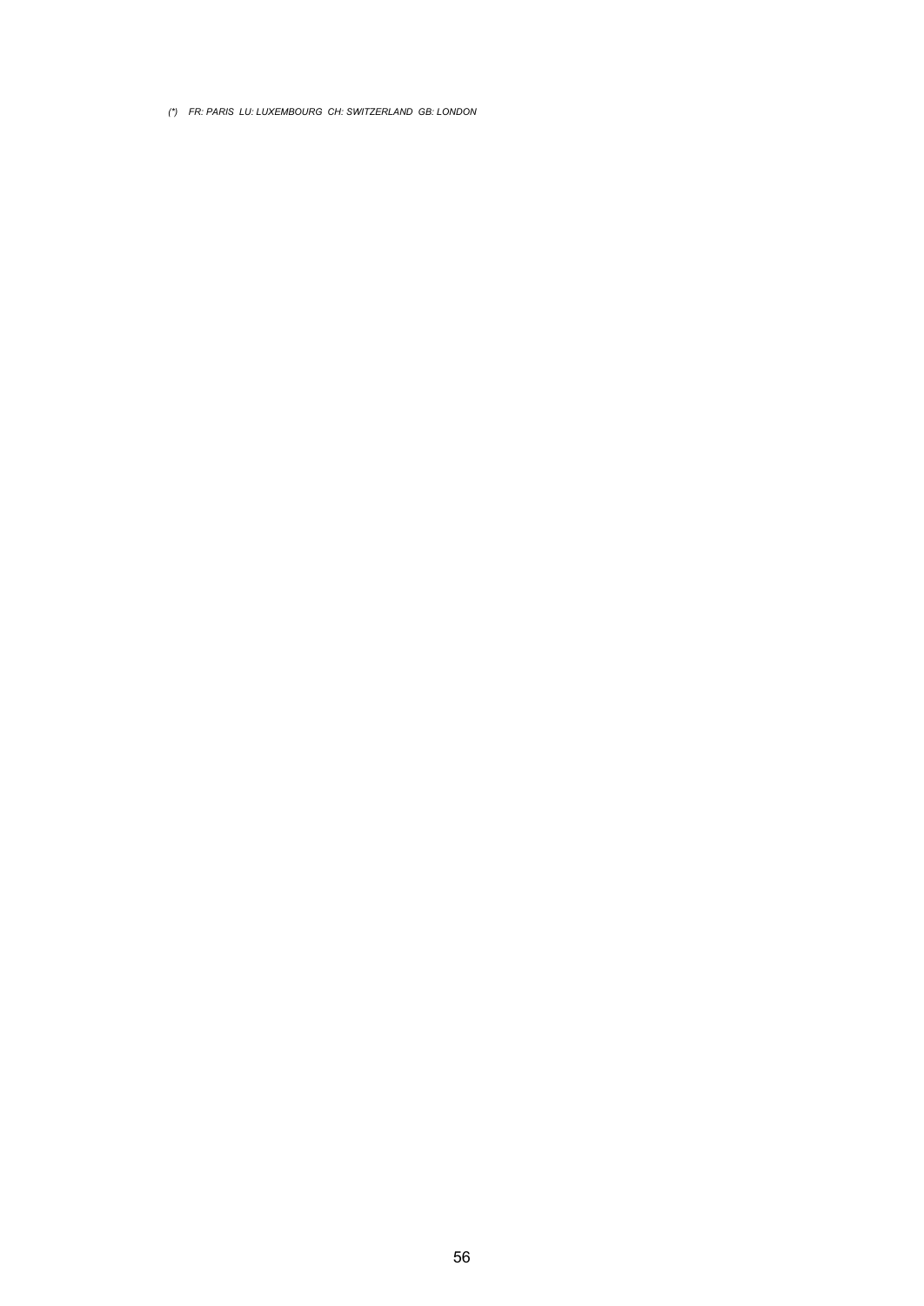*(\*)    FR: PARIS  LU: LUXEMBOURG  CH: SWITZERLAND  GB: LONDON*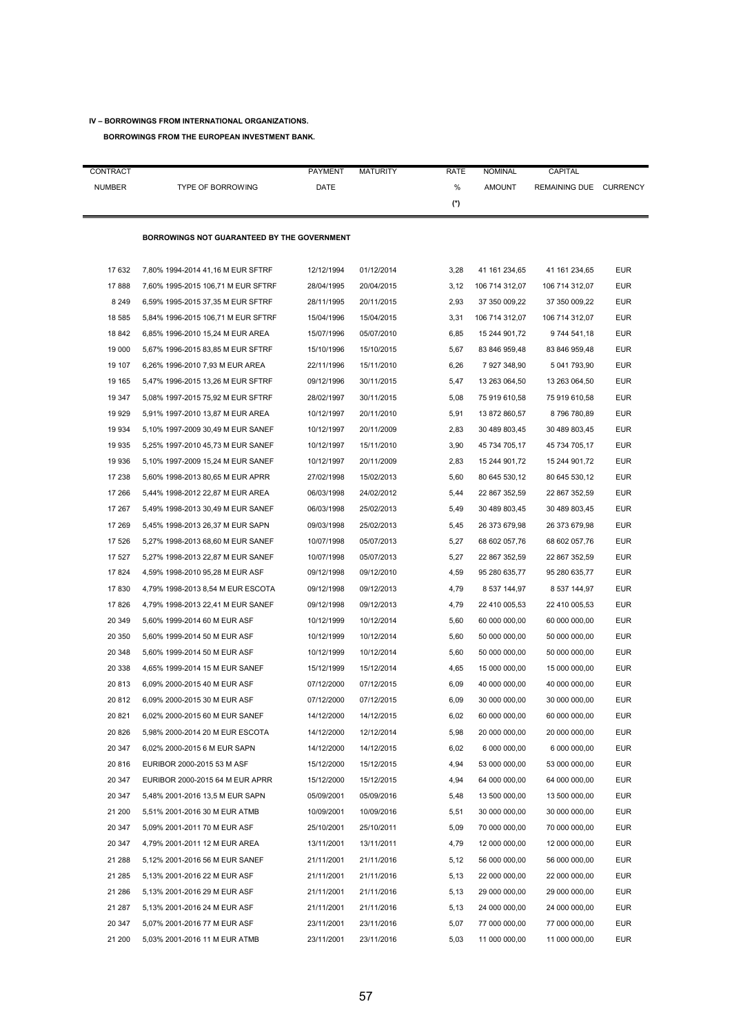**IV – BORROWINGS FROM INTERNATIONAL ORGANIZATIONS.**

**BORROWINGS FROM THE EUROPEAN INVESTMENT BANK.**

| CONTRACT NUMBER | TYPE OF BORROWING | PAYMENT DATE | MATURITY | RATE % (*) | NOMINAL AMOUNT | CAPITAL REMAINING DUE | CURRENCY |
|---|---|---|---|---|---|---|---|
| | **BORROWINGS NOT GUARANTEED BY THE GOVERNMENT** | | | | | | |
| 17 632 | 7,80% 1994-2014 41,16 M EUR SFTRF | 12/12/1994 | 01/12/2014 | 3,28 | 41 161 234,65 | 41 161 234,65 | EUR |
| 17 888 | 7,60% 1995-2015 106,71 M EUR SFTRF | 28/04/1995 | 20/04/2015 | 3,12 | 106 714 312,07 | 106 714 312,07 | EUR |
| 8 249 | 6,59% 1995-2015 37,35 M EUR SFTRF | 28/11/1995 | 20/11/2015 | 2,93 | 37 350 009,22 | 37 350 009,22 | EUR |
| 18 585 | 5,84% 1996-2015 106,71 M EUR SFTRF | 15/04/1996 | 15/04/2015 | 3,31 | 106 714 312,07 | 106 714 312,07 | EUR |
| 18 842 | 6,85% 1996-2010 15,24 M EUR AREA | 15/07/1996 | 05/07/2010 | 6,85 | 15 244 901,72 | 9 744 541,18 | EUR |
| 19 000 | 5,67% 1996-2015 83,85 M EUR SFTRF | 15/10/1996 | 15/10/2015 | 5,67 | 83 846 959,48 | 83 846 959,48 | EUR |
| 19 107 | 6,26% 1996-2010 7,93 M EUR AREA | 22/11/1996 | 15/11/2010 | 6,26 | 7 927 348,90 | 5 041 793,90 | EUR |
| 19 165 | 5,47% 1996-2015 13,26 M EUR SFTRF | 09/12/1996 | 30/11/2015 | 5,47 | 13 263 064,50 | 13 263 064,50 | EUR |
| 19 347 | 5,08% 1997-2015 75,92 M EUR SFTRF | 28/02/1997 | 30/11/2015 | 5,08 | 75 919 610,58 | 75 919 610,58 | EUR |
| 19 929 | 5,91% 1997-2010 13,87 M EUR AREA | 10/12/1997 | 20/11/2010 | 5,91 | 13 872 860,57 | 8 796 780,89 | EUR |
| 19 934 | 5,10% 1997-2009 30,49 M EUR SANEF | 10/12/1997 | 20/11/2009 | 2,83 | 30 489 803,45 | 30 489 803,45 | EUR |
| 19 935 | 5,25% 1997-2010 45,73 M EUR SANEF | 10/12/1997 | 15/11/2010 | 3,90 | 45 734 705,17 | 45 734 705,17 | EUR |
| 19 936 | 5,10% 1997-2009 15,24 M EUR SANEF | 10/12/1997 | 20/11/2009 | 2,83 | 15 244 901,72 | 15 244 901,72 | EUR |
| 17 238 | 5,60% 1998-2013 80,65 M EUR APRR | 27/02/1998 | 15/02/2013 | 5,60 | 80 645 530,12 | 80 645 530,12 | EUR |
| 17 266 | 5,44% 1998-2012 22,87 M EUR AREA | 06/03/1998 | 24/02/2012 | 5,44 | 22 867 352,59 | 22 867 352,59 | EUR |
| 17 267 | 5,49% 1998-2013 30,49 M EUR SANEF | 06/03/1998 | 25/02/2013 | 5,49 | 30 489 803,45 | 30 489 803,45 | EUR |
| 17 269 | 5,45% 1998-2013 26,37 M EUR SAPN | 09/03/1998 | 25/02/2013 | 5,45 | 26 373 679,98 | 26 373 679,98 | EUR |
| 17 526 | 5,27% 1998-2013 68,60 M EUR SANEF | 10/07/1998 | 05/07/2013 | 5,27 | 68 602 057,76 | 68 602 057,76 | EUR |
| 17 527 | 5,27% 1998-2013 22,87 M EUR SANEF | 10/07/1998 | 05/07/2013 | 5,27 | 22 867 352,59 | 22 867 352,59 | EUR |
| 17 824 | 4,59% 1998-2010 95,28 M EUR ASF | 09/12/1998 | 09/12/2010 | 4,59 | 95 280 635,77 | 95 280 635,77 | EUR |
| 17 830 | 4,79% 1998-2013 8,54 M EUR ESCOTA | 09/12/1998 | 09/12/2013 | 4,79 | 8 537 144,97 | 8 537 144,97 | EUR |
| 17 826 | 4,79% 1998-2013 22,41 M EUR SANEF | 09/12/1998 | 09/12/2013 | 4,79 | 22 410 005,53 | 22 410 005,53 | EUR |
| 20 349 | 5,60% 1999-2014 60 M EUR ASF | 10/12/1999 | 10/12/2014 | 5,60 | 60 000 000,00 | 60 000 000,00 | EUR |
| 20 350 | 5,60% 1999-2014 50 M EUR ASF | 10/12/1999 | 10/12/2014 | 5,60 | 50 000 000,00 | 50 000 000,00 | EUR |
| 20 348 | 5,60% 1999-2014 50 M EUR ASF | 10/12/1999 | 10/12/2014 | 5,60 | 50 000 000,00 | 50 000 000,00 | EUR |
| 20 338 | 4,65% 1999-2014 15 M EUR SANEF | 15/12/1999 | 15/12/2014 | 4,65 | 15 000 000,00 | 15 000 000,00 | EUR |
| 20 813 | 6,09% 2000-2015 40 M EUR ASF | 07/12/2000 | 07/12/2015 | 6,09 | 40 000 000,00 | 40 000 000,00 | EUR |
| 20 812 | 6,09% 2000-2015 30 M EUR ASF | 07/12/2000 | 07/12/2015 | 6,09 | 30 000 000,00 | 30 000 000,00 | EUR |
| 20 821 | 6,02% 2000-2015 60 M EUR SANEF | 14/12/2000 | 14/12/2015 | 6,02 | 60 000 000,00 | 60 000 000,00 | EUR |
| 20 826 | 5,98% 2000-2014 20 M EUR ESCOTA | 14/12/2000 | 12/12/2014 | 5,98 | 20 000 000,00 | 20 000 000,00 | EUR |
| 20 347 | 6,02% 2000-2015 6 M EUR SAPN | 14/12/2000 | 14/12/2015 | 6,02 | 6 000 000,00 | 6 000 000,00 | EUR |
| 20 816 | EURIBOR 2000-2015 53 M ASF | 15/12/2000 | 15/12/2015 | 4,94 | 53 000 000,00 | 53 000 000,00 | EUR |
| 20 347 | EURIBOR 2000-2015 64 M EUR APRR | 15/12/2000 | 15/12/2015 | 4,94 | 64 000 000,00 | 64 000 000,00 | EUR |
| 20 347 | 5,48% 2001-2016 13,5 M EUR SAPN | 05/09/2001 | 05/09/2016 | 5,48 | 13 500 000,00 | 13 500 000,00 | EUR |
| 21 200 | 5,51% 2001-2016 30 M EUR ATMB | 10/09/2001 | 10/09/2016 | 5,51 | 30 000 000,00 | 30 000 000,00 | EUR |
| 20 347 | 5,09% 2001-2011 70 M EUR ASF | 25/10/2001 | 25/10/2011 | 5,09 | 70 000 000,00 | 70 000 000,00 | EUR |
| 20 347 | 4,79% 2001-2011 12 M EUR AREA | 13/11/2001 | 13/11/2011 | 4,79 | 12 000 000,00 | 12 000 000,00 | EUR |
| 21 288 | 5,12% 2001-2016 56 M EUR SANEF | 21/11/2001 | 21/11/2016 | 5,12 | 56 000 000,00 | 56 000 000,00 | EUR |
| 21 285 | 5,13% 2001-2016 22 M EUR ASF | 21/11/2001 | 21/11/2016 | 5,13 | 22 000 000,00 | 22 000 000,00 | EUR |
| 21 286 | 5,13% 2001-2016 29 M EUR ASF | 21/11/2001 | 21/11/2016 | 5,13 | 29 000 000,00 | 29 000 000,00 | EUR |
| 21 287 | 5,13% 2001-2016 24 M EUR ASF | 21/11/2001 | 21/11/2016 | 5,13 | 24 000 000,00 | 24 000 000,00 | EUR |
| 20 347 | 5,07% 2001-2016 77 M EUR ASF | 23/11/2001 | 23/11/2016 | 5,07 | 77 000 000,00 | 77 000 000,00 | EUR |
| 21 200 | 5,03% 2001-2016 11 M EUR ATMB | 23/11/2001 | 23/11/2016 | 5,03 | 11 000 000,00 | 11 000 000,00 | EUR |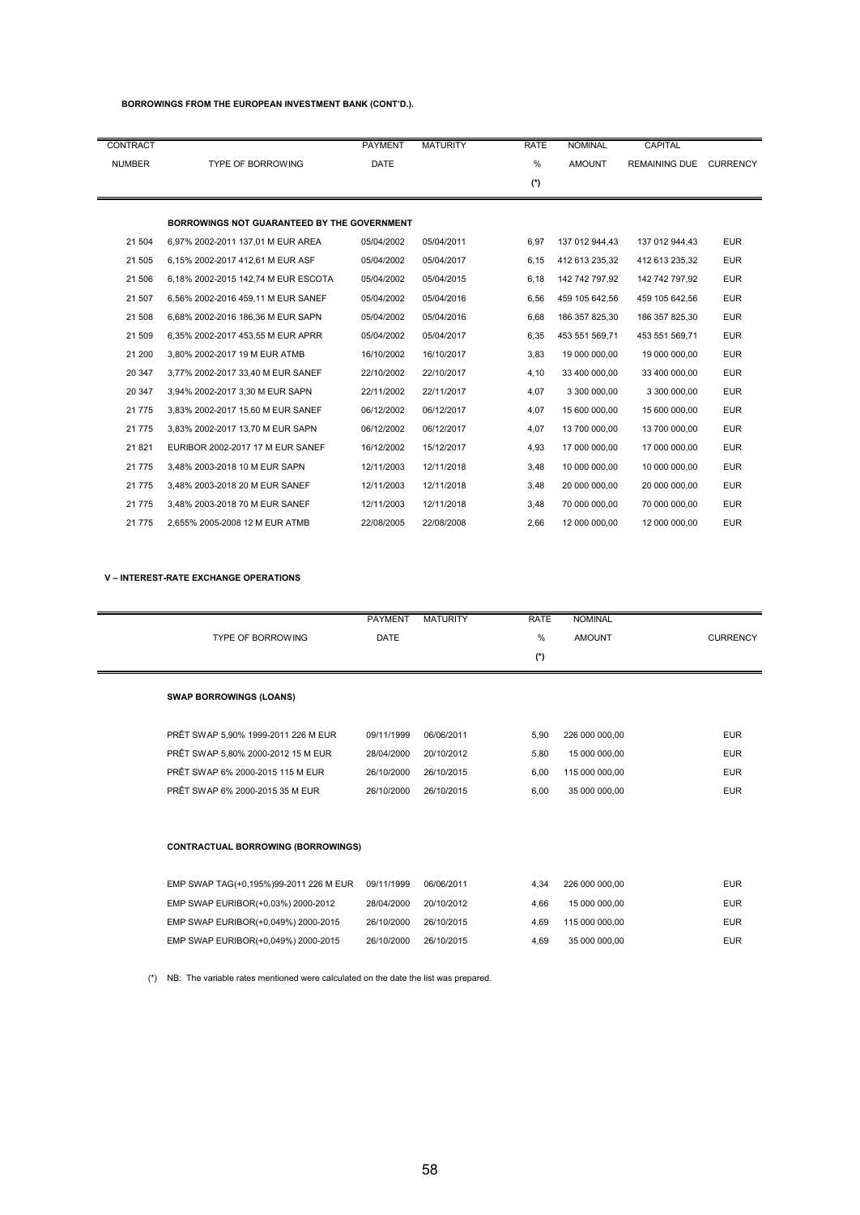**BORROWINGS FROM THE EUROPEAN INVESTMENT BANK (CONT'D.).**

| CONTRACT NUMBER | TYPE OF BORROWING | PAYMENT DATE | MATURITY | RATE % (*) | NOMINAL AMOUNT | CAPITAL REMAINING DUE | CURRENCY |
|---|---|---|---|---|---|---|---|
| | **BORROWINGS NOT GUARANTEED BY THE GOVERNMENT** | | | | | | |
| 21 504 | 6,97% 2002-2011 137,01 M EUR AREA | 05/04/2002 | 05/04/2011 | 6,97 | 137 012 944,43 | 137 012 944,43 | EUR |
| 21 505 | 6,15% 2002-2017 412,61 M EUR ASF | 05/04/2002 | 05/04/2017 | 6,15 | 412 613 235,32 | 412 613 235,32 | EUR |
| 21 506 | 6,18% 2002-2015 142,74 M EUR ESCOTA | 05/04/2002 | 05/04/2015 | 6,18 | 142 742 797,92 | 142 742 797,92 | EUR |
| 21 507 | 6,56% 2002-2016 459,11 M EUR SANEF | 05/04/2002 | 05/04/2016 | 6,56 | 459 105 642,56 | 459 105 642,56 | EUR |
| 21 508 | 6,68% 2002-2016 186,36 M EUR SAPN | 05/04/2002 | 05/04/2016 | 6,68 | 186 357 825,30 | 186 357 825,30 | EUR |
| 21 509 | 6,35% 2002-2017 453,55 M EUR APRR | 05/04/2002 | 05/04/2017 | 6,35 | 453 551 569,71 | 453 551 569,71 | EUR |
| 21 200 | 3,80% 2002-2017 19 M EUR ATMB | 16/10/2002 | 16/10/2017 | 3,83 | 19 000 000,00 | 19 000 000,00 | EUR |
| 20 347 | 3,77% 2002-2017 33,40 M EUR SANEF | 22/10/2002 | 22/10/2017 | 4,10 | 33 400 000,00 | 33 400 000,00 | EUR |
| 20 347 | 3,94% 2002-2017 3,30 M EUR SAPN | 22/11/2002 | 22/11/2017 | 4,07 | 3 300 000,00 | 3 300 000,00 | EUR |
| 21 775 | 3,83% 2002-2017 15,60 M EUR SANEF | 06/12/2002 | 06/12/2017 | 4,07 | 15 600 000,00 | 15 600 000,00 | EUR |
| 21 775 | 3,83% 2002-2017 13,70 M EUR SAPN | 06/12/2002 | 06/12/2017 | 4,07 | 13 700 000,00 | 13 700 000,00 | EUR |
| 21 821 | EURIBOR 2002-2017 17 M EUR SANEF | 16/12/2002 | 15/12/2017 | 4,93 | 17 000 000,00 | 17 000 000,00 | EUR |
| 21 775 | 3,48% 2003-2018 10 M EUR SAPN | 12/11/2003 | 12/11/2018 | 3,48 | 10 000 000,00 | 10 000 000,00 | EUR |
| 21 775 | 3,48% 2003-2018 20 M EUR SANEF | 12/11/2003 | 12/11/2018 | 3,48 | 20 000 000,00 | 20 000 000,00 | EUR |
| 21 775 | 3,48% 2003-2018 70 M EUR SANEF | 12/11/2003 | 12/11/2018 | 3,48 | 70 000 000,00 | 70 000 000,00 | EUR |
| 21 775 | 2,655% 2005-2008 12 M EUR ATMB | 22/08/2005 | 22/08/2008 | 2,66 | 12 000 000,00 | 12 000 000,00 | EUR |

**V – INTEREST-RATE EXCHANGE OPERATIONS**

| TYPE OF BORROWING | PAYMENT DATE | MATURITY | RATE % (*) | NOMINAL AMOUNT | CURRENCY |
|---|---|---|---|---|---|
| **SWAP BORROWINGS (LOANS)** | | | | | |
| PRÊT SWAP 5,90% 1999-2011 226 M EUR | 09/11/1999 | 06/06/2011 | 5,90 | 226 000 000,00 | EUR |
| PRÊT SWAP 5,80% 2000-2012 15 M EUR | 28/04/2000 | 20/10/2012 | 5,80 | 15 000 000,00 | EUR |
| PRÊT SWAP 6% 2000-2015 115 M EUR | 26/10/2000 | 26/10/2015 | 6,00 | 115 000 000,00 | EUR |
| PRÊT SWAP 6% 2000-2015 35 M EUR | 26/10/2000 | 26/10/2015 | 6,00 | 35 000 000,00 | EUR |
| **CONTRACTUAL BORROWING (BORROWINGS)** | | | | | |
| EMP SWAP TAG(+0,195%)99-2011 226 M EUR | 09/11/1999 | 06/06/2011 | 4,34 | 226 000 000,00 | EUR |
| EMP SWAP EURIBOR(+0,03%) 2000-2012 | 28/04/2000 | 20/10/2012 | 4,66 | 15 000 000,00 | EUR |
| EMP SWAP EURIBOR(+0,049%) 2000-2015 | 26/10/2000 | 26/10/2015 | 4,69 | 115 000 000,00 | EUR |
| EMP SWAP EURIBOR(+0,049%) 2000-2015 | 26/10/2000 | 26/10/2015 | 4,69 | 35 000 000,00 | EUR |

(*) NB: The variable rates mentioned were calculated on the date the list was prepared.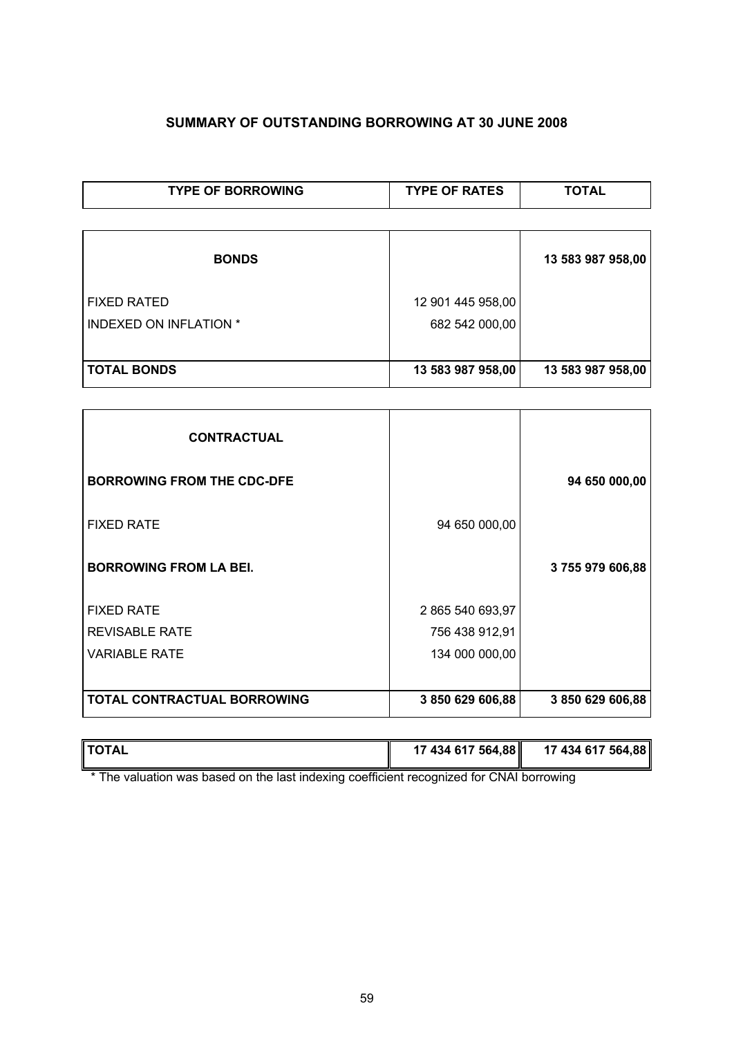## SUMMARY OF OUTSTANDING BORROWING AT 30 JUNE 2008

| TYPE OF BORROWING | TYPE OF RATES | TOTAL |
|---|---|---|
| **BONDS** | | **13 583 987 958,00** |
| FIXED RATED | 12 901 445 958,00 | |
| INDEXED ON INFLATION * | 682 542 000,00 | |
| **TOTAL BONDS** | **13 583 987 958,00** | **13 583 987 958,00** |
| **CONTRACTUAL** | | |
| **BORROWING FROM THE CDC-DFE** | | **94 650 000,00** |
| FIXED RATE | 94 650 000,00 | |
| **BORROWING FROM LA BEI.** | | **3 755 979 606,88** |
| FIXED RATE | 2 865 540 693,97 | |
| REVISABLE RATE | 756 438 912,91 | |
| VARIABLE RATE | 134 000 000,00 | |
| **TOTAL CONTRACTUAL BORROWING** | **3 850 629 606,88** | **3 850 629 606,88** |
| **TOTAL** | **17 434 617 564,88** | **17 434 617 564,88** |

* The valuation was based on the last indexing coefficient recognized for CNAI borrowing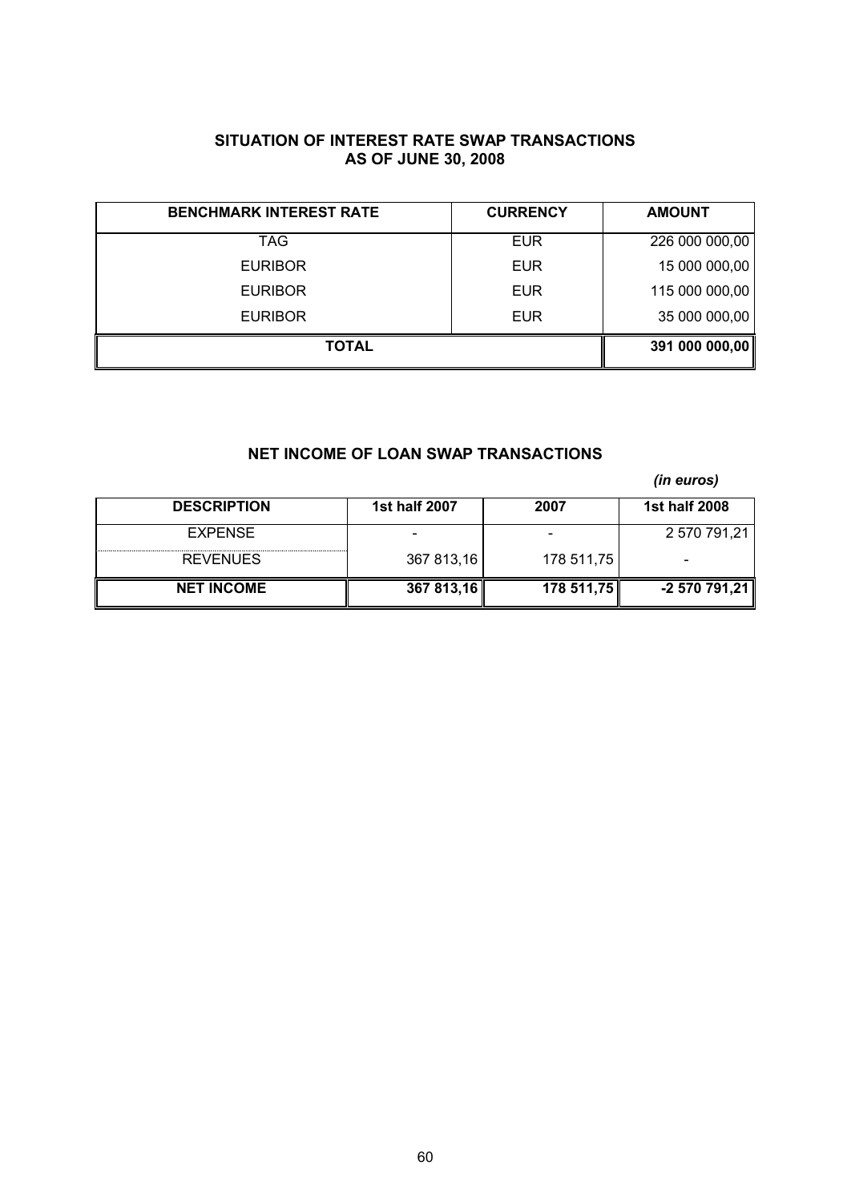## SITUATION OF INTEREST RATE SWAP TRANSACTIONS AS OF JUNE 30, 2008

| BENCHMARK INTEREST RATE | CURRENCY | AMOUNT |
|---|---|---|
| TAG | EUR | 226 000 000,00 |
| EURIBOR | EUR | 15 000 000,00 |
| EURIBOR | EUR | 115 000 000,00 |
| EURIBOR | EUR | 35 000 000,00 |
| **TOTAL** | | **391 000 000,00** |

## NET INCOME OF LOAN SWAP TRANSACTIONS

*(in euros)*

| DESCRIPTION | 1st half 2007 | 2007 | 1st half 2008 |
|---|---|---|---|
| EXPENSE | - | - | 2 570 791,21 |
| REVENUES | 367 813,16 | 178 511,75 | - |
| **NET INCOME** | **367 813,16** | **178 511,75** | **-2 570 791,21** |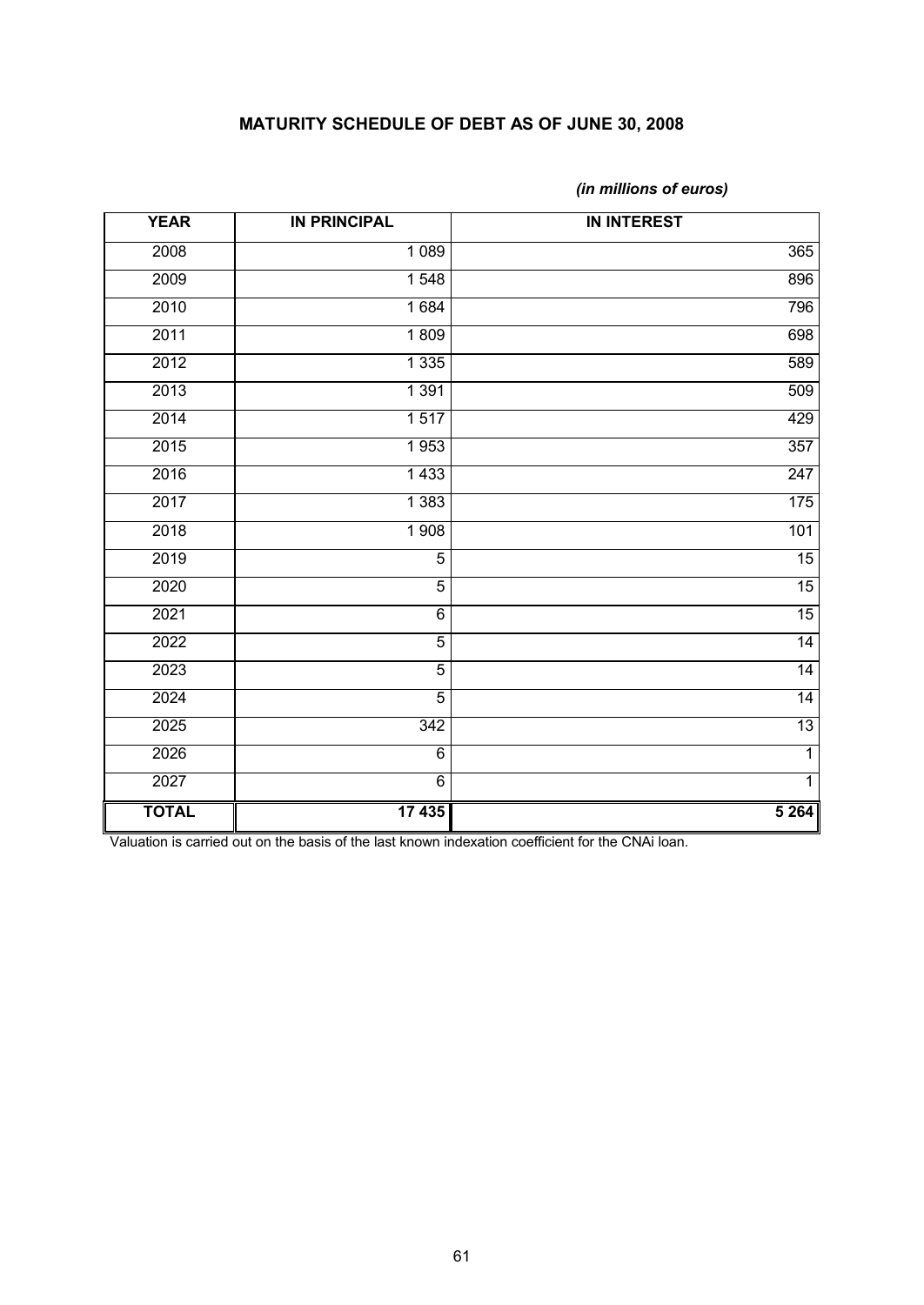## MATURITY SCHEDULE OF DEBT AS OF JUNE 30, 2008

*(in millions of euros)*

| YEAR | IN PRINCIPAL | IN INTEREST |
|---|---|---|
| 2008 | 1 089 | 365 |
| 2009 | 1 548 | 896 |
| 2010 | 1 684 | 796 |
| 2011 | 1 809 | 698 |
| 2012 | 1 335 | 589 |
| 2013 | 1 391 | 509 |
| 2014 | 1 517 | 429 |
| 2015 | 1 953 | 357 |
| 2016 | 1 433 | 247 |
| 2017 | 1 383 | 175 |
| 2018 | 1 908 | 101 |
| 2019 | 5 | 15 |
| 2020 | 5 | 15 |
| 2021 | 6 | 15 |
| 2022 | 5 | 14 |
| 2023 | 5 | 14 |
| 2024 | 5 | 14 |
| 2025 | 342 | 13 |
| 2026 | 6 | 1 |
| 2027 | 6 | 1 |
| **TOTAL** | **17 435** | **5 264** |

Valuation is carried out on the basis of the last known indexation coefficient for the CNAi loan.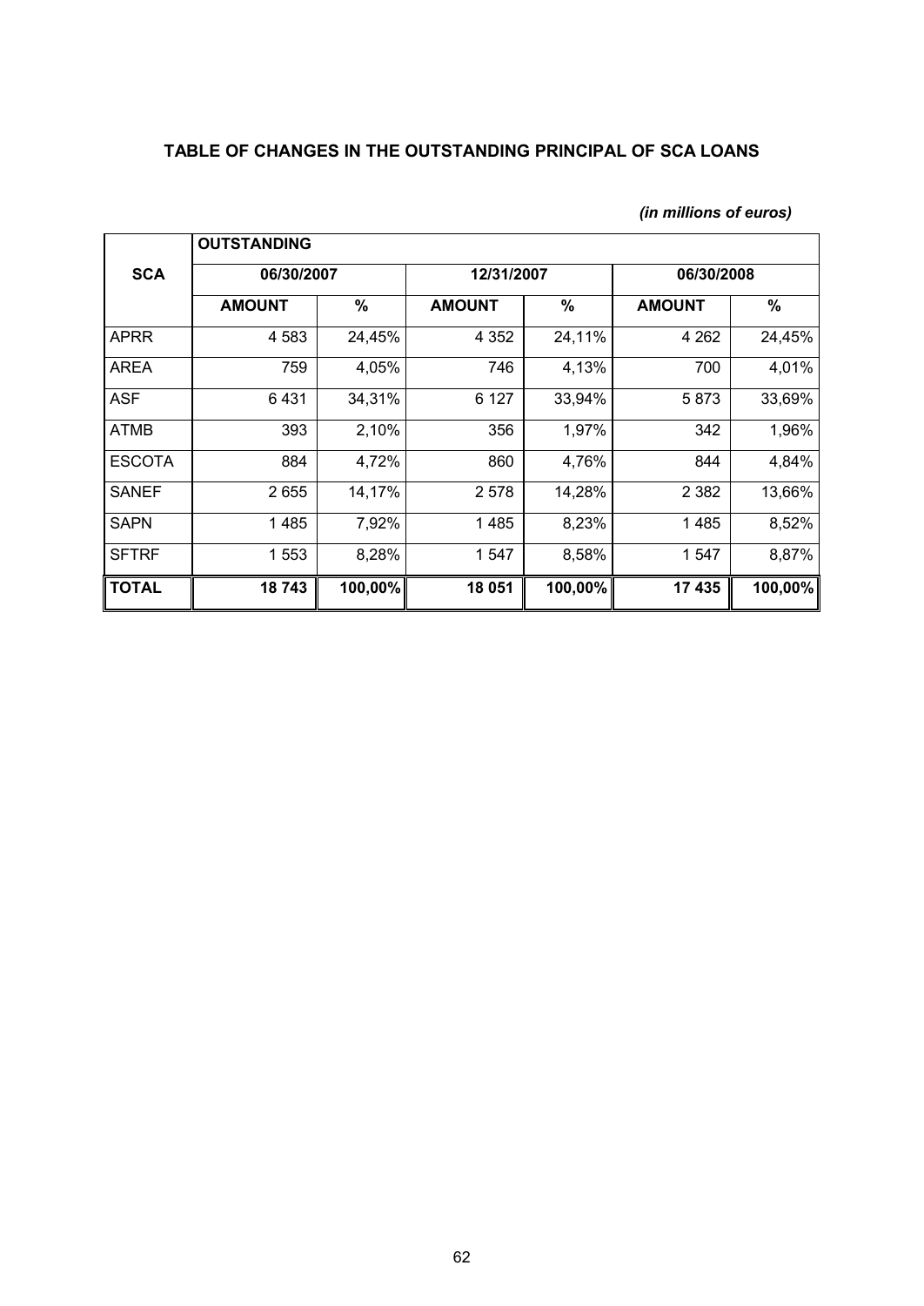### TABLE OF CHANGES IN THE OUTSTANDING PRINCIPAL OF SCA LOANS

*(in millions of euros)*

| SCA | OUTSTANDING | | | | | |
|---|---|---|---|---|---|---|
| | 06/30/2007 | | 12/31/2007 | | 06/30/2008 | |
| | AMOUNT | % | AMOUNT | % | AMOUNT | % |
| APRR | 4 583 | 24,45% | 4 352 | 24,11% | 4 262 | 24,45% |
| AREA | 759 | 4,05% | 746 | 4,13% | 700 | 4,01% |
| ASF | 6 431 | 34,31% | 6 127 | 33,94% | 5 873 | 33,69% |
| ATMB | 393 | 2,10% | 356 | 1,97% | 342 | 1,96% |
| ESCOTA | 884 | 4,72% | 860 | 4,76% | 844 | 4,84% |
| SANEF | 2 655 | 14,17% | 2 578 | 14,28% | 2 382 | 13,66% |
| SAPN | 1 485 | 7,92% | 1 485 | 8,23% | 1 485 | 8,52% |
| SFTRF | 1 553 | 8,28% | 1 547 | 8,58% | 1 547 | 8,87% |
| **TOTAL** | **18 743** | **100,00%** | **18 051** | **100,00%** | **17 435** | **100,00%** |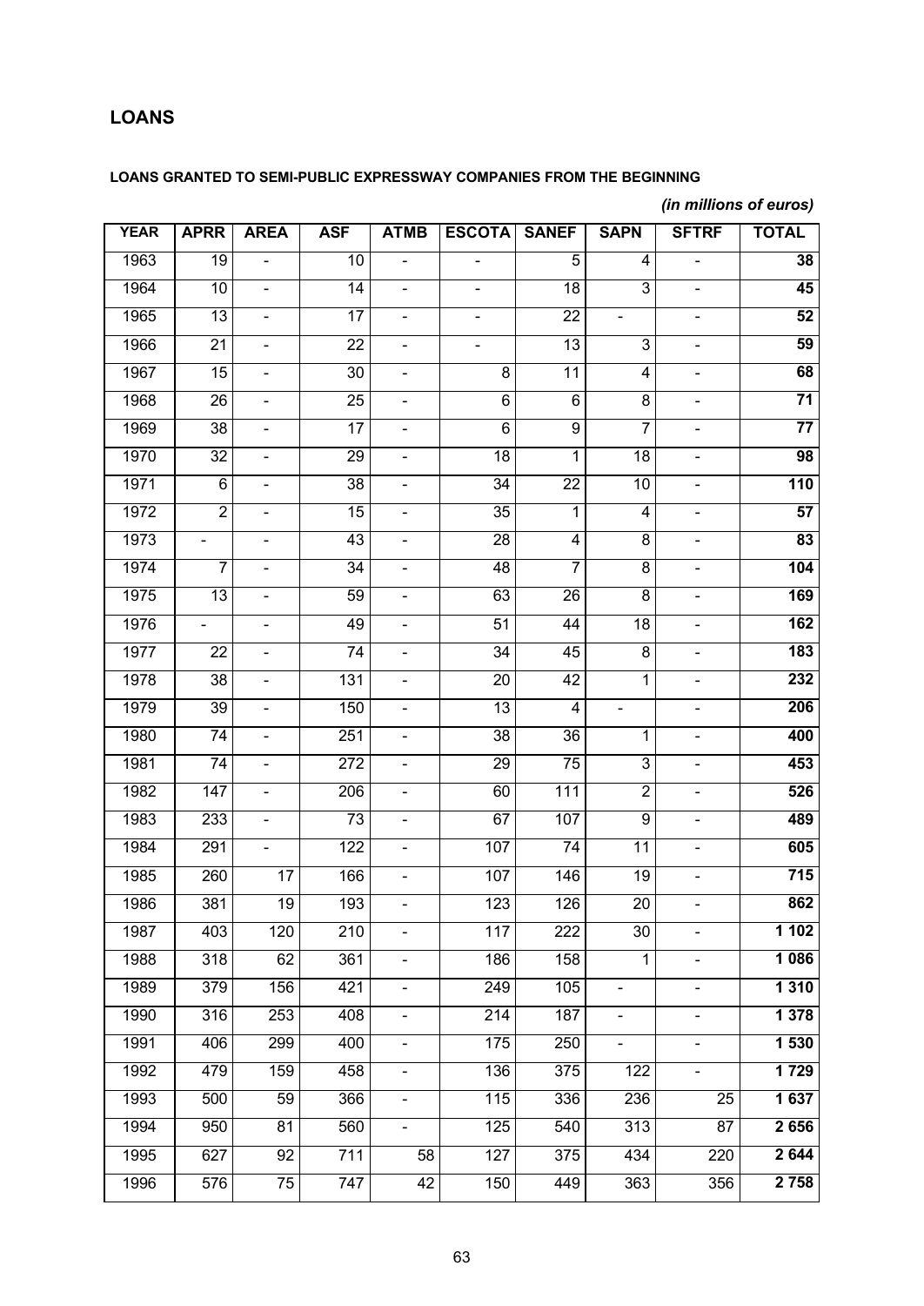## LOANS

**LOANS GRANTED TO SEMI-PUBLIC EXPRESSWAY COMPANIES FROM THE BEGINNING**

*(in millions of euros)*

| YEAR | APRR | AREA | ASF | ATMB | ESCOTA | SANEF | SAPN | SFTRF | TOTAL |
|---|---|---|---|---|---|---|---|---|---|
| 1963 | 19 | - | 10 | - | - | 5 | 4 | - | **38** |
| 1964 | 10 | - | 14 | - | - | 18 | 3 | - | **45** |
| 1965 | 13 | - | 17 | - | - | 22 | - | - | **52** |
| 1966 | 21 | - | 22 | - | - | 13 | 3 | - | **59** |
| 1967 | 15 | - | 30 | - | 8 | 11 | 4 | - | **68** |
| 1968 | 26 | - | 25 | - | 6 | 6 | 8 | - | **71** |
| 1969 | 38 | - | 17 | - | 6 | 9 | 7 | - | **77** |
| 1970 | 32 | - | 29 | - | 18 | 1 | 18 | - | **98** |
| 1971 | 6 | - | 38 | - | 34 | 22 | 10 | - | **110** |
| 1972 | 2 | - | 15 | - | 35 | 1 | 4 | - | **57** |
| 1973 | - | - | 43 | - | 28 | 4 | 8 | - | **83** |
| 1974 | 7 | - | 34 | - | 48 | 7 | 8 | - | **104** |
| 1975 | 13 | - | 59 | - | 63 | 26 | 8 | - | **169** |
| 1976 | - | - | 49 | - | 51 | 44 | 18 | - | **162** |
| 1977 | 22 | - | 74 | - | 34 | 45 | 8 | - | **183** |
| 1978 | 38 | - | 131 | - | 20 | 42 | 1 | - | **232** |
| 1979 | 39 | - | 150 | - | 13 | 4 | - | - | **206** |
| 1980 | 74 | - | 251 | - | 38 | 36 | 1 | - | **400** |
| 1981 | 74 | - | 272 | - | 29 | 75 | 3 | - | **453** |
| 1982 | 147 | - | 206 | - | 60 | 111 | 2 | - | **526** |
| 1983 | 233 | - | 73 | - | 67 | 107 | 9 | - | **489** |
| 1984 | 291 | - | 122 | - | 107 | 74 | 11 | - | **605** |
| 1985 | 260 | 17 | 166 | - | 107 | 146 | 19 | - | **715** |
| 1986 | 381 | 19 | 193 | - | 123 | 126 | 20 | - | **862** |
| 1987 | 403 | 120 | 210 | - | 117 | 222 | 30 | - | **1 102** |
| 1988 | 318 | 62 | 361 | - | 186 | 158 | 1 | - | **1 086** |
| 1989 | 379 | 156 | 421 | - | 249 | 105 | - | - | **1 310** |
| 1990 | 316 | 253 | 408 | - | 214 | 187 | - | - | **1 378** |
| 1991 | 406 | 299 | 400 | - | 175 | 250 | - | - | **1 530** |
| 1992 | 479 | 159 | 458 | - | 136 | 375 | 122 | - | **1 729** |
| 1993 | 500 | 59 | 366 | - | 115 | 336 | 236 | 25 | **1 637** |
| 1994 | 950 | 81 | 560 | - | 125 | 540 | 313 | 87 | **2 656** |
| 1995 | 627 | 92 | 711 | 58 | 127 | 375 | 434 | 220 | **2 644** |
| 1996 | 576 | 75 | 747 | 42 | 150 | 449 | 363 | 356 | **2 758** |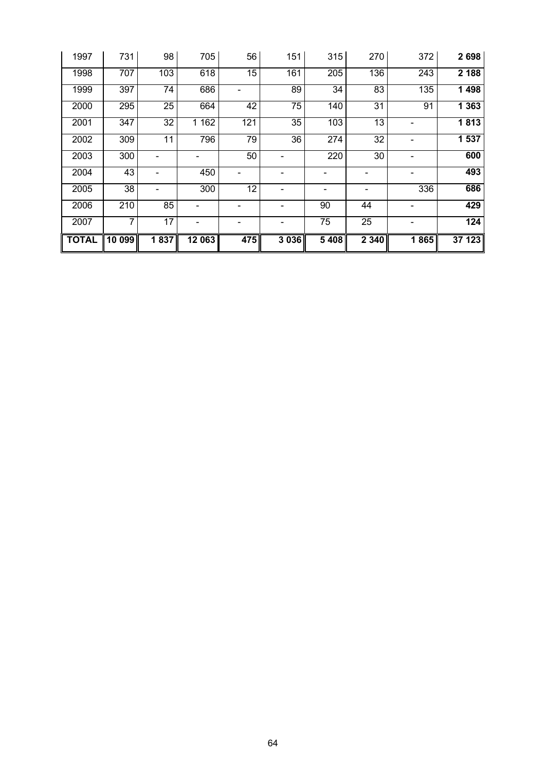| | | | | | | | | | |
|---|---|---|---|---|---|---|---|---|---|
| 1997 | 731 | 98 | 705 | 56 | 151 | 315 | 270 | 372 | **2 698** |
| 1998 | 707 | 103 | 618 | 15 | 161 | 205 | 136 | 243 | **2 188** |
| 1999 | 397 | 74 | 686 | - | 89 | 34 | 83 | 135 | **1 498** |
| 2000 | 295 | 25 | 664 | 42 | 75 | 140 | 31 | 91 | **1 363** |
| 2001 | 347 | 32 | 1 162 | 121 | 35 | 103 | 13 | - | **1 813** |
| 2002 | 309 | 11 | 796 | 79 | 36 | 274 | 32 | - | **1 537** |
| 2003 | 300 | - | - | 50 | - | 220 | 30 | - | **600** |
| 2004 | 43 | - | 450 | - | - | - | - | - | **493** |
| 2005 | 38 | - | 300 | 12 | - | - | - | 336 | **686** |
| 2006 | 210 | 85 | - | - | - | 90 | 44 | - | **429** |
| 2007 | 7 | 17 | - | - | - | 75 | 25 | - | **124** |
| **TOTAL** | **10 099** | **1 837** | **12 063** | **475** | **3 036** | **5 408** | **2 340** | **1 865** | **37 123** |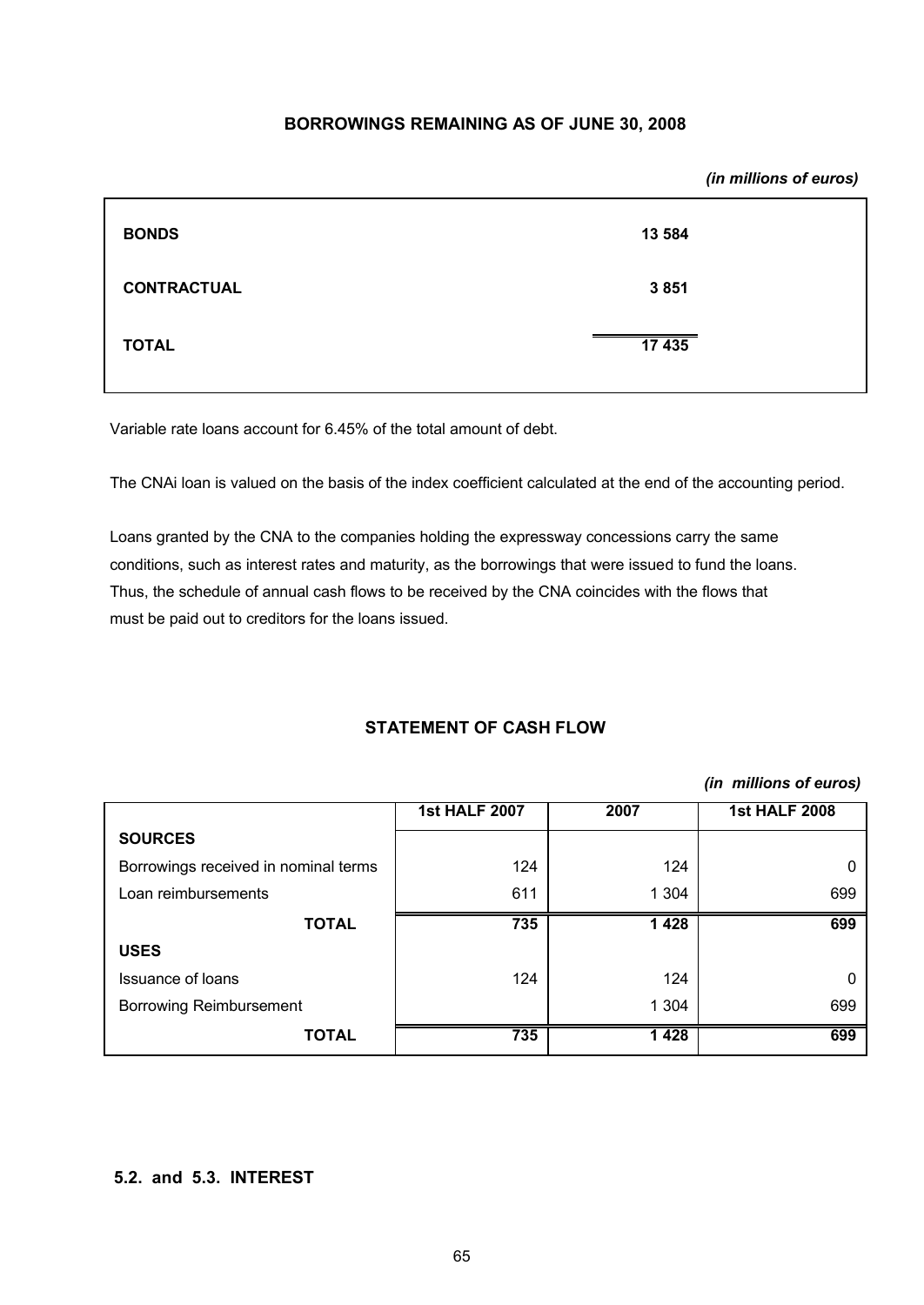## BORROWINGS REMAINING AS OF JUNE 30, 2008

*(in millions of euros)*

| | |
|---|---|
| **BONDS** | **13 584** |
| **CONTRACTUAL** | **3 851** |
| **TOTAL** | **17 435** |

Variable rate loans account for 6.45% of the total amount of debt.

The CNAi loan is valued on the basis of the index coefficient calculated at the end of the accounting period.

Loans granted by the CNA to the companies holding the expressway concessions carry the same conditions, such as interest rates and maturity, as the borrowings that were issued to fund the loans. Thus, the schedule of annual cash flows to be received by the CNA coincides with the flows that must be paid out to creditors for the loans issued.

## STATEMENT OF CASH FLOW

*(in millions of euros)*

| | 1st HALF 2007 | 2007 | 1st HALF 2008 |
|---|---|---|---|
| **SOURCES** | | | |
| Borrowings received in nominal terms | 124 | 124 | 0 |
| Loan reimbursements | 611 | 1 304 | 699 |
| **TOTAL** | **735** | **1 428** | **699** |
| **USES** | | | |
| Issuance of loans | 124 | 124 | 0 |
| Borrowing Reimbursement | | 1 304 | 699 |
| **TOTAL** | **735** | **1 428** | **699** |

### 5.2. and 5.3. INTEREST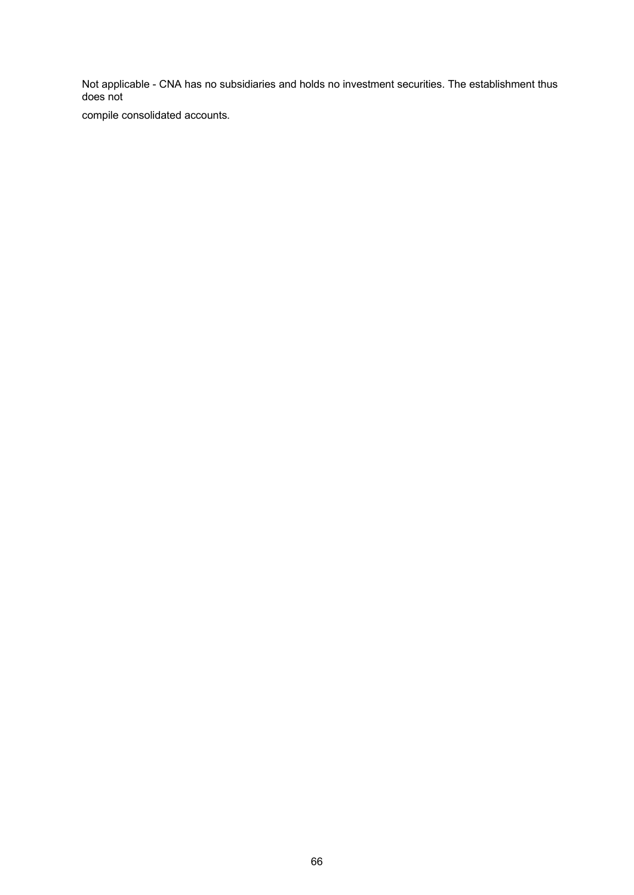Not applicable - CNA has no subsidiaries and holds no investment securities. The establishment thus does not

compile consolidated accounts.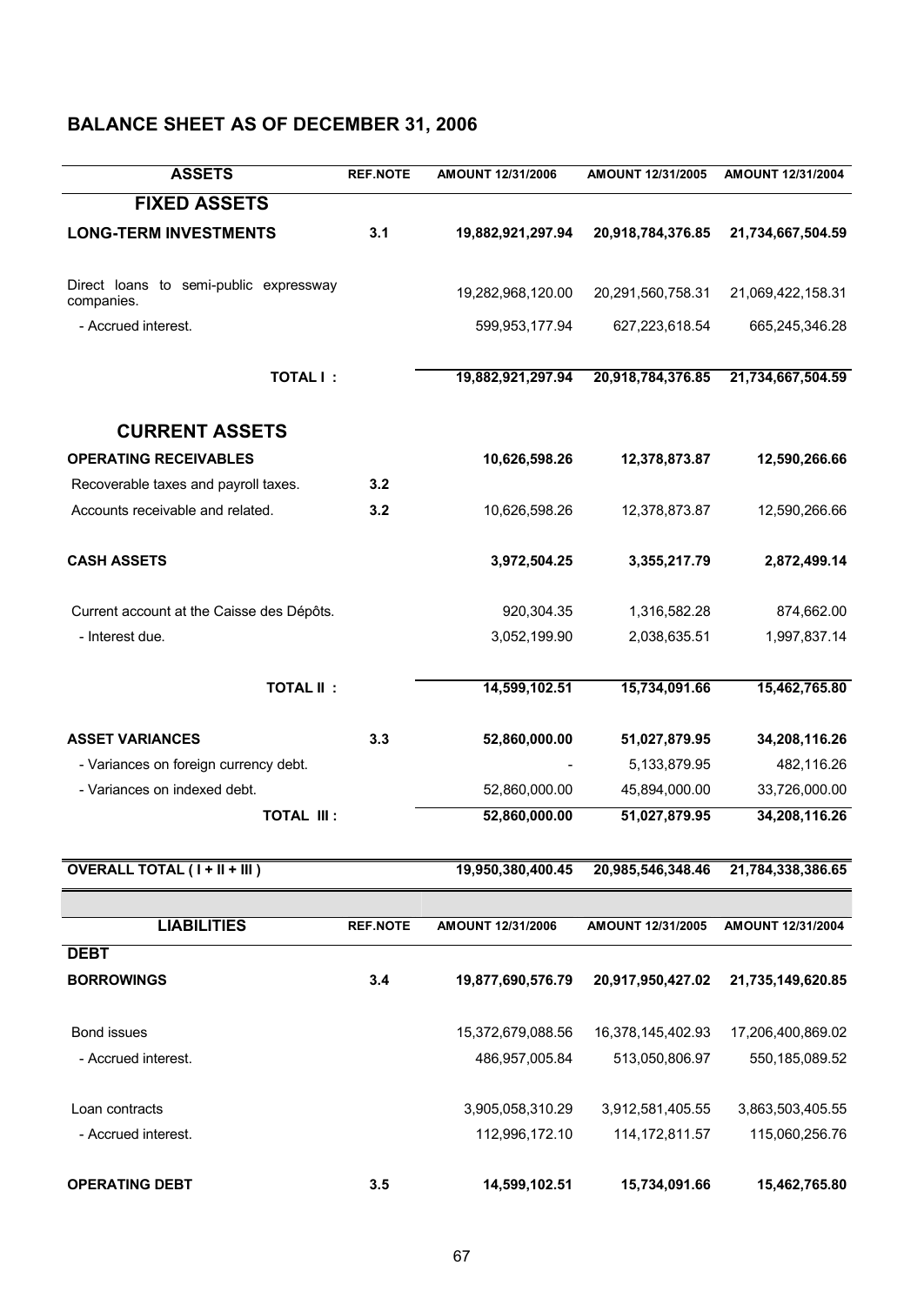# BALANCE SHEET AS OF DECEMBER 31, 2006

| ASSETS | REF.NOTE | AMOUNT 12/31/2006 | AMOUNT 12/31/2005 | AMOUNT 12/31/2004 |
|---|---|---|---|---|
| **FIXED ASSETS** | | | | |
| **LONG-TERM INVESTMENTS** | **3.1** | **19,882,921,297.94** | **20,918,784,376.85** | **21,734,667,504.59** |
| Direct loans to semi-public expressway companies. | | 19,282,968,120.00 | 20,291,560,758.31 | 21,069,422,158.31 |
| - Accrued interest. | | 599,953,177.94 | 627,223,618.54 | 665,245,346.28 |
| **TOTAL I :** | | **19,882,921,297.94** | **20,918,784,376.85** | **21,734,667,504.59** |
| **CURRENT ASSETS** | | | | |
| **OPERATING RECEIVABLES** | | **10,626,598.26** | **12,378,873.87** | **12,590,266.66** |
| Recoverable taxes and payroll taxes. | **3.2** | | | |
| Accounts receivable and related. | **3.2** | 10,626,598.26 | 12,378,873.87 | 12,590,266.66 |
| **CASH ASSETS** | | **3,972,504.25** | **3,355,217.79** | **2,872,499.14** |
| Current account at the Caisse des Dépôts. | | 920,304.35 | 1,316,582.28 | 874,662.00 |
| - Interest due. | | 3,052,199.90 | 2,038,635.51 | 1,997,837.14 |
| **TOTAL II :** | | **14,599,102.51** | **15,734,091.66** | **15,462,765.80** |
| **ASSET VARIANCES** | **3.3** | **52,860,000.00** | **51,027,879.95** | **34,208,116.26** |
| - Variances on foreign currency debt. | | - | 5,133,879.95 | 482,116.26 |
| - Variances on indexed debt. | | 52,860,000.00 | 45,894,000.00 | 33,726,000.00 |
| **TOTAL III :** | | **52,860,000.00** | **51,027,879.95** | **34,208,116.26** |
| **OVERALL TOTAL ( I + II + III )** | | **19,950,380,400.45** | **20,985,546,348.46** | **21,784,338,386.65** |

| LIABILITIES | REF.NOTE | AMOUNT 12/31/2006 | AMOUNT 12/31/2005 | AMOUNT 12/31/2004 |
|---|---|---|---|---|
| **DEBT** | | | | |
| **BORROWINGS** | **3.4** | **19,877,690,576.79** | **20,917,950,427.02** | **21,735,149,620.85** |
| Bond issues | | 15,372,679,088.56 | 16,378,145,402.93 | 17,206,400,869.02 |
| - Accrued interest. | | 486,957,005.84 | 513,050,806.97 | 550,185,089.52 |
| Loan contracts | | 3,905,058,310.29 | 3,912,581,405.55 | 3,863,503,405.55 |
| - Accrued interest. | | 112,996,172.10 | 114,172,811.57 | 115,060,256.76 |
| **OPERATING DEBT** | **3.5** | **14,599,102.51** | **15,734,091.66** | **15,462,765.80** |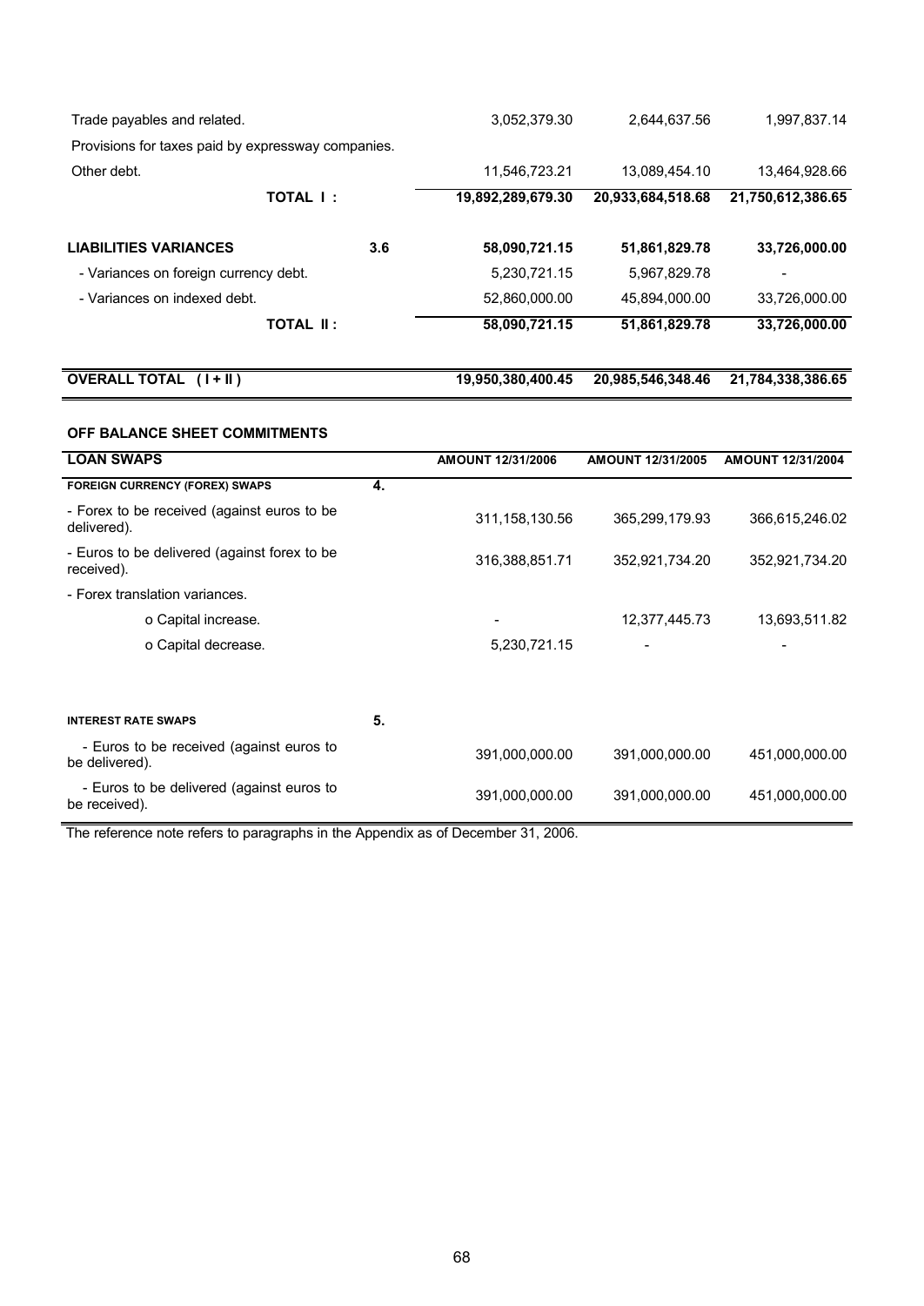| | | | | |
|---|---|---|---|---|
| Trade payables and related. | | 3,052,379.30 | 2,644,637.56 | 1,997,837.14 |
| Provisions for taxes paid by expressway companies. | | | | |
| Other debt. | | 11,546,723.21 | 13,089,454.10 | 13,464,928.66 |
| **TOTAL I :** | | **19,892,289,679.30** | **20,933,684,518.68** | **21,750,612,386.65** |
| | | | | |
| **LIABILITIES VARIANCES** | **3.6** | **58,090,721.15** | **51,861,829.78** | **33,726,000.00** |
| - Variances on foreign currency debt. | | 5,230,721.15 | 5,967,829.78 | - |
| - Variances on indexed debt. | | 52,860,000.00 | 45,894,000.00 | 33,726,000.00 |
| **TOTAL II :** | | **58,090,721.15** | **51,861,829.78** | **33,726,000.00** |
| | | | | |
| **OVERALL TOTAL ( I + II )** | | **19,950,380,400.45** | **20,985,546,348.46** | **21,784,338,386.65** |

**OFF BALANCE SHEET COMMITMENTS**

| **LOAN SWAPS** | | **AMOUNT 12/31/2006** | **AMOUNT 12/31/2005** | **AMOUNT 12/31/2004** |
|---|---|---|---|---|
| **FOREIGN CURRENCY (FOREX) SWAPS** | **4.** | | | |
| - Forex to be received (against euros to be delivered). | | 311,158,130.56 | 365,299,179.93 | 366,615,246.02 |
| - Euros to be delivered (against forex to be received). | | 316,388,851.71 | 352,921,734.20 | 352,921,734.20 |
| - Forex translation variances. | | | | |
| o Capital increase. | | - | 12,377,445.73 | 13,693,511.82 |
| o Capital decrease. | | 5,230,721.15 | - | - |
| | | | | |
| **INTEREST RATE SWAPS** | **5.** | | | |
| - Euros to be received (against euros to be delivered). | | 391,000,000.00 | 391,000,000.00 | 451,000,000.00 |
| - Euros to be delivered (against euros to be received). | | 391,000,000.00 | 391,000,000.00 | 451,000,000.00 |

The reference note refers to paragraphs in the Appendix as of December 31, 2006.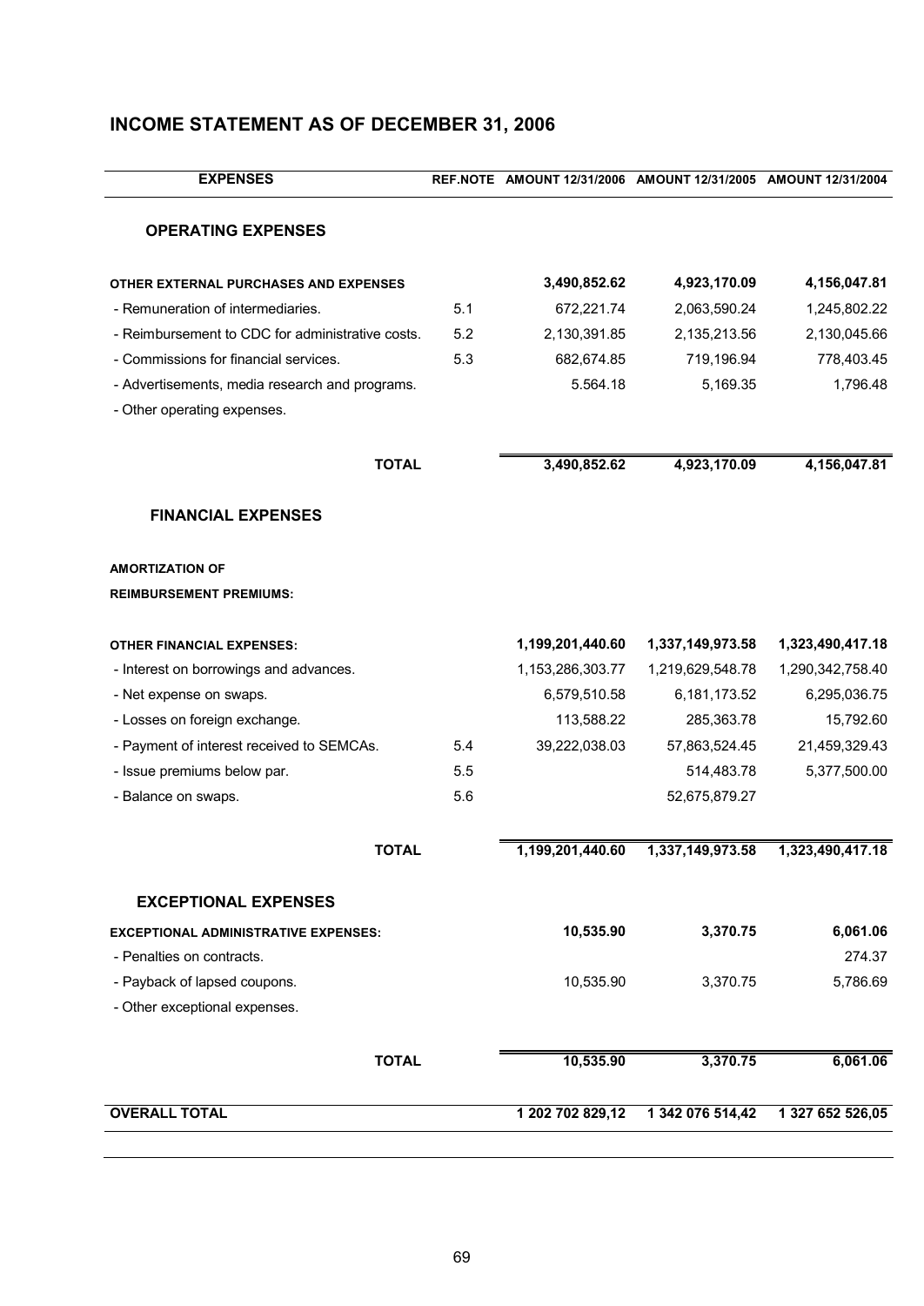## INCOME STATEMENT AS OF DECEMBER 31, 2006

| EXPENSES | REF.NOTE | AMOUNT 12/31/2006 | AMOUNT 12/31/2005 | AMOUNT 12/31/2004 |
|---|---|---|---|---|
| **OPERATING EXPENSES** | | | | |
| **OTHER EXTERNAL PURCHASES AND EXPENSES** | | **3,490,852.62** | **4,923,170.09** | **4,156,047.81** |
| - Remuneration of intermediaries. | 5.1 | 672,221.74 | 2,063,590.24 | 1,245,802.22 |
| - Reimbursement to CDC for administrative costs. | 5.2 | 2,130,391.85 | 2,135,213.56 | 2,130,045.66 |
| - Commissions for financial services. | 5.3 | 682,674.85 | 719,196.94 | 778,403.45 |
| - Advertisements, media research and programs. | | 5.564.18 | 5,169.35 | 1,796.48 |
| - Other operating expenses. | | | | |
| **TOTAL** | | **3,490,852.62** | **4,923,170.09** | **4,156,047.81** |
| **FINANCIAL EXPENSES** | | | | |
| **AMORTIZATION OF REIMBURSEMENT PREMIUMS:** | | | | |
| **OTHER FINANCIAL EXPENSES:** | | **1,199,201,440.60** | **1,337,149,973.58** | **1,323,490,417.18** |
| - Interest on borrowings and advances. | | 1,153,286,303.77 | 1,219,629,548.78 | 1,290,342,758.40 |
| - Net expense on swaps. | | 6,579,510.58 | 6,181,173.52 | 6,295,036.75 |
| - Losses on foreign exchange. | | 113,588.22 | 285,363.78 | 15,792.60 |
| - Payment of interest received to SEMCAs. | 5.4 | 39,222,038.03 | 57,863,524.45 | 21,459,329.43 |
| - Issue premiums below par. | 5.5 | | 514,483.78 | 5,377,500.00 |
| - Balance on swaps. | 5.6 | | 52,675,879.27 | |
| **TOTAL** | | **1,199,201,440.60** | **1,337,149,973.58** | **1,323,490,417.18** |
| **EXCEPTIONAL EXPENSES** | | | | |
| **EXCEPTIONAL ADMINISTRATIVE EXPENSES:** | | **10,535.90** | **3,370.75** | **6,061.06** |
| - Penalties on contracts. | | | | 274.37 |
| - Payback of lapsed coupons. | | 10,535.90 | 3,370.75 | 5,786.69 |
| - Other exceptional expenses. | | | | |
| **TOTAL** | | **10,535.90** | **3,370.75** | **6,061.06** |
| **OVERALL TOTAL** | | **1 202 702 829,12** | **1 342 076 514,42** | **1 327 652 526,05** |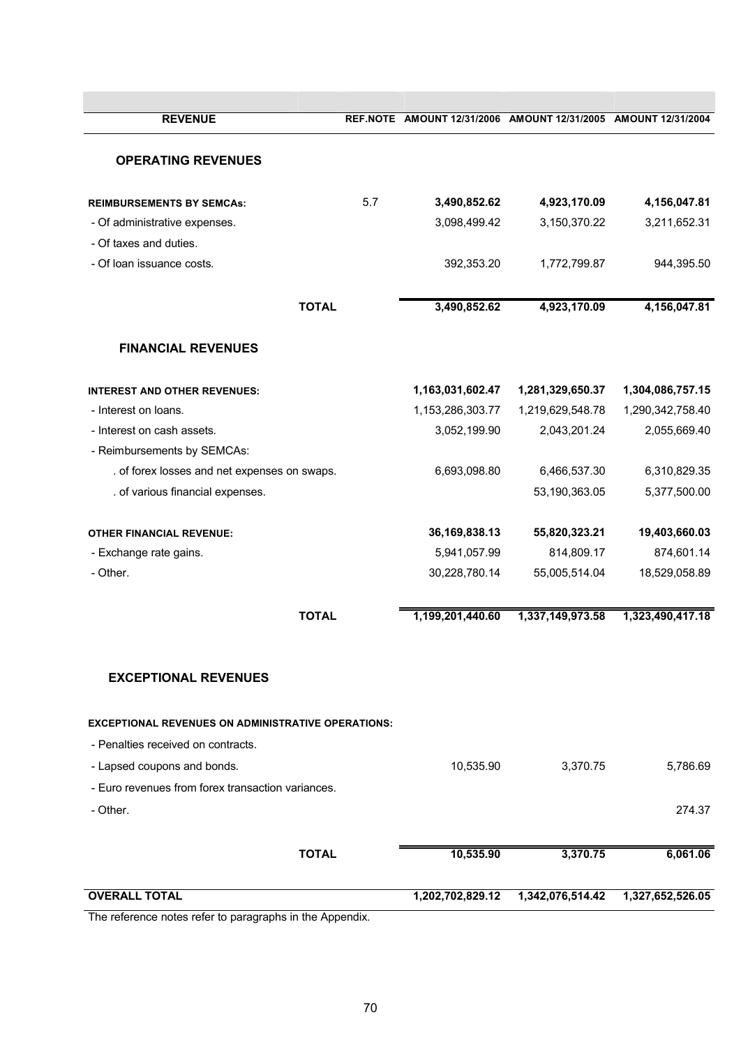| REVENUE | REF.NOTE | AMOUNT 12/31/2006 | AMOUNT 12/31/2005 | AMOUNT 12/31/2004 |
|---|---|---|---|---|
| **OPERATING REVENUES** | | | | |
| **REIMBURSEMENTS BY SEMCAs:** | 5.7 | **3,490,852.62** | **4,923,170.09** | **4,156,047.81** |
| - Of administrative expenses. | | 3,098,499.42 | 3,150,370.22 | 3,211,652.31 |
| - Of taxes and duties. | | | | |
| - Of loan issuance costs. | | 392,353.20 | 1,772,799.87 | 944,395.50 |
| **TOTAL** | | **3,490,852.62** | **4,923,170.09** | **4,156,047.81** |
| **FINANCIAL REVENUES** | | | | |
| **INTEREST AND OTHER REVENUES:** | | **1,163,031,602.47** | **1,281,329,650.37** | **1,304,086,757.15** |
| - Interest on loans. | | 1,153,286,303.77 | 1,219,629,548.78 | 1,290,342,758.40 |
| - Interest on cash assets. | | 3,052,199.90 | 2,043,201.24 | 2,055,669.40 |
| - Reimbursements by SEMCAs: | | | | |
| . of forex losses and net expenses on swaps. | | 6,693,098.80 | 6,466,537.30 | 6,310,829.35 |
| . of various financial expenses. | | | 53,190,363.05 | 5,377,500.00 |
| **OTHER FINANCIAL REVENUE:** | | **36,169,838.13** | **55,820,323.21** | **19,403,660.03** |
| - Exchange rate gains. | | 5,941,057.99 | 814,809.17 | 874,601.14 |
| - Other. | | 30,228,780.14 | 55,005,514.04 | 18,529,058.89 |
| **TOTAL** | | **1,199,201,440.60** | **1,337,149,973.58** | **1,323,490,417.18** |
| **EXCEPTIONAL REVENUES** | | | | |
| **EXCEPTIONAL REVENUES ON ADMINISTRATIVE OPERATIONS:** | | | | |
| - Penalties received on contracts. | | | | |
| - Lapsed coupons and bonds. | | 10,535.90 | 3,370.75 | 5,786.69 |
| - Euro revenues from forex transaction variances. | | | | |
| - Other. | | | | 274.37 |
| **TOTAL** | | **10,535.90** | **3,370.75** | **6,061.06** |
| **OVERALL TOTAL** | | **1,202,702,829.12** | **1,342,076,514.42** | **1,327,652,526.05** |

The reference notes refer to paragraphs in the Appendix.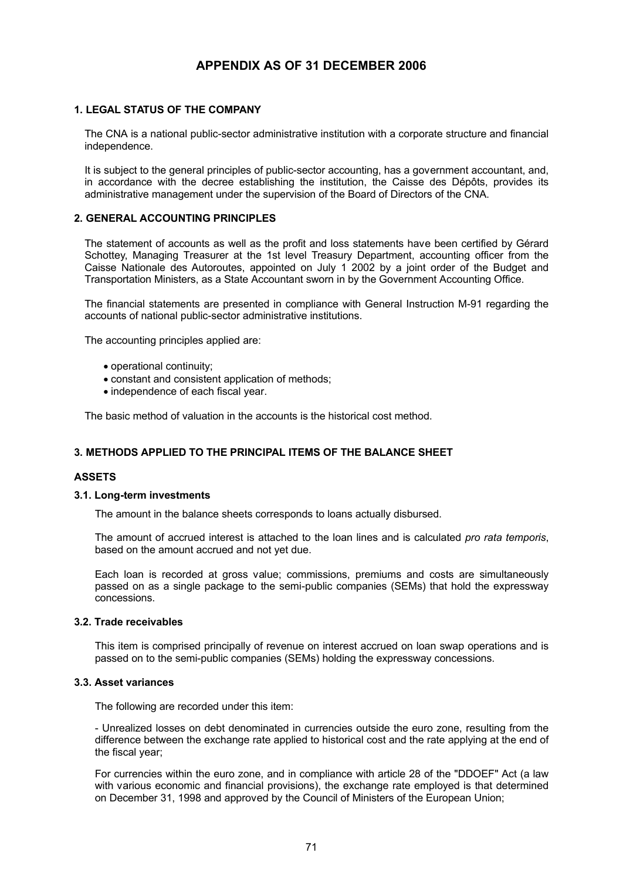# APPENDIX AS OF 31 DECEMBER 2006

## 1. LEGAL STATUS OF THE COMPANY

The CNA is a national public-sector administrative institution with a corporate structure and financial independence.

It is subject to the general principles of public-sector accounting, has a government accountant, and, in accordance with the decree establishing the institution, the Caisse des Dépôts, provides its administrative management under the supervision of the Board of Directors of the CNA.

## 2. GENERAL ACCOUNTING PRINCIPLES

The statement of accounts as well as the profit and loss statements have been certified by Gérard Schottey, Managing Treasurer at the 1st level Treasury Department, accounting officer from the Caisse Nationale des Autoroutes, appointed on July 1 2002 by a joint order of the Budget and Transportation Ministers, as a State Accountant sworn in by the Government Accounting Office.

The financial statements are presented in compliance with General Instruction M-91 regarding the accounts of national public-sector administrative institutions.

The accounting principles applied are:

- operational continuity;
- constant and consistent application of methods;
- independence of each fiscal year.

The basic method of valuation in the accounts is the historical cost method.

## 3. METHODS APPLIED TO THE PRINCIPAL ITEMS OF THE BALANCE SHEET

### ASSETS

#### 3.1. Long-term investments

The amount in the balance sheets corresponds to loans actually disbursed.

The amount of accrued interest is attached to the loan lines and is calculated *pro rata temporis*, based on the amount accrued and not yet due.

Each loan is recorded at gross value; commissions, premiums and costs are simultaneously passed on as a single package to the semi-public companies (SEMs) that hold the expressway concessions.

#### 3.2. Trade receivables

This item is comprised principally of revenue on interest accrued on loan swap operations and is passed on to the semi-public companies (SEMs) holding the expressway concessions.

#### 3.3. Asset variances

The following are recorded under this item:

- Unrealized losses on debt denominated in currencies outside the euro zone, resulting from the difference between the exchange rate applied to historical cost and the rate applying at the end of the fiscal year;

For currencies within the euro zone, and in compliance with article 28 of the "DDOEF" Act (a law with various economic and financial provisions), the exchange rate employed is that determined on December 31, 1998 and approved by the Council of Ministers of the European Union;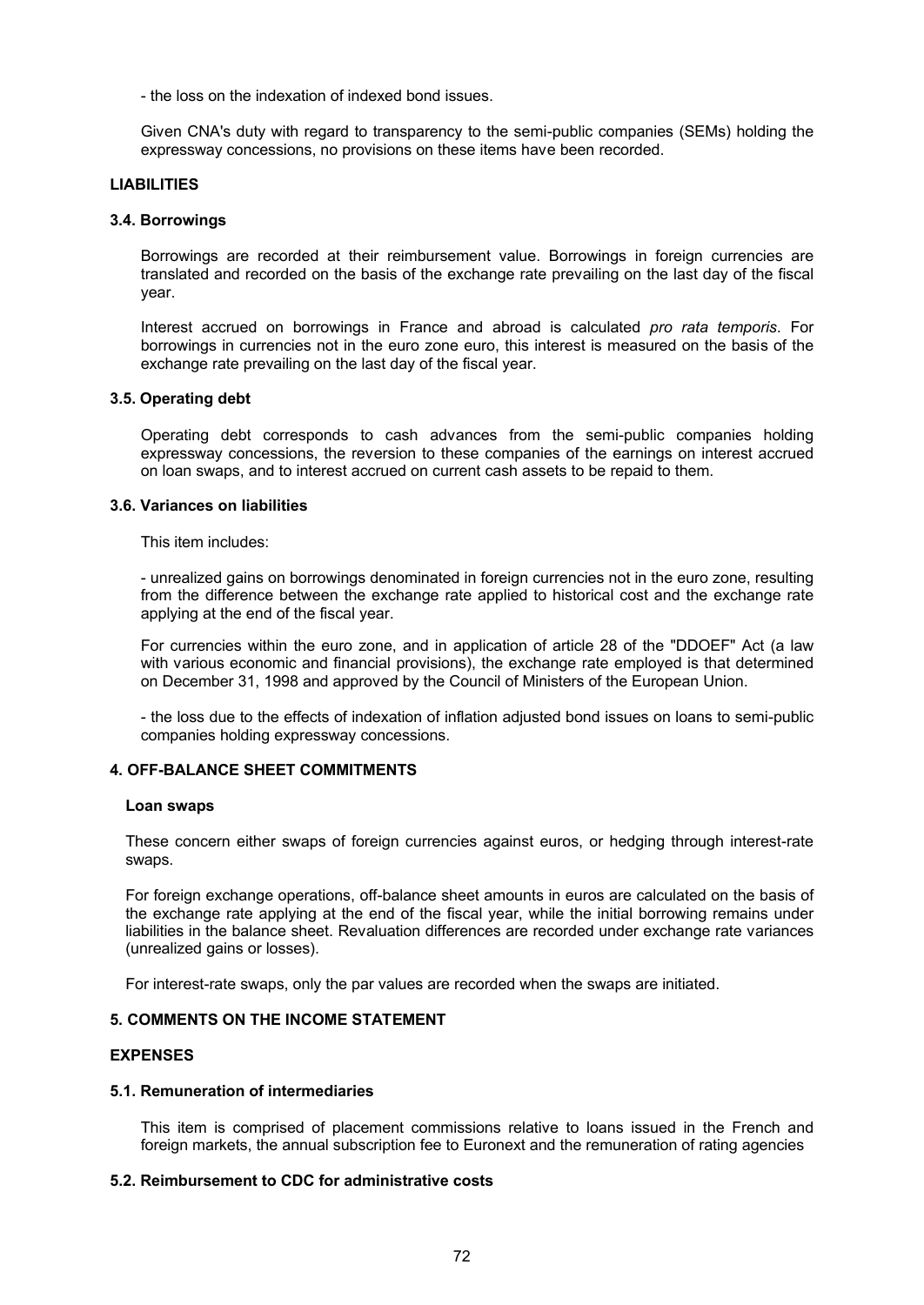- the loss on the indexation of indexed bond issues.

Given CNA's duty with regard to transparency to the semi-public companies (SEMs) holding the expressway concessions, no provisions on these items have been recorded.

**LIABILITIES**

**3.4. Borrowings**

Borrowings are recorded at their reimbursement value. Borrowings in foreign currencies are translated and recorded on the basis of the exchange rate prevailing on the last day of the fiscal year.

Interest accrued on borrowings in France and abroad is calculated *pro rata temporis*. For borrowings in currencies not in the euro zone euro, this interest is measured on the basis of the exchange rate prevailing on the last day of the fiscal year.

**3.5. Operating debt**

Operating debt corresponds to cash advances from the semi-public companies holding expressway concessions, the reversion to these companies of the earnings on interest accrued on loan swaps, and to interest accrued on current cash assets to be repaid to them.

**3.6. Variances on liabilities**

This item includes:

- unrealized gains on borrowings denominated in foreign currencies not in the euro zone, resulting from the difference between the exchange rate applied to historical cost and the exchange rate applying at the end of the fiscal year.

For currencies within the euro zone, and in application of article 28 of the "DDOEF" Act (a law with various economic and financial provisions), the exchange rate employed is that determined on December 31, 1998 and approved by the Council of Ministers of the European Union.

- the loss due to the effects of indexation of inflation adjusted bond issues on loans to semi-public companies holding expressway concessions.

**4. OFF-BALANCE SHEET COMMITMENTS**

**Loan swaps**

These concern either swaps of foreign currencies against euros, or hedging through interest-rate swaps.

For foreign exchange operations, off-balance sheet amounts in euros are calculated on the basis of the exchange rate applying at the end of the fiscal year, while the initial borrowing remains under liabilities in the balance sheet. Revaluation differences are recorded under exchange rate variances (unrealized gains or losses).

For interest-rate swaps, only the par values are recorded when the swaps are initiated.

**5. COMMENTS ON THE INCOME STATEMENT**

**EXPENSES**

**5.1. Remuneration of intermediaries**

This item is comprised of placement commissions relative to loans issued in the French and foreign markets, the annual subscription fee to Euronext and the remuneration of rating agencies

**5.2. Reimbursement to CDC for administrative costs**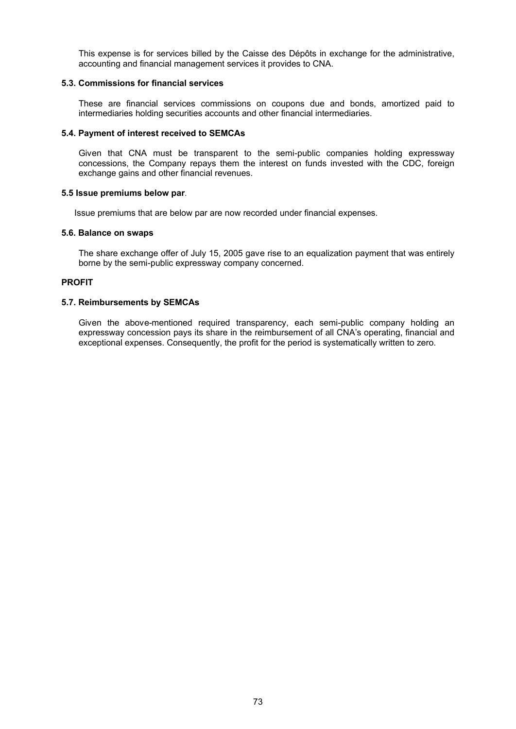This expense is for services billed by the Caisse des Dépôts in exchange for the administrative, accounting and financial management services it provides to CNA.

### 5.3. Commissions for financial services

These are financial services commissions on coupons due and bonds, amortized paid to intermediaries holding securities accounts and other financial intermediaries.

### 5.4. Payment of interest received to SEMCAs

Given that CNA must be transparent to the semi-public companies holding expressway concessions, the Company repays them the interest on funds invested with the CDC, foreign exchange gains and other financial revenues.

### 5.5 Issue premiums below par.

Issue premiums that are below par are now recorded under financial expenses.

### 5.6. Balance on swaps

The share exchange offer of July 15, 2005 gave rise to an equalization payment that was entirely borne by the semi-public expressway company concerned.

## PROFIT

### 5.7. Reimbursements by SEMCAs

Given the above-mentioned required transparency, each semi-public company holding an expressway concession pays its share in the reimbursement of all CNA's operating, financial and exceptional expenses. Consequently, the profit for the period is systematically written to zero.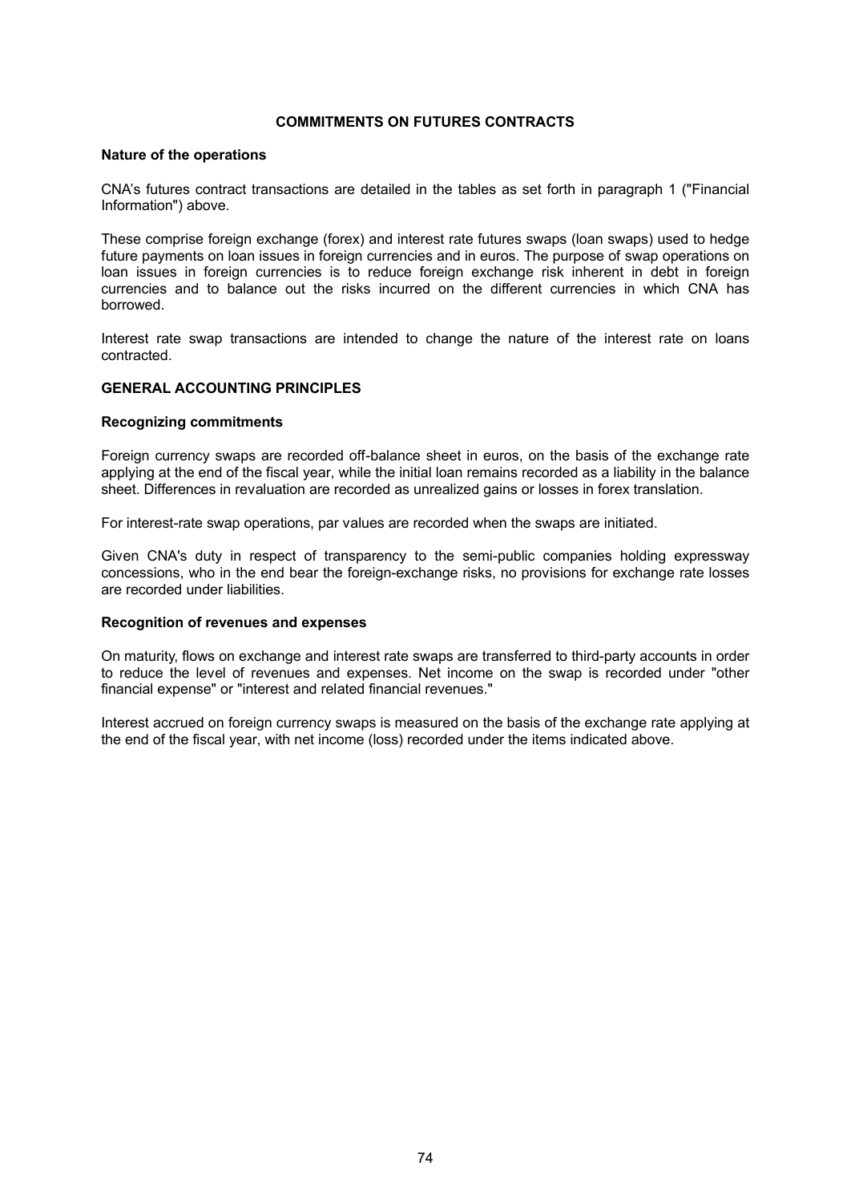## COMMITMENTS ON FUTURES CONTRACTS

### Nature of the operations

CNA's futures contract transactions are detailed in the tables as set forth in paragraph 1 ("Financial Information") above.

These comprise foreign exchange (forex) and interest rate futures swaps (loan swaps) used to hedge future payments on loan issues in foreign currencies and in euros. The purpose of swap operations on loan issues in foreign currencies is to reduce foreign exchange risk inherent in debt in foreign currencies and to balance out the risks incurred on the different currencies in which CNA has borrowed.

Interest rate swap transactions are intended to change the nature of the interest rate on loans contracted.

## GENERAL ACCOUNTING PRINCIPLES

### Recognizing commitments

Foreign currency swaps are recorded off-balance sheet in euros, on the basis of the exchange rate applying at the end of the fiscal year, while the initial loan remains recorded as a liability in the balance sheet. Differences in revaluation are recorded as unrealized gains or losses in forex translation.

For interest-rate swap operations, par values are recorded when the swaps are initiated.

Given CNA's duty in respect of transparency to the semi-public companies holding expressway concessions, who in the end bear the foreign-exchange risks, no provisions for exchange rate losses are recorded under liabilities.

### Recognition of revenues and expenses

On maturity, flows on exchange and interest rate swaps are transferred to third-party accounts in order to reduce the level of revenues and expenses. Net income on the swap is recorded under "other financial expense" or "interest and related financial revenues."

Interest accrued on foreign currency swaps is measured on the basis of the exchange rate applying at the end of the fiscal year, with net income (loss) recorded under the items indicated above.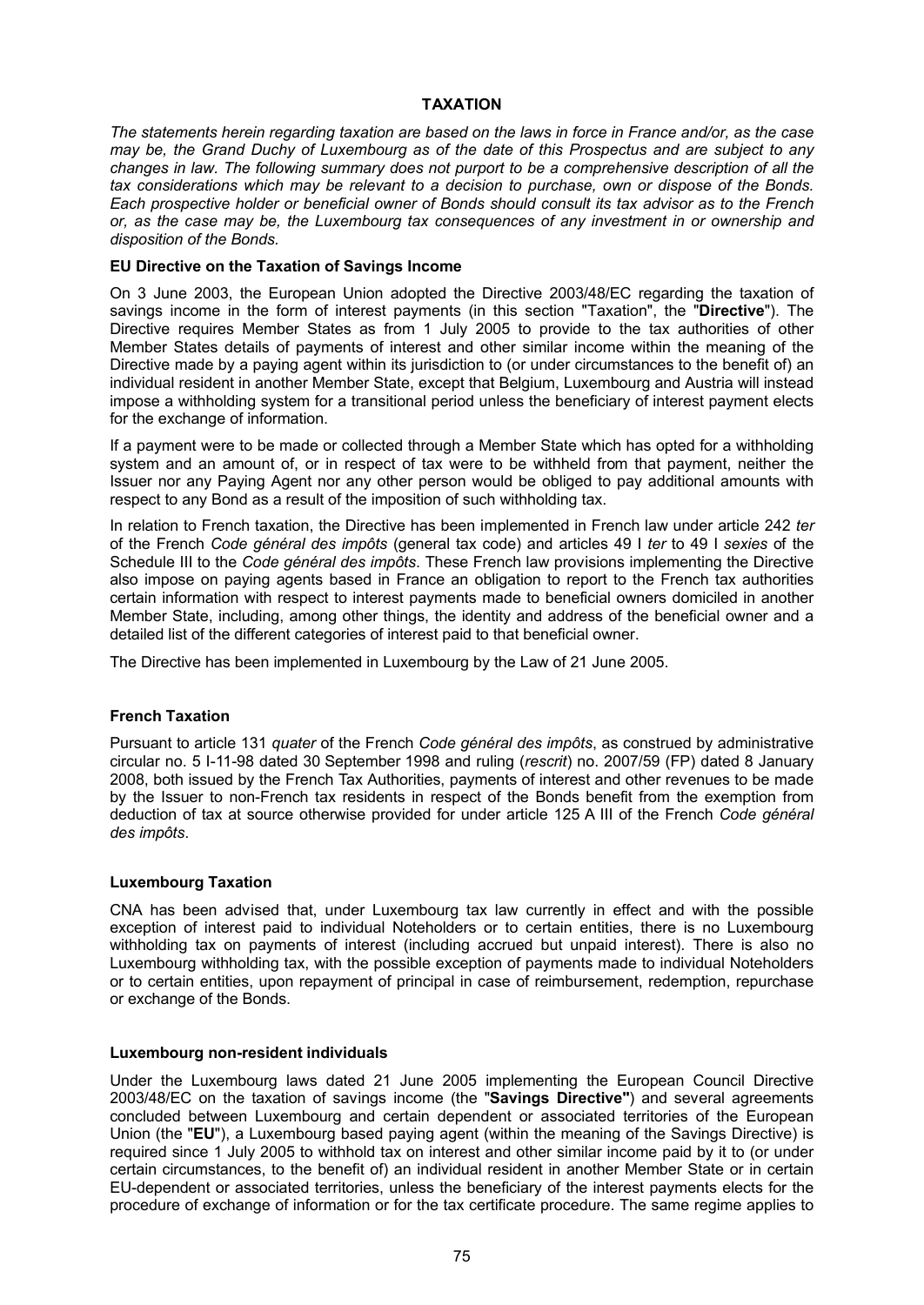# TAXATION

*The statements herein regarding taxation are based on the laws in force in France and/or, as the case may be, the Grand Duchy of Luxembourg as of the date of this Prospectus and are subject to any changes in law. The following summary does not purport to be a comprehensive description of all the tax considerations which may be relevant to a decision to purchase, own or dispose of the Bonds. Each prospective holder or beneficial owner of Bonds should consult its tax advisor as to the French or, as the case may be, the Luxembourg tax consequences of any investment in or ownership and disposition of the Bonds.*

## EU Directive on the Taxation of Savings Income

On 3 June 2003, the European Union adopted the Directive 2003/48/EC regarding the taxation of savings income in the form of interest payments (in this section "Taxation", the "**Directive**"). The Directive requires Member States as from 1 July 2005 to provide to the tax authorities of other Member States details of payments of interest and other similar income within the meaning of the Directive made by a paying agent within its jurisdiction to (or under circumstances to the benefit of) an individual resident in another Member State, except that Belgium, Luxembourg and Austria will instead impose a withholding system for a transitional period unless the beneficiary of interest payment elects for the exchange of information.

If a payment were to be made or collected through a Member State which has opted for a withholding system and an amount of, or in respect of tax were to be withheld from that payment, neither the Issuer nor any Paying Agent nor any other person would be obliged to pay additional amounts with respect to any Bond as a result of the imposition of such withholding tax.

In relation to French taxation, the Directive has been implemented in French law under article 242 *ter* of the French *Code général des impôts* (general tax code) and articles 49 I *ter* to 49 I *sexies* of the Schedule III to the *Code général des impôts*. These French law provisions implementing the Directive also impose on paying agents based in France an obligation to report to the French tax authorities certain information with respect to interest payments made to beneficial owners domiciled in another Member State, including, among other things, the identity and address of the beneficial owner and a detailed list of the different categories of interest paid to that beneficial owner.

The Directive has been implemented in Luxembourg by the Law of 21 June 2005.

## French Taxation

Pursuant to article 131 *quater* of the French *Code général des impôts*, as construed by administrative circular no. 5 I-11-98 dated 30 September 1998 and ruling (*rescrit*) no. 2007/59 (FP) dated 8 January 2008, both issued by the French Tax Authorities, payments of interest and other revenues to be made by the Issuer to non-French tax residents in respect of the Bonds benefit from the exemption from deduction of tax at source otherwise provided for under article 125 A III of the French *Code général des impôts*.

## Luxembourg Taxation

CNA has been advised that, under Luxembourg tax law currently in effect and with the possible exception of interest paid to individual Noteholders or to certain entities, there is no Luxembourg withholding tax on payments of interest (including accrued but unpaid interest). There is also no Luxembourg withholding tax, with the possible exception of payments made to individual Noteholders or to certain entities, upon repayment of principal in case of reimbursement, redemption, repurchase or exchange of the Bonds.

## Luxembourg non-resident individuals

Under the Luxembourg laws dated 21 June 2005 implementing the European Council Directive 2003/48/EC on the taxation of savings income (the "**Savings Directive"**) and several agreements concluded between Luxembourg and certain dependent or associated territories of the European Union (the "**EU**"), a Luxembourg based paying agent (within the meaning of the Savings Directive) is required since 1 July 2005 to withhold tax on interest and other similar income paid by it to (or under certain circumstances, to the benefit of) an individual resident in another Member State or in certain EU-dependent or associated territories, unless the beneficiary of the interest payments elects for the procedure of exchange of information or for the tax certificate procedure. The same regime applies to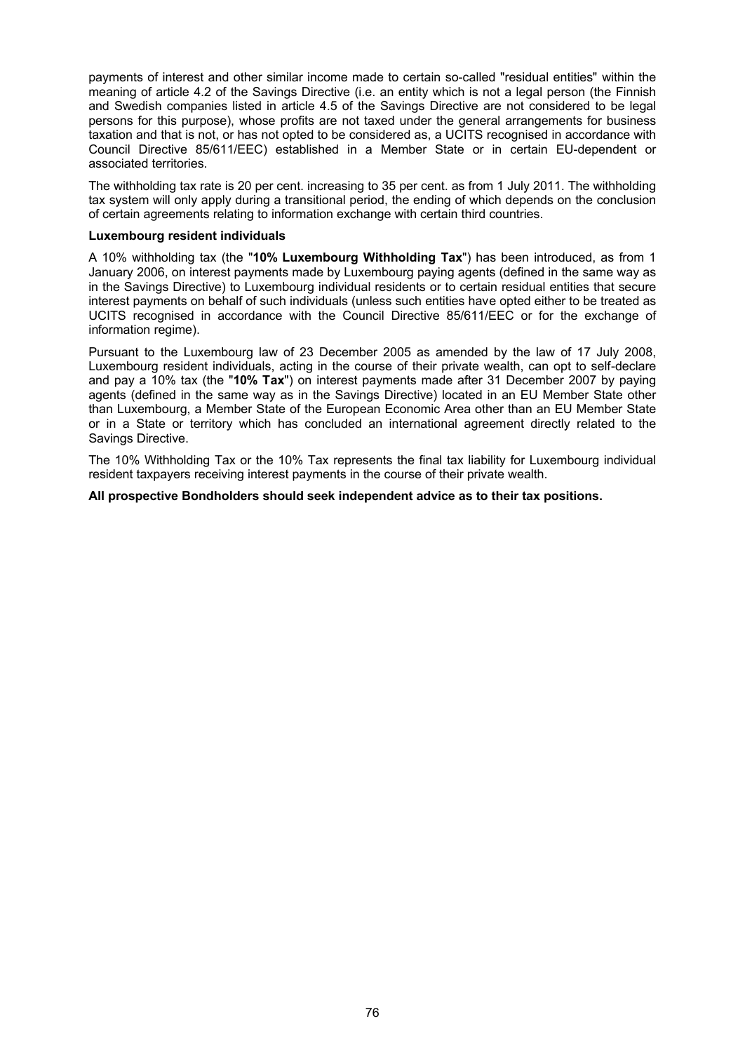payments of interest and other similar income made to certain so-called "residual entities" within the meaning of article 4.2 of the Savings Directive (i.e. an entity which is not a legal person (the Finnish and Swedish companies listed in article 4.5 of the Savings Directive are not considered to be legal persons for this purpose), whose profits are not taxed under the general arrangements for business taxation and that is not, or has not opted to be considered as, a UCITS recognised in accordance with Council Directive 85/611/EEC) established in a Member State or in certain EU-dependent or associated territories.

The withholding tax rate is 20 per cent. increasing to 35 per cent. as from 1 July 2011. The withholding tax system will only apply during a transitional period, the ending of which depends on the conclusion of certain agreements relating to information exchange with certain third countries.

**Luxembourg resident individuals**

A 10% withholding tax (the "**10% Luxembourg Withholding Tax**") has been introduced, as from 1 January 2006, on interest payments made by Luxembourg paying agents (defined in the same way as in the Savings Directive) to Luxembourg individual residents or to certain residual entities that secure interest payments on behalf of such individuals (unless such entities have opted either to be treated as UCITS recognised in accordance with the Council Directive 85/611/EEC or for the exchange of information regime).

Pursuant to the Luxembourg law of 23 December 2005 as amended by the law of 17 July 2008, Luxembourg resident individuals, acting in the course of their private wealth, can opt to self-declare and pay a 10% tax (the "**10% Tax**") on interest payments made after 31 December 2007 by paying agents (defined in the same way as in the Savings Directive) located in an EU Member State other than Luxembourg, a Member State of the European Economic Area other than an EU Member State or in a State or territory which has concluded an international agreement directly related to the Savings Directive.

The 10% Withholding Tax or the 10% Tax represents the final tax liability for Luxembourg individual resident taxpayers receiving interest payments in the course of their private wealth.

**All prospective Bondholders should seek independent advice as to their tax positions.**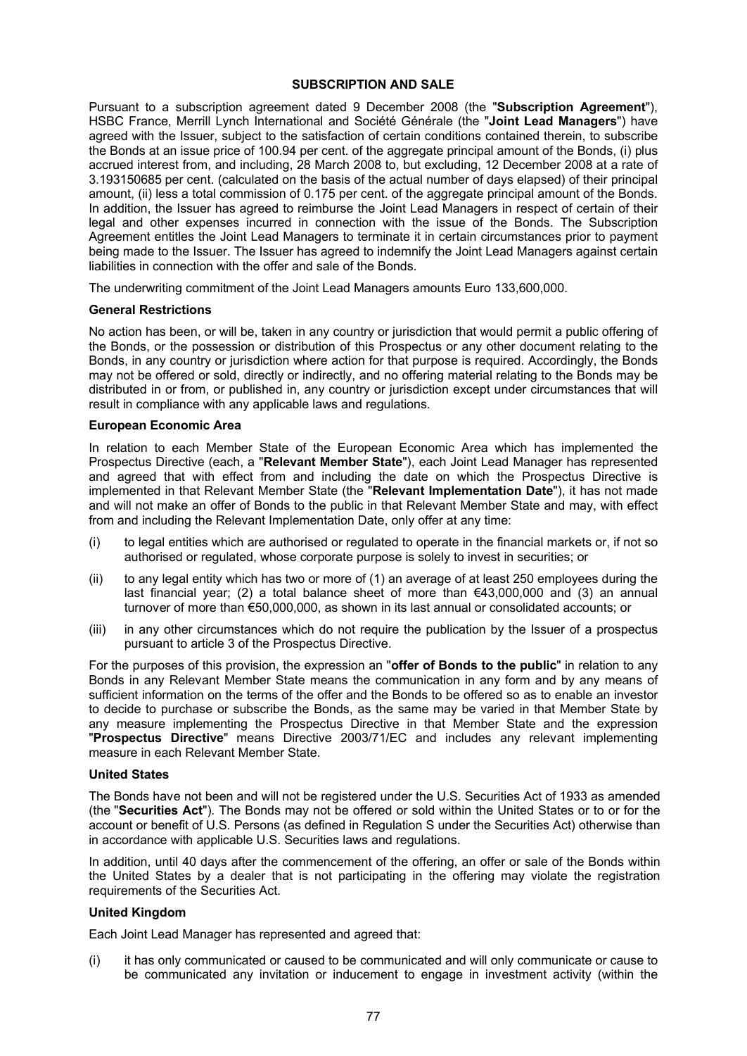## SUBSCRIPTION AND SALE

Pursuant to a subscription agreement dated 9 December 2008 (the "**Subscription Agreement**"), HSBC France, Merrill Lynch International and Société Générale (the "**Joint Lead Managers**") have agreed with the Issuer, subject to the satisfaction of certain conditions contained therein, to subscribe the Bonds at an issue price of 100.94 per cent. of the aggregate principal amount of the Bonds, (i) plus accrued interest from, and including, 28 March 2008 to, but excluding, 12 December 2008 at a rate of 3.193150685 per cent. (calculated on the basis of the actual number of days elapsed) of their principal amount, (ii) less a total commission of 0.175 per cent. of the aggregate principal amount of the Bonds. In addition, the Issuer has agreed to reimburse the Joint Lead Managers in respect of certain of their legal and other expenses incurred in connection with the issue of the Bonds. The Subscription Agreement entitles the Joint Lead Managers to terminate it in certain circumstances prior to payment being made to the Issuer. The Issuer has agreed to indemnify the Joint Lead Managers against certain liabilities in connection with the offer and sale of the Bonds.

The underwriting commitment of the Joint Lead Managers amounts Euro 133,600,000.

### General Restrictions

No action has been, or will be, taken in any country or jurisdiction that would permit a public offering of the Bonds, or the possession or distribution of this Prospectus or any other document relating to the Bonds, in any country or jurisdiction where action for that purpose is required. Accordingly, the Bonds may not be offered or sold, directly or indirectly, and no offering material relating to the Bonds may be distributed in or from, or published in, any country or jurisdiction except under circumstances that will result in compliance with any applicable laws and regulations.

### European Economic Area

In relation to each Member State of the European Economic Area which has implemented the Prospectus Directive (each, a "**Relevant Member State**"), each Joint Lead Manager has represented and agreed that with effect from and including the date on which the Prospectus Directive is implemented in that Relevant Member State (the "**Relevant Implementation Date**"), it has not made and will not make an offer of Bonds to the public in that Relevant Member State and may, with effect from and including the Relevant Implementation Date, only offer at any time:

(i) to legal entities which are authorised or regulated to operate in the financial markets or, if not so authorised or regulated, whose corporate purpose is solely to invest in securities; or

(ii) to any legal entity which has two or more of (1) an average of at least 250 employees during the last financial year; (2) a total balance sheet of more than €43,000,000 and (3) an annual turnover of more than €50,000,000, as shown in its last annual or consolidated accounts; or

(iii) in any other circumstances which do not require the publication by the Issuer of a prospectus pursuant to article 3 of the Prospectus Directive.

For the purposes of this provision, the expression an "**offer of Bonds to the public**" in relation to any Bonds in any Relevant Member State means the communication in any form and by any means of sufficient information on the terms of the offer and the Bonds to be offered so as to enable an investor to decide to purchase or subscribe the Bonds, as the same may be varied in that Member State by any measure implementing the Prospectus Directive in that Member State and the expression "**Prospectus Directive**" means Directive 2003/71/EC and includes any relevant implementing measure in each Relevant Member State.

### United States

The Bonds have not been and will not be registered under the U.S. Securities Act of 1933 as amended (the "**Securities Act**"). The Bonds may not be offered or sold within the United States or to or for the account or benefit of U.S. Persons (as defined in Regulation S under the Securities Act) otherwise than in accordance with applicable U.S. Securities laws and regulations.

In addition, until 40 days after the commencement of the offering, an offer or sale of the Bonds within the United States by a dealer that is not participating in the offering may violate the registration requirements of the Securities Act.

### United Kingdom

Each Joint Lead Manager has represented and agreed that:

(i) it has only communicated or caused to be communicated and will only communicate or cause to be communicated any invitation or inducement to engage in investment activity (within the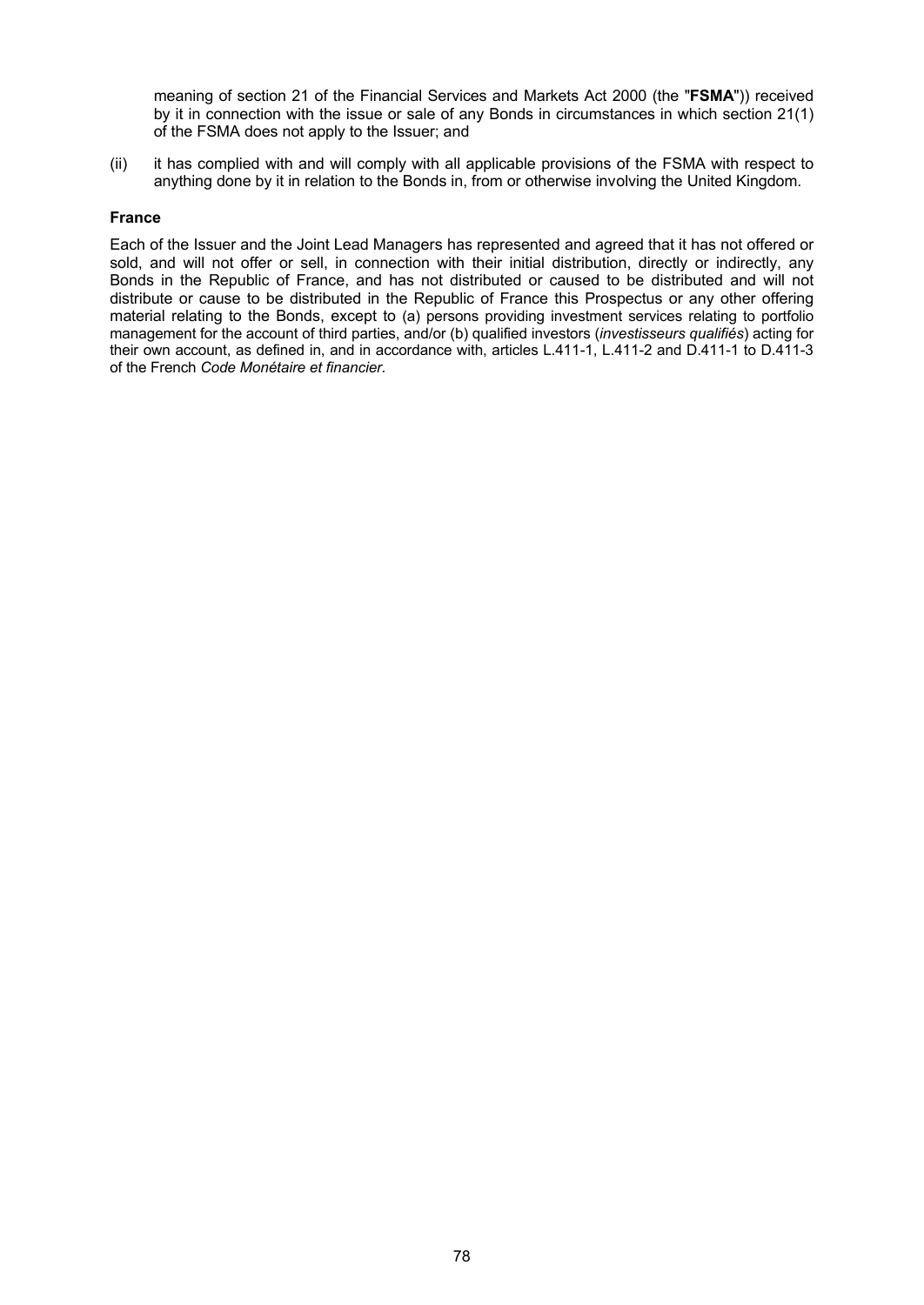meaning of section 21 of the Financial Services and Markets Act 2000 (the "**FSMA**")) received by it in connection with the issue or sale of any Bonds in circumstances in which section 21(1) of the FSMA does not apply to the Issuer; and

(ii) it has complied with and will comply with all applicable provisions of the FSMA with respect to anything done by it in relation to the Bonds in, from or otherwise involving the United Kingdom.

**France**

Each of the Issuer and the Joint Lead Managers has represented and agreed that it has not offered or sold, and will not offer or sell, in connection with their initial distribution, directly or indirectly, any Bonds in the Republic of France, and has not distributed or caused to be distributed and will not distribute or cause to be distributed in the Republic of France this Prospectus or any other offering material relating to the Bonds, except to (a) persons providing investment services relating to portfolio management for the account of third parties, and/or (b) qualified investors (*investisseurs qualifiés*) acting for their own account, as defined in, and in accordance with, articles L.411-1, L.411-2 and D.411-1 to D.411-3 of the French *Code Monétaire et financier*.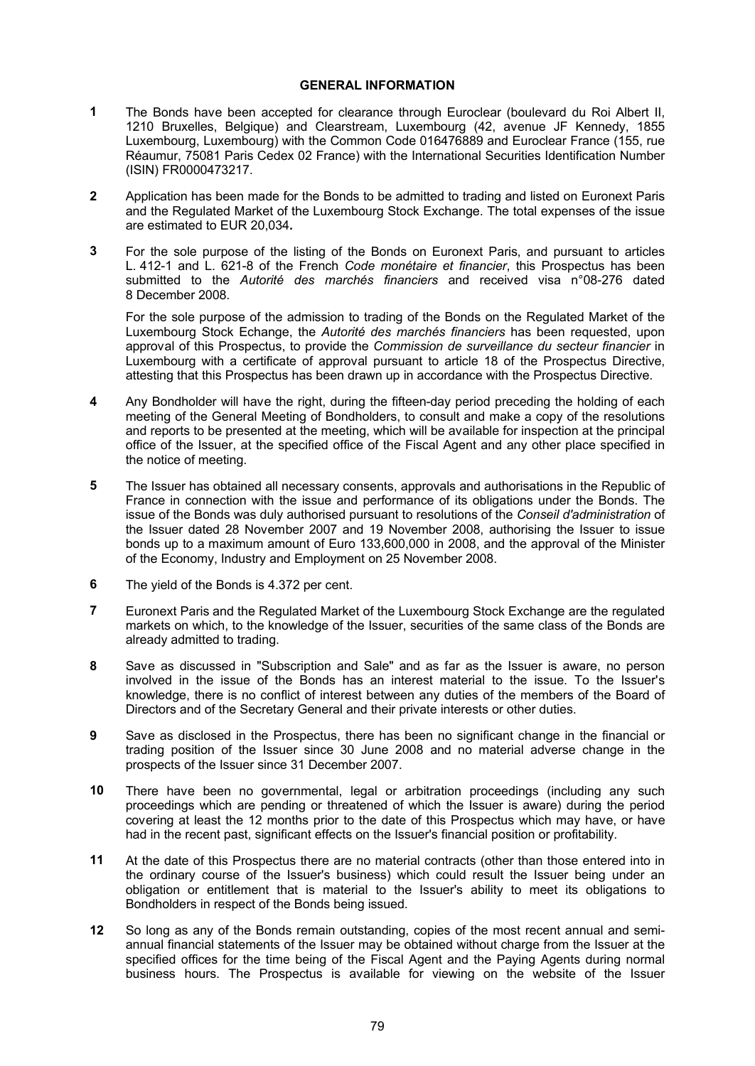# GENERAL INFORMATION

**1** The Bonds have been accepted for clearance through Euroclear (boulevard du Roi Albert II, 1210 Bruxelles, Belgique) and Clearstream, Luxembourg (42, avenue JF Kennedy, 1855 Luxembourg, Luxembourg) with the Common Code 016476889 and Euroclear France (155, rue Réaumur, 75081 Paris Cedex 02 France) with the International Securities Identification Number (ISIN) FR0000473217.

**2** Application has been made for the Bonds to be admitted to trading and listed on Euronext Paris and the Regulated Market of the Luxembourg Stock Exchange. The total expenses of the issue are estimated to EUR 20,034**.**

**3** For the sole purpose of the listing of the Bonds on Euronext Paris, and pursuant to articles L. 412-1 and L. 621-8 of the French *Code monétaire et financier*, this Prospectus has been submitted to the *Autorité des marchés financiers* and received visa n°08-276 dated 8 December 2008.

For the sole purpose of the admission to trading of the Bonds on the Regulated Market of the Luxembourg Stock Echange, the *Autorité des marchés financiers* has been requested, upon approval of this Prospectus, to provide the *Commission de surveillance du secteur financier* in Luxembourg with a certificate of approval pursuant to article 18 of the Prospectus Directive, attesting that this Prospectus has been drawn up in accordance with the Prospectus Directive.

**4** Any Bondholder will have the right, during the fifteen-day period preceding the holding of each meeting of the General Meeting of Bondholders, to consult and make a copy of the resolutions and reports to be presented at the meeting, which will be available for inspection at the principal office of the Issuer, at the specified office of the Fiscal Agent and any other place specified in the notice of meeting.

**5** The Issuer has obtained all necessary consents, approvals and authorisations in the Republic of France in connection with the issue and performance of its obligations under the Bonds. The issue of the Bonds was duly authorised pursuant to resolutions of the *Conseil d'administration* of the Issuer dated 28 November 2007 and 19 November 2008, authorising the Issuer to issue bonds up to a maximum amount of Euro 133,600,000 in 2008, and the approval of the Minister of the Economy, Industry and Employment on 25 November 2008.

**6** The yield of the Bonds is 4.372 per cent.

**7** Euronext Paris and the Regulated Market of the Luxembourg Stock Exchange are the regulated markets on which, to the knowledge of the Issuer, securities of the same class of the Bonds are already admitted to trading.

**8** Save as discussed in "Subscription and Sale" and as far as the Issuer is aware, no person involved in the issue of the Bonds has an interest material to the issue. To the Issuer's knowledge, there is no conflict of interest between any duties of the members of the Board of Directors and of the Secretary General and their private interests or other duties.

**9** Save as disclosed in the Prospectus, there has been no significant change in the financial or trading position of the Issuer since 30 June 2008 and no material adverse change in the prospects of the Issuer since 31 December 2007.

**10** There have been no governmental, legal or arbitration proceedings (including any such proceedings which are pending or threatened of which the Issuer is aware) during the period covering at least the 12 months prior to the date of this Prospectus which may have, or have had in the recent past, significant effects on the Issuer's financial position or profitability.

**11** At the date of this Prospectus there are no material contracts (other than those entered into in the ordinary course of the Issuer's business) which could result the Issuer being under an obligation or entitlement that is material to the Issuer's ability to meet its obligations to Bondholders in respect of the Bonds being issued.

**12** So long as any of the Bonds remain outstanding, copies of the most recent annual and semi-annual financial statements of the Issuer may be obtained without charge from the Issuer at the specified offices for the time being of the Fiscal Agent and the Paying Agents during normal business hours. The Prospectus is available for viewing on the website of the Issuer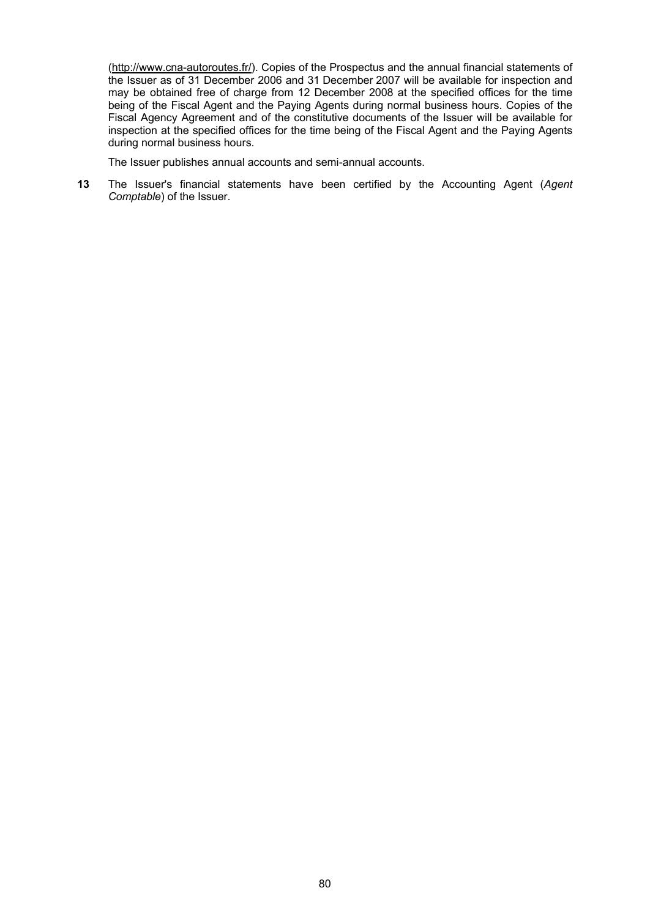(http://www.cna-autoroutes.fr/). Copies of the Prospectus and the annual financial statements of the Issuer as of 31 December 2006 and 31 December 2007 will be available for inspection and may be obtained free of charge from 12 December 2008 at the specified offices for the time being of the Fiscal Agent and the Paying Agents during normal business hours. Copies of the Fiscal Agency Agreement and of the constitutive documents of the Issuer will be available for inspection at the specified offices for the time being of the Fiscal Agent and the Paying Agents during normal business hours.

The Issuer publishes annual accounts and semi-annual accounts.

**13** The Issuer's financial statements have been certified by the Accounting Agent (*Agent Comptable*) of the Issuer.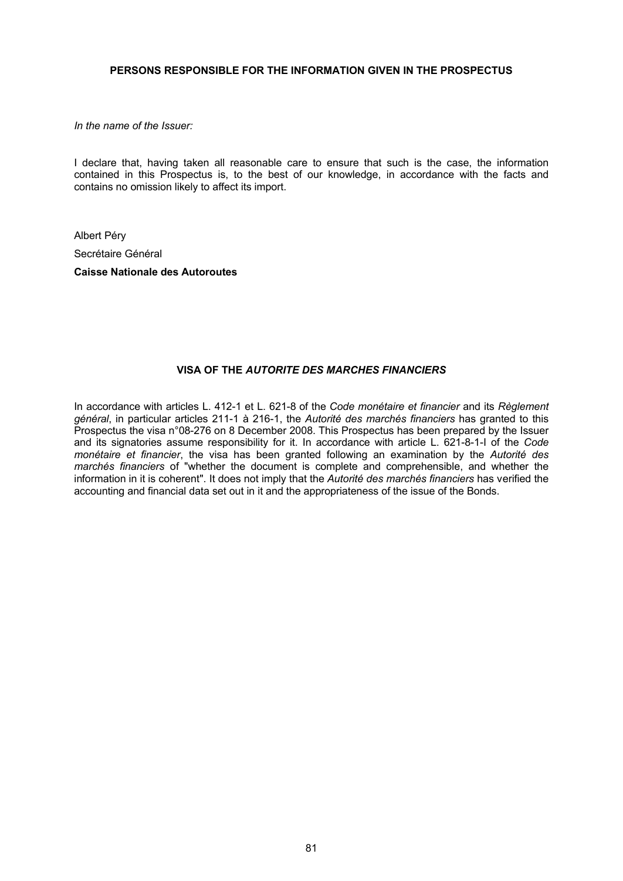## PERSONS RESPONSIBLE FOR THE INFORMATION GIVEN IN THE PROSPECTUS

*In the name of the Issuer:*

I declare that, having taken all reasonable care to ensure that such is the case, the information contained in this Prospectus is, to the best of our knowledge, in accordance with the facts and contains no omission likely to affect its import.

Albert Péry

Secrétaire Général

**Caisse Nationale des Autoroutes**

## VISA OF THE *AUTORITE DES MARCHES FINANCIERS*

In accordance with articles L. 412-1 et L. 621-8 of the *Code monétaire et financier* and its *Règlement général*, in particular articles 211-1 à 216-1, the *Autorité des marchés financiers* has granted to this Prospectus the visa n°08-276 on 8 December 2008. This Prospectus has been prepared by the Issuer and its signatories assume responsibility for it. In accordance with article L. 621-8-1-I of the *Code monétaire et financier*, the visa has been granted following an examination by the *Autorité des marchés financiers* of "whether the document is complete and comprehensible, and whether the information in it is coherent". It does not imply that the *Autorité des marchés financiers* has verified the accounting and financial data set out in it and the appropriateness of the issue of the Bonds.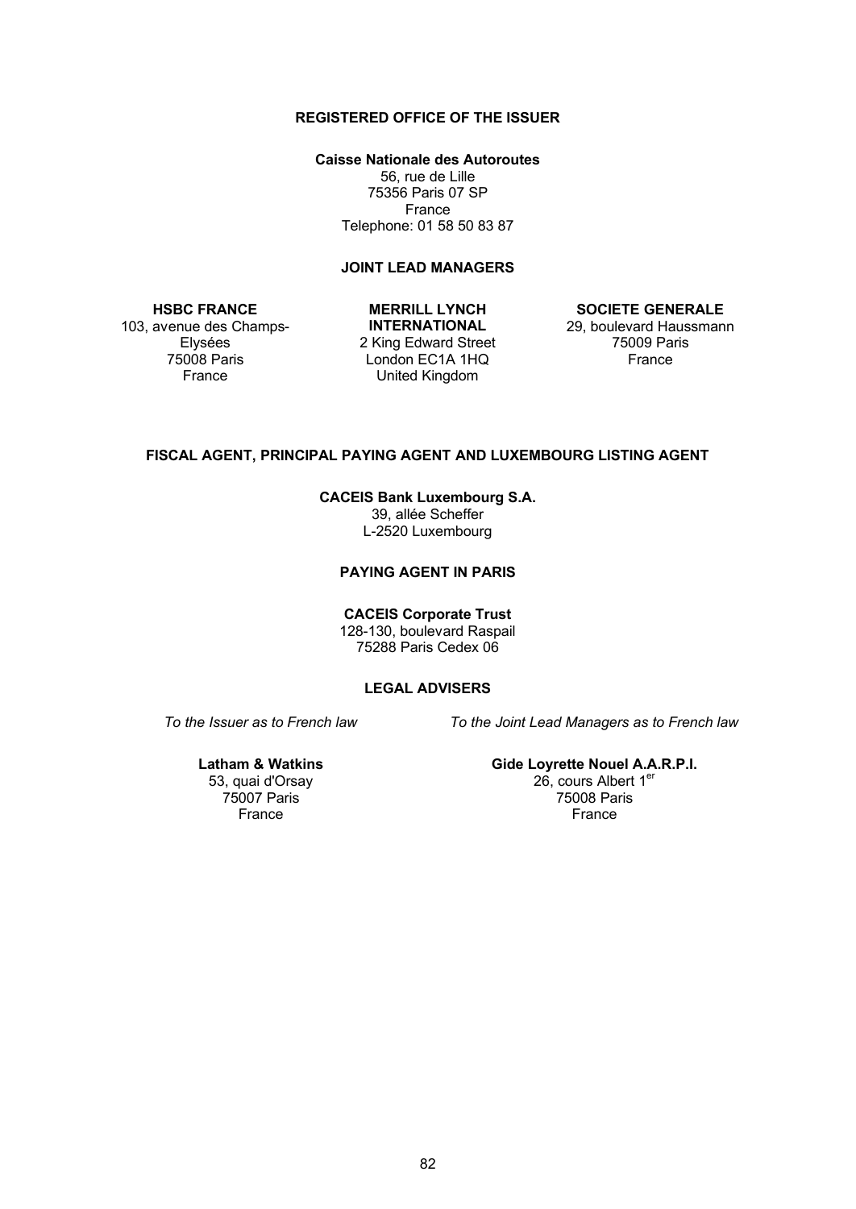**REGISTERED OFFICE OF THE ISSUER**

**Caisse Nationale des Autoroutes**
56, rue de Lille
75356 Paris 07 SP
France
Telephone: 01 58 50 83 87

**JOINT LEAD MANAGERS**

**HSBC FRANCE**
103, avenue des Champs-Elysées
75008 Paris
France

**MERRILL LYNCH INTERNATIONAL**
2 King Edward Street
London EC1A 1HQ
United Kingdom

**SOCIETE GENERALE**
29, boulevard Haussmann
75009 Paris
France

**FISCAL AGENT, PRINCIPAL PAYING AGENT AND LUXEMBOURG LISTING AGENT**

**CACEIS Bank Luxembourg S.A.**
39, allée Scheffer
L-2520 Luxembourg

**PAYING AGENT IN PARIS**

**CACEIS Corporate Trust**
128-130, boulevard Raspail
75288 Paris Cedex 06

**LEGAL ADVISERS**

*To the Issuer as to French law*

**Latham & Watkins**
53, quai d'Orsay
75007 Paris
France

*To the Joint Lead Managers as to French law*

**Gide Loyrette Nouel A.A.R.P.I.**
26, cours Albert 1er
75008 Paris
France